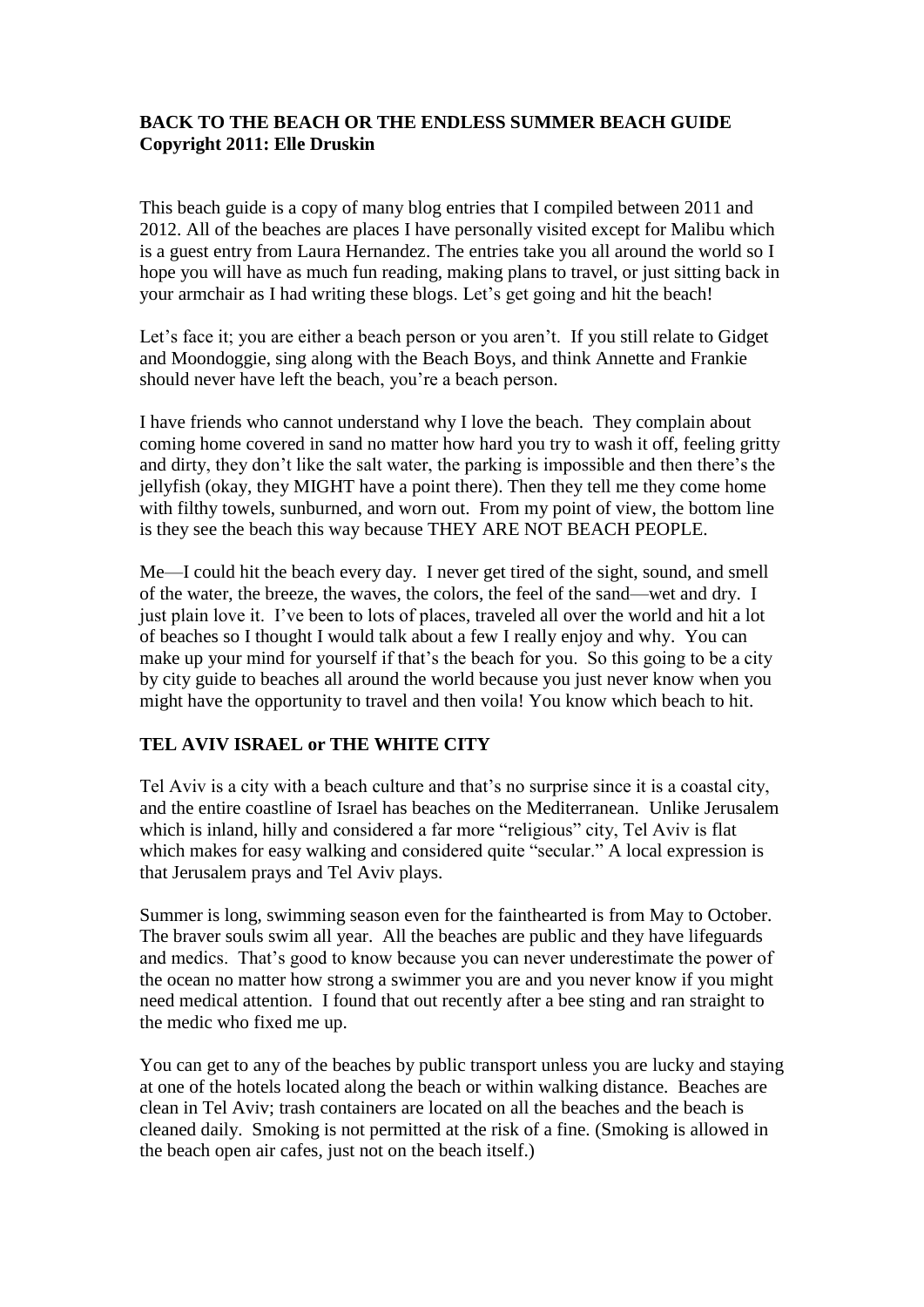**BACK TO THE BEACH OR THE ENDLESS SUMMER BEACH GUIDE**
**Copyright 2011: Elle Druskin**

This beach guide is a copy of many blog entries that I compiled between 2011 and 2012. All of the beaches are places I have personally visited except for Malibu which is a guest entry from Laura Hernandez. The entries take you all around the world so I hope you will have as much fun reading, making plans to travel, or just sitting back in your armchair as I had writing these blogs. Let's get going and hit the beach!

Let's face it; you are either a beach person or you aren't. If you still relate to Gidget and Moondoggie, sing along with the Beach Boys, and think Annette and Frankie should never have left the beach, you're a beach person.

I have friends who cannot understand why I love the beach. They complain about coming home covered in sand no matter how hard you try to wash it off, feeling gritty and dirty, they don't like the salt water, the parking is impossible and then there's the jellyfish (okay, they MIGHT have a point there). Then they tell me they come home with filthy towels, sunburned, and worn out. From my point of view, the bottom line is they see the beach this way because THEY ARE NOT BEACH PEOPLE.

Me—I could hit the beach every day. I never get tired of the sight, sound, and smell of the water, the breeze, the waves, the colors, the feel of the sand—wet and dry. I just plain love it. I've been to lots of places, traveled all over the world and hit a lot of beaches so I thought I would talk about a few I really enjoy and why. You can make up your mind for yourself if that's the beach for you. So this going to be a city by city guide to beaches all around the world because you just never know when you might have the opportunity to travel and then voila! You know which beach to hit.

**TEL AVIV ISRAEL or THE WHITE CITY**

Tel Aviv is a city with a beach culture and that's no surprise since it is a coastal city, and the entire coastline of Israel has beaches on the Mediterranean. Unlike Jerusalem which is inland, hilly and considered a far more "religious" city, Tel Aviv is flat which makes for easy walking and considered quite "secular." A local expression is that Jerusalem prays and Tel Aviv plays.

Summer is long, swimming season even for the fainthearted is from May to October. The braver souls swim all year. All the beaches are public and they have lifeguards and medics. That's good to know because you can never underestimate the power of the ocean no matter how strong a swimmer you are and you never know if you might need medical attention. I found that out recently after a bee sting and ran straight to the medic who fixed me up.

You can get to any of the beaches by public transport unless you are lucky and staying at one of the hotels located along the beach or within walking distance. Beaches are clean in Tel Aviv; trash containers are located on all the beaches and the beach is cleaned daily. Smoking is not permitted at the risk of a fine. (Smoking is allowed in the beach open air cafes, just not on the beach itself.)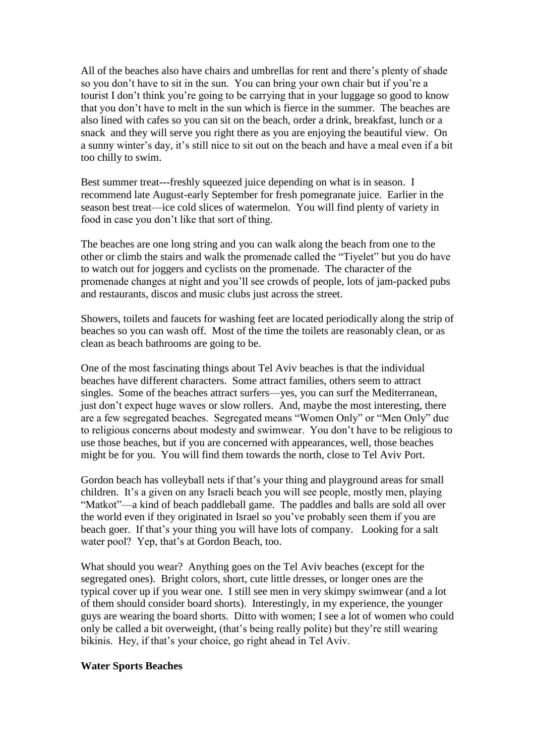All of the beaches also have chairs and umbrellas for rent and there's plenty of shade so you don't have to sit in the sun. You can bring your own chair but if you're a tourist I don't think you're going to be carrying that in your luggage so good to know that you don't have to melt in the sun which is fierce in the summer. The beaches are also lined with cafes so you can sit on the beach, order a drink, breakfast, lunch or a snack and they will serve you right there as you are enjoying the beautiful view. On a sunny winter's day, it's still nice to sit out on the beach and have a meal even if a bit too chilly to swim.

Best summer treat---freshly squeezed juice depending on what is in season. I recommend late August-early September for fresh pomegranate juice. Earlier in the season best treat—ice cold slices of watermelon. You will find plenty of variety in food in case you don't like that sort of thing.

The beaches are one long string and you can walk along the beach from one to the other or climb the stairs and walk the promenade called the "Tiyelet" but you do have to watch out for joggers and cyclists on the promenade. The character of the promenade changes at night and you'll see crowds of people, lots of jam-packed pubs and restaurants, discos and music clubs just across the street.

Showers, toilets and faucets for washing feet are located periodically along the strip of beaches so you can wash off. Most of the time the toilets are reasonably clean, or as clean as beach bathrooms are going to be.

One of the most fascinating things about Tel Aviv beaches is that the individual beaches have different characters. Some attract families, others seem to attract singles. Some of the beaches attract surfers—yes, you can surf the Mediterranean, just don't expect huge waves or slow rollers. And, maybe the most interesting, there are a few segregated beaches. Segregated means "Women Only" or "Men Only" due to religious concerns about modesty and swimwear. You don't have to be religious to use those beaches, but if you are concerned with appearances, well, those beaches might be for you. You will find them towards the north, close to Tel Aviv Port.

Gordon beach has volleyball nets if that's your thing and playground areas for small children. It's a given on any Israeli beach you will see people, mostly men, playing "Matkot"—a kind of beach paddleball game. The paddles and balls are sold all over the world even if they originated in Israel so you've probably seen them if you are beach goer. If that's your thing you will have lots of company. Looking for a salt water pool? Yep, that's at Gordon Beach, too.

What should you wear? Anything goes on the Tel Aviv beaches (except for the segregated ones). Bright colors, short, cute little dresses, or longer ones are the typical cover up if you wear one. I still see men in very skimpy swimwear (and a lot of them should consider board shorts). Interestingly, in my experience, the younger guys are wearing the board shorts. Ditto with women; I see a lot of women who could only be called a bit overweight, (that's being really polite) but they're still wearing bikinis. Hey, if that's your choice, go right ahead in Tel Aviv.

**Water Sports Beaches**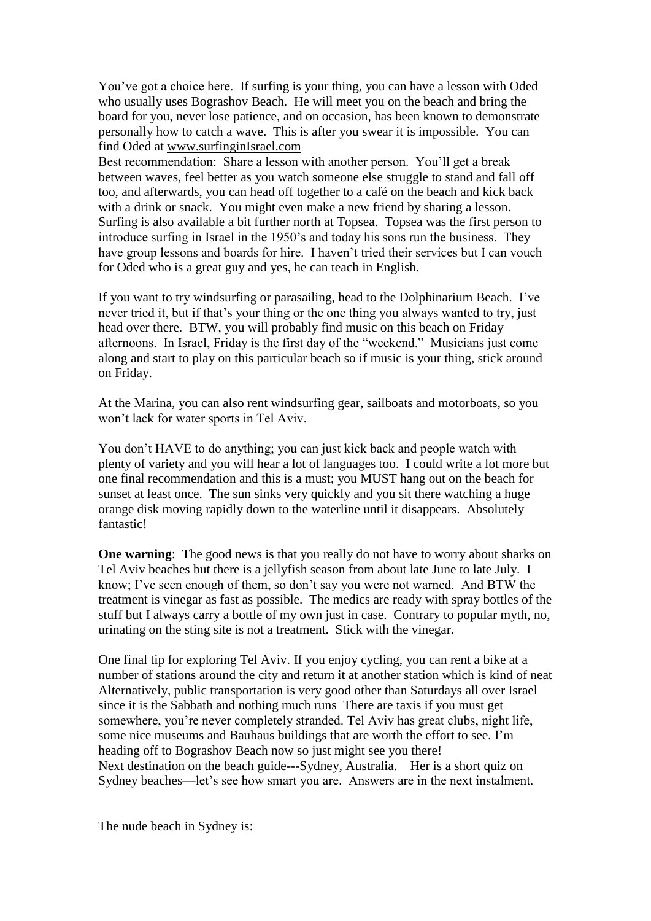You've got a choice here. If surfing is your thing, you can have a lesson with Oded who usually uses Bograshov Beach. He will meet you on the beach and bring the board for you, never lose patience, and on occasion, has been known to demonstrate personally how to catch a wave. This is after you swear it is impossible. You can find Oded at www.surfinginIsrael.com

Best recommendation: Share a lesson with another person. You'll get a break between waves, feel better as you watch someone else struggle to stand and fall off too, and afterwards, you can head off together to a café on the beach and kick back with a drink or snack. You might even make a new friend by sharing a lesson. Surfing is also available a bit further north at Topsea. Topsea was the first person to introduce surfing in Israel in the 1950's and today his sons run the business. They have group lessons and boards for hire. I haven't tried their services but I can vouch for Oded who is a great guy and yes, he can teach in English.

If you want to try windsurfing or parasailing, head to the Dolphinarium Beach. I've never tried it, but if that's your thing or the one thing you always wanted to try, just head over there. BTW, you will probably find music on this beach on Friday afternoons. In Israel, Friday is the first day of the "weekend." Musicians just come along and start to play on this particular beach so if music is your thing, stick around on Friday.

At the Marina, you can also rent windsurfing gear, sailboats and motorboats, so you won't lack for water sports in Tel Aviv.

You don't HAVE to do anything; you can just kick back and people watch with plenty of variety and you will hear a lot of languages too. I could write a lot more but one final recommendation and this is a must; you MUST hang out on the beach for sunset at least once. The sun sinks very quickly and you sit there watching a huge orange disk moving rapidly down to the waterline until it disappears. Absolutely fantastic!

**One warning**: The good news is that you really do not have to worry about sharks on Tel Aviv beaches but there is a jellyfish season from about late June to late July. I know; I've seen enough of them, so don't say you were not warned. And BTW the treatment is vinegar as fast as possible. The medics are ready with spray bottles of the stuff but I always carry a bottle of my own just in case. Contrary to popular myth, no, urinating on the sting site is not a treatment. Stick with the vinegar.

One final tip for exploring Tel Aviv. If you enjoy cycling, you can rent a bike at a number of stations around the city and return it at another station which is kind of neat Alternatively, public transportation is very good other than Saturdays all over Israel since it is the Sabbath and nothing much runs There are taxis if you must get somewhere, you're never completely stranded. Tel Aviv has great clubs, night life, some nice museums and Bauhaus buildings that are worth the effort to see. I'm heading off to Bograshov Beach now so just might see you there!

Next destination on the beach guide---Sydney, Australia. Her is a short quiz on Sydney beaches—let's see how smart you are. Answers are in the next instalment.

The nude beach in Sydney is: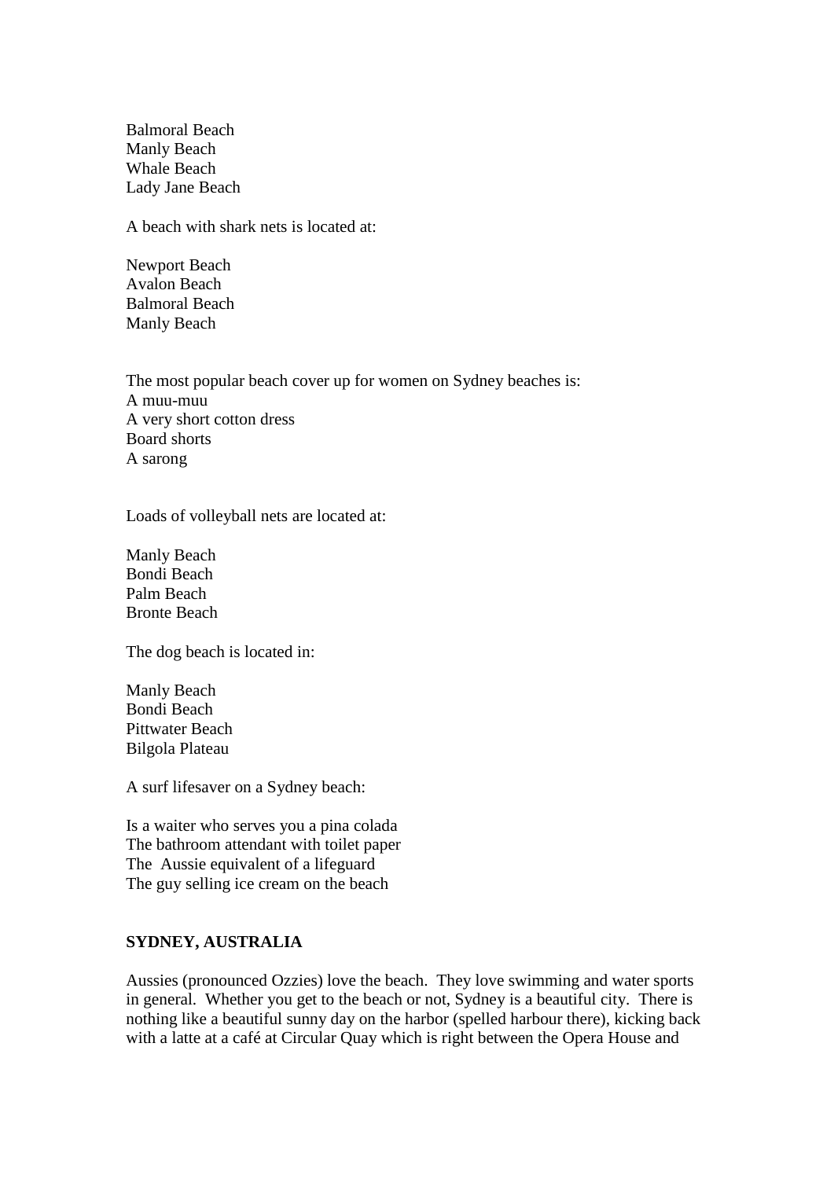Balmoral Beach
Manly Beach
Whale Beach
Lady Jane Beach

A beach with shark nets is located at:

Newport Beach
Avalon Beach
Balmoral Beach
Manly Beach

The most popular beach cover up for women on Sydney beaches is:
A muu-muu
A very short cotton dress
Board shorts
A sarong

Loads of volleyball nets are located at:

Manly Beach
Bondi Beach
Palm Beach
Bronte Beach

The dog beach is located in:

Manly Beach
Bondi Beach
Pittwater Beach
Bilgola Plateau

A surf lifesaver on a Sydney beach:

Is a waiter who serves you a pina colada
The bathroom attendant with toilet paper
The Aussie equivalent of a lifeguard
The guy selling ice cream on the beach

**SYDNEY, AUSTRALIA**

Aussies (pronounced Ozzies) love the beach. They love swimming and water sports in general. Whether you get to the beach or not, Sydney is a beautiful city. There is nothing like a beautiful sunny day on the harbor (spelled harbour there), kicking back with a latte at a café at Circular Quay which is right between the Opera House and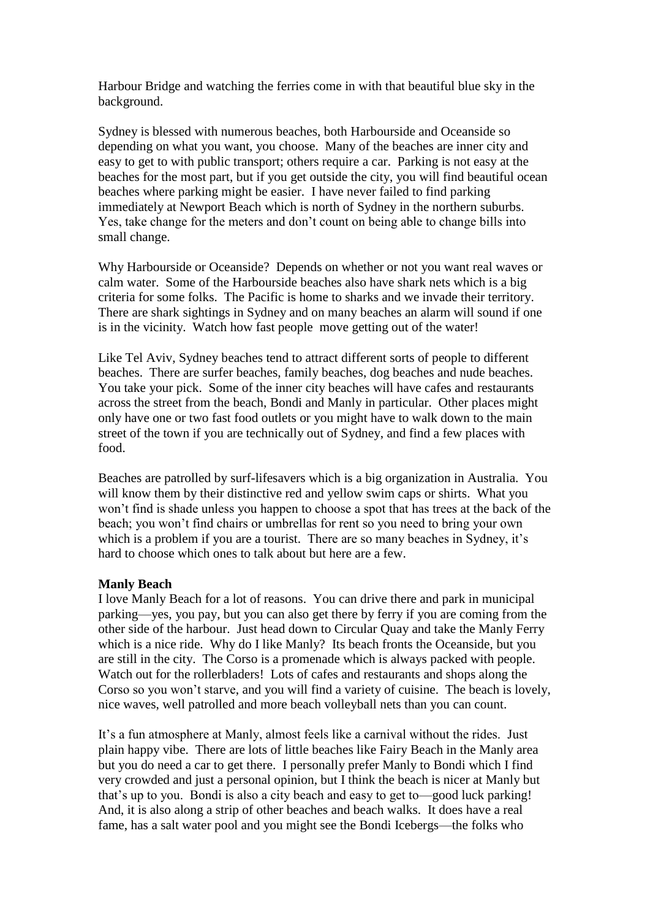Harbour Bridge and watching the ferries come in with that beautiful blue sky in the background.

Sydney is blessed with numerous beaches, both Harbourside and Oceanside so depending on what you want, you choose. Many of the beaches are inner city and easy to get to with public transport; others require a car. Parking is not easy at the beaches for the most part, but if you get outside the city, you will find beautiful ocean beaches where parking might be easier. I have never failed to find parking immediately at Newport Beach which is north of Sydney in the northern suburbs. Yes, take change for the meters and don't count on being able to change bills into small change.

Why Harbourside or Oceanside? Depends on whether or not you want real waves or calm water. Some of the Harbourside beaches also have shark nets which is a big criteria for some folks. The Pacific is home to sharks and we invade their territory. There are shark sightings in Sydney and on many beaches an alarm will sound if one is in the vicinity. Watch how fast people move getting out of the water!

Like Tel Aviv, Sydney beaches tend to attract different sorts of people to different beaches. There are surfer beaches, family beaches, dog beaches and nude beaches. You take your pick. Some of the inner city beaches will have cafes and restaurants across the street from the beach, Bondi and Manly in particular. Other places might only have one or two fast food outlets or you might have to walk down to the main street of the town if you are technically out of Sydney, and find a few places with food.

Beaches are patrolled by surf-lifesavers which is a big organization in Australia. You will know them by their distinctive red and yellow swim caps or shirts. What you won't find is shade unless you happen to choose a spot that has trees at the back of the beach; you won't find chairs or umbrellas for rent so you need to bring your own which is a problem if you are a tourist. There are so many beaches in Sydney, it's hard to choose which ones to talk about but here are a few.

**Manly Beach**

I love Manly Beach for a lot of reasons. You can drive there and park in municipal parking—yes, you pay, but you can also get there by ferry if you are coming from the other side of the harbour. Just head down to Circular Quay and take the Manly Ferry which is a nice ride. Why do I like Manly? Its beach fronts the Oceanside, but you are still in the city. The Corso is a promenade which is always packed with people. Watch out for the rollerbladers! Lots of cafes and restaurants and shops along the Corso so you won't starve, and you will find a variety of cuisine. The beach is lovely, nice waves, well patrolled and more beach volleyball nets than you can count.

It's a fun atmosphere at Manly, almost feels like a carnival without the rides. Just plain happy vibe. There are lots of little beaches like Fairy Beach in the Manly area but you do need a car to get there. I personally prefer Manly to Bondi which I find very crowded and just a personal opinion, but I think the beach is nicer at Manly but that's up to you. Bondi is also a city beach and easy to get to—good luck parking! And, it is also along a strip of other beaches and beach walks. It does have a real fame, has a salt water pool and you might see the Bondi Icebergs—the folks who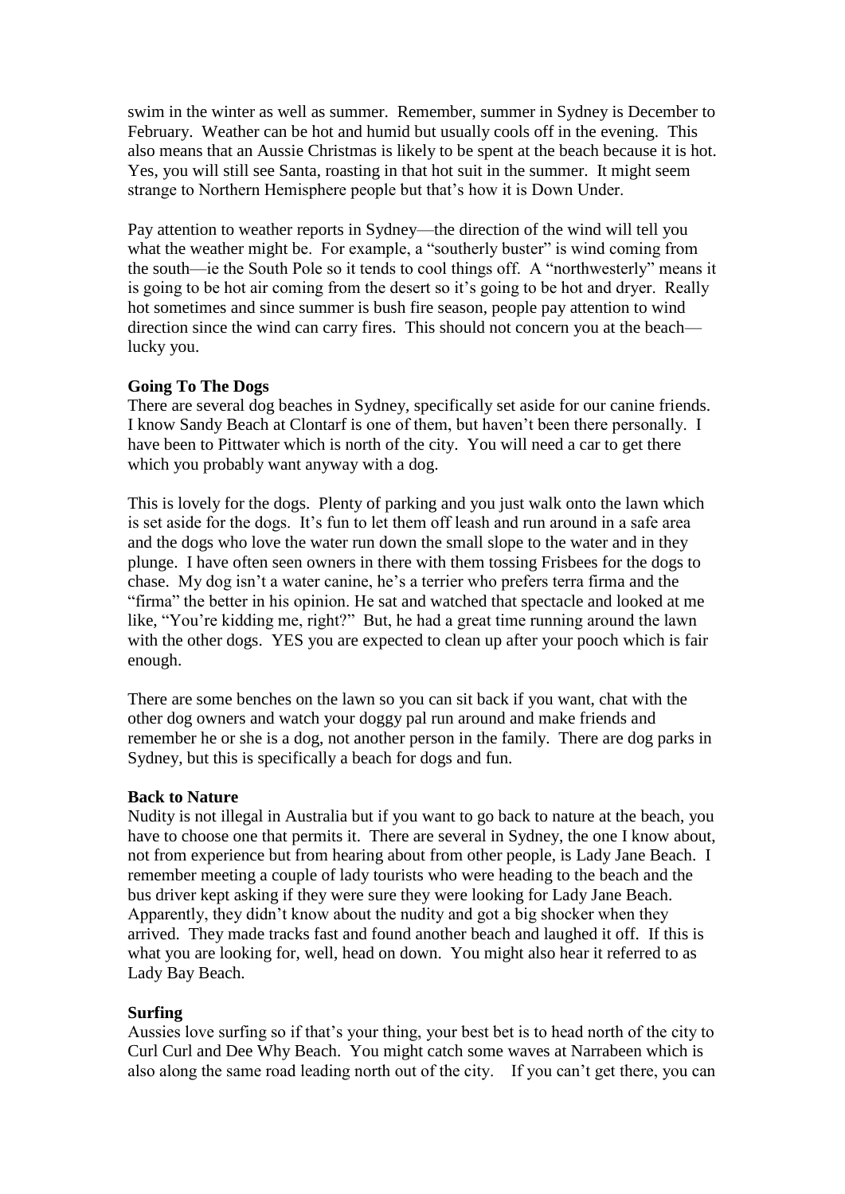swim in the winter as well as summer. Remember, summer in Sydney is December to February. Weather can be hot and humid but usually cools off in the evening. This also means that an Aussie Christmas is likely to be spent at the beach because it is hot. Yes, you will still see Santa, roasting in that hot suit in the summer. It might seem strange to Northern Hemisphere people but that's how it is Down Under.

Pay attention to weather reports in Sydney—the direction of the wind will tell you what the weather might be. For example, a "southerly buster" is wind coming from the south—ie the South Pole so it tends to cool things off. A "northwesterly" means it is going to be hot air coming from the desert so it's going to be hot and dryer. Really hot sometimes and since summer is bush fire season, people pay attention to wind direction since the wind can carry fires. This should not concern you at the beach—lucky you.

**Going To The Dogs**

There are several dog beaches in Sydney, specifically set aside for our canine friends. I know Sandy Beach at Clontarf is one of them, but haven't been there personally. I have been to Pittwater which is north of the city. You will need a car to get there which you probably want anyway with a dog.

This is lovely for the dogs. Plenty of parking and you just walk onto the lawn which is set aside for the dogs. It's fun to let them off leash and run around in a safe area and the dogs who love the water run down the small slope to the water and in they plunge. I have often seen owners in there with them tossing Frisbees for the dogs to chase. My dog isn't a water canine, he's a terrier who prefers terra firma and the "firma" the better in his opinion. He sat and watched that spectacle and looked at me like, "You're kidding me, right?" But, he had a great time running around the lawn with the other dogs. YES you are expected to clean up after your pooch which is fair enough.

There are some benches on the lawn so you can sit back if you want, chat with the other dog owners and watch your doggy pal run around and make friends and remember he or she is a dog, not another person in the family. There are dog parks in Sydney, but this is specifically a beach for dogs and fun.

**Back to Nature**

Nudity is not illegal in Australia but if you want to go back to nature at the beach, you have to choose one that permits it. There are several in Sydney, the one I know about, not from experience but from hearing about from other people, is Lady Jane Beach. I remember meeting a couple of lady tourists who were heading to the beach and the bus driver kept asking if they were sure they were looking for Lady Jane Beach. Apparently, they didn't know about the nudity and got a big shocker when they arrived. They made tracks fast and found another beach and laughed it off. If this is what you are looking for, well, head on down. You might also hear it referred to as Lady Bay Beach.

**Surfing**

Aussies love surfing so if that's your thing, your best bet is to head north of the city to Curl Curl and Dee Why Beach. You might catch some waves at Narrabeen which is also along the same road leading north out of the city. If you can't get there, you can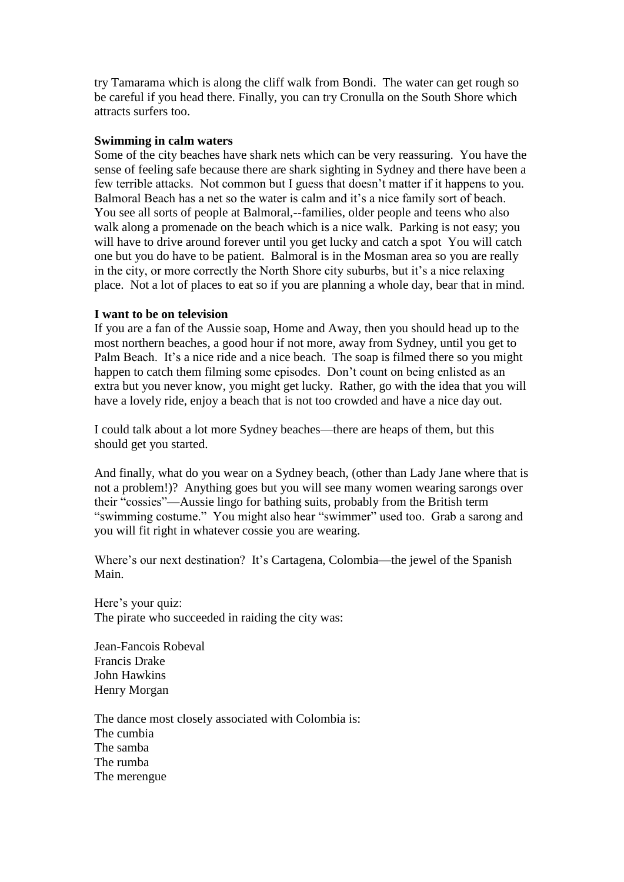try Tamarama which is along the cliff walk from Bondi. The water can get rough so be careful if you head there. Finally, you can try Cronulla on the South Shore which attracts surfers too.

**Swimming in calm waters**

Some of the city beaches have shark nets which can be very reassuring. You have the sense of feeling safe because there are shark sighting in Sydney and there have been a few terrible attacks. Not common but I guess that doesn't matter if it happens to you. Balmoral Beach has a net so the water is calm and it's a nice family sort of beach. You see all sorts of people at Balmoral,--families, older people and teens who also walk along a promenade on the beach which is a nice walk. Parking is not easy; you will have to drive around forever until you get lucky and catch a spot You will catch one but you do have to be patient. Balmoral is in the Mosman area so you are really in the city, or more correctly the North Shore city suburbs, but it's a nice relaxing place. Not a lot of places to eat so if you are planning a whole day, bear that in mind.

**I want to be on television**

If you are a fan of the Aussie soap, Home and Away, then you should head up to the most northern beaches, a good hour if not more, away from Sydney, until you get to Palm Beach. It's a nice ride and a nice beach. The soap is filmed there so you might happen to catch them filming some episodes. Don't count on being enlisted as an extra but you never know, you might get lucky. Rather, go with the idea that you will have a lovely ride, enjoy a beach that is not too crowded and have a nice day out.

I could talk about a lot more Sydney beaches—there are heaps of them, but this should get you started.

And finally, what do you wear on a Sydney beach, (other than Lady Jane where that is not a problem!)? Anything goes but you will see many women wearing sarongs over their "cossies"—Aussie lingo for bathing suits, probably from the British term "swimming costume." You might also hear "swimmer" used too. Grab a sarong and you will fit right in whatever cossie you are wearing.

Where's our next destination? It's Cartagena, Colombia—the jewel of the Spanish Main.

Here's your quiz:
The pirate who succeeded in raiding the city was:

Jean-Fancois Robeval
Francis Drake
John Hawkins
Henry Morgan

The dance most closely associated with Colombia is:
The cumbia
The samba
The rumba
The merengue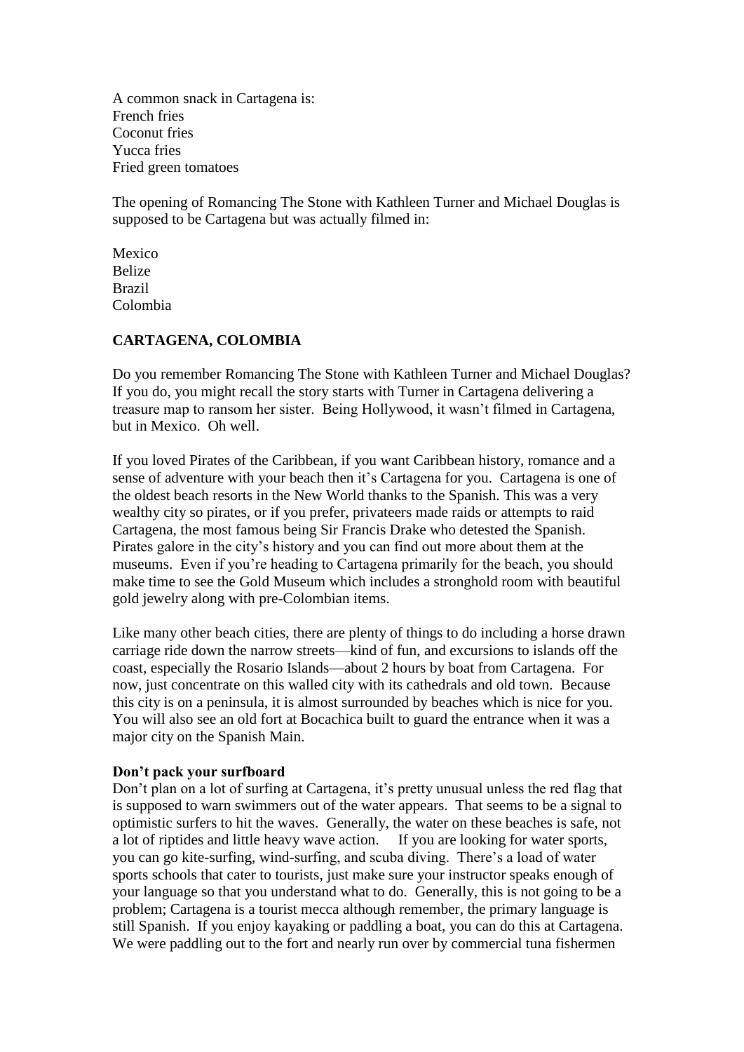A common snack in Cartagena is:
French fries
Coconut fries
Yucca fries
Fried green tomatoes

The opening of Romancing The Stone with Kathleen Turner and Michael Douglas is supposed to be Cartagena but was actually filmed in:

Mexico
Belize
Brazil
Colombia

**CARTAGENA, COLOMBIA**

Do you remember Romancing The Stone with Kathleen Turner and Michael Douglas? If you do, you might recall the story starts with Turner in Cartagena delivering a treasure map to ransom her sister. Being Hollywood, it wasn't filmed in Cartagena, but in Mexico. Oh well.

If you loved Pirates of the Caribbean, if you want Caribbean history, romance and a sense of adventure with your beach then it's Cartagena for you. Cartagena is one of the oldest beach resorts in the New World thanks to the Spanish. This was a very wealthy city so pirates, or if you prefer, privateers made raids or attempts to raid Cartagena, the most famous being Sir Francis Drake who detested the Spanish. Pirates galore in the city's history and you can find out more about them at the museums. Even if you're heading to Cartagena primarily for the beach, you should make time to see the Gold Museum which includes a stronghold room with beautiful gold jewelry along with pre-Colombian items.

Like many other beach cities, there are plenty of things to do including a horse drawn carriage ride down the narrow streets—kind of fun, and excursions to islands off the coast, especially the Rosario Islands—about 2 hours by boat from Cartagena. For now, just concentrate on this walled city with its cathedrals and old town. Because this city is on a peninsula, it is almost surrounded by beaches which is nice for you. You will also see an old fort at Bocachica built to guard the entrance when it was a major city on the Spanish Main.

**Don't pack your surfboard**
Don't plan on a lot of surfing at Cartagena, it's pretty unusual unless the red flag that is supposed to warn swimmers out of the water appears. That seems to be a signal to optimistic surfers to hit the waves. Generally, the water on these beaches is safe, not a lot of riptides and little heavy wave action. If you are looking for water sports, you can go kite-surfing, wind-surfing, and scuba diving. There's a load of water sports schools that cater to tourists, just make sure your instructor speaks enough of your language so that you understand what to do. Generally, this is not going to be a problem; Cartagena is a tourist mecca although remember, the primary language is still Spanish. If you enjoy kayaking or paddling a boat, you can do this at Cartagena. We were paddling out to the fort and nearly run over by commercial tuna fishermen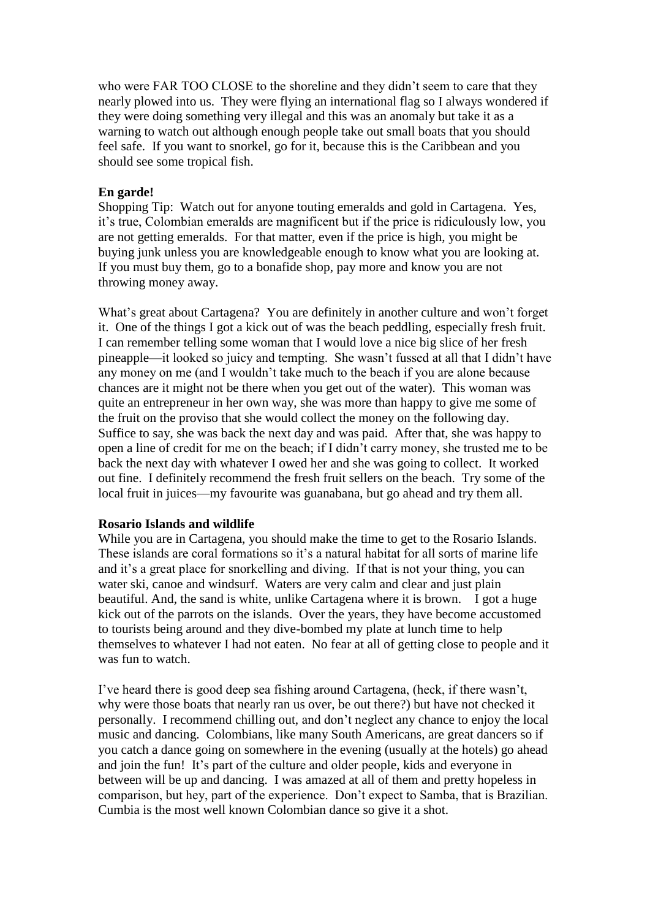who were FAR TOO CLOSE to the shoreline and they didn't seem to care that they nearly plowed into us. They were flying an international flag so I always wondered if they were doing something very illegal and this was an anomaly but take it as a warning to watch out although enough people take out small boats that you should feel safe. If you want to snorkel, go for it, because this is the Caribbean and you should see some tropical fish.

**En garde!**

Shopping Tip: Watch out for anyone touting emeralds and gold in Cartagena. Yes, it's true, Colombian emeralds are magnificent but if the price is ridiculously low, you are not getting emeralds. For that matter, even if the price is high, you might be buying junk unless you are knowledgeable enough to know what you are looking at. If you must buy them, go to a bonafide shop, pay more and know you are not throwing money away.

What's great about Cartagena? You are definitely in another culture and won't forget it. One of the things I got a kick out of was the beach peddling, especially fresh fruit. I can remember telling some woman that I would love a nice big slice of her fresh pineapple—it looked so juicy and tempting. She wasn't fussed at all that I didn't have any money on me (and I wouldn't take much to the beach if you are alone because chances are it might not be there when you get out of the water). This woman was quite an entrepreneur in her own way, she was more than happy to give me some of the fruit on the proviso that she would collect the money on the following day. Suffice to say, she was back the next day and was paid. After that, she was happy to open a line of credit for me on the beach; if I didn't carry money, she trusted me to be back the next day with whatever I owed her and she was going to collect. It worked out fine. I definitely recommend the fresh fruit sellers on the beach. Try some of the local fruit in juices—my favourite was guanabana, but go ahead and try them all.

**Rosario Islands and wildlife**

While you are in Cartagena, you should make the time to get to the Rosario Islands. These islands are coral formations so it's a natural habitat for all sorts of marine life and it's a great place for snorkelling and diving. If that is not your thing, you can water ski, canoe and windsurf. Waters are very calm and clear and just plain beautiful. And, the sand is white, unlike Cartagena where it is brown. I got a huge kick out of the parrots on the islands. Over the years, they have become accustomed to tourists being around and they dive-bombed my plate at lunch time to help themselves to whatever I had not eaten. No fear at all of getting close to people and it was fun to watch.

I've heard there is good deep sea fishing around Cartagena, (heck, if there wasn't, why were those boats that nearly ran us over, be out there?) but have not checked it personally. I recommend chilling out, and don't neglect any chance to enjoy the local music and dancing. Colombians, like many South Americans, are great dancers so if you catch a dance going on somewhere in the evening (usually at the hotels) go ahead and join the fun! It's part of the culture and older people, kids and everyone in between will be up and dancing. I was amazed at all of them and pretty hopeless in comparison, but hey, part of the experience. Don't expect to Samba, that is Brazilian. Cumbia is the most well known Colombian dance so give it a shot.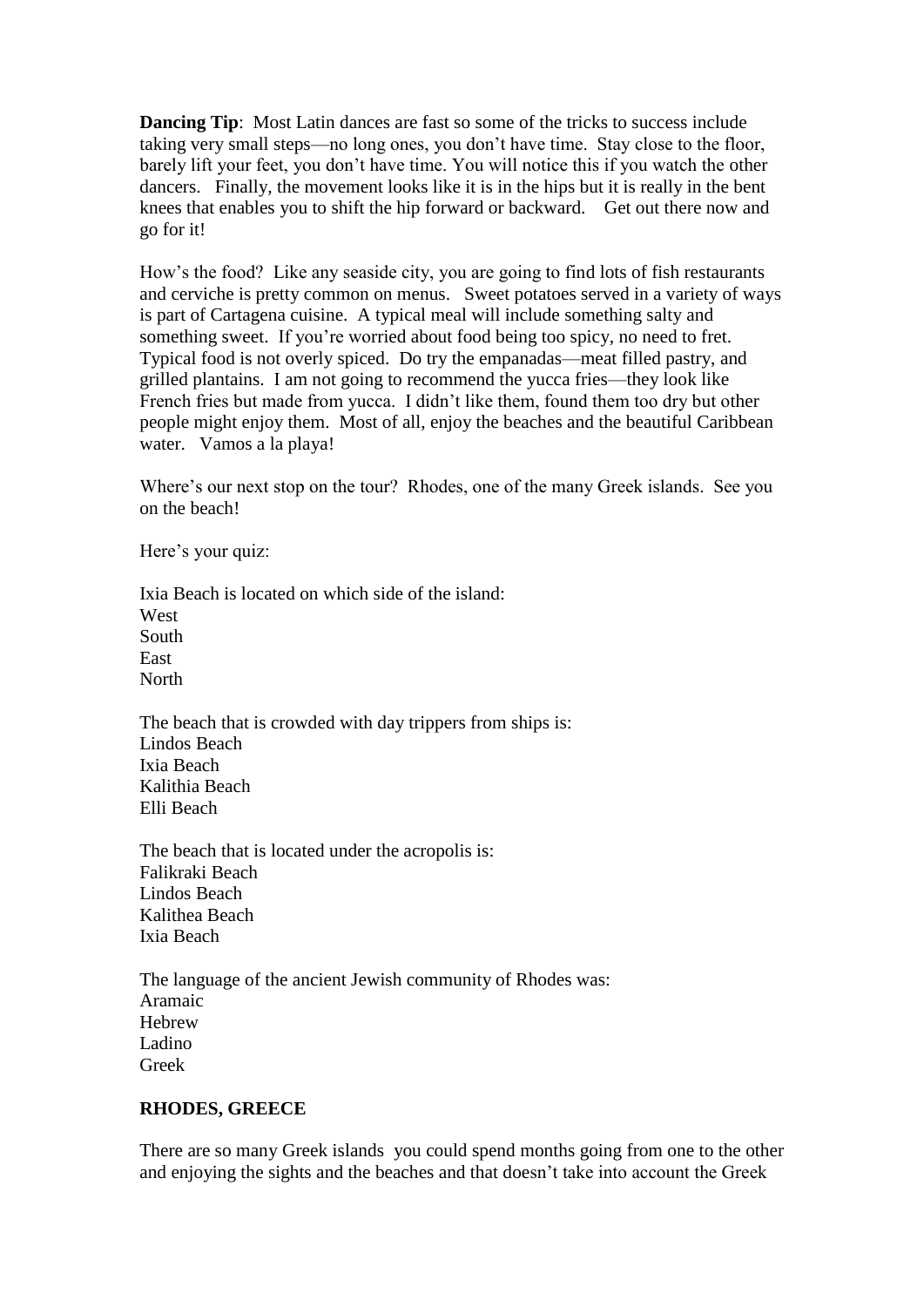**Dancing Tip**: Most Latin dances are fast so some of the tricks to success include taking very small steps—no long ones, you don't have time. Stay close to the floor, barely lift your feet, you don't have time. You will notice this if you watch the other dancers. Finally, the movement looks like it is in the hips but it is really in the bent knees that enables you to shift the hip forward or backward. Get out there now and go for it!

How's the food? Like any seaside city, you are going to find lots of fish restaurants and cerviche is pretty common on menus. Sweet potatoes served in a variety of ways is part of Cartagena cuisine. A typical meal will include something salty and something sweet. If you're worried about food being too spicy, no need to fret. Typical food is not overly spiced. Do try the empanadas—meat filled pastry, and grilled plantains. I am not going to recommend the yucca fries—they look like French fries but made from yucca. I didn't like them, found them too dry but other people might enjoy them. Most of all, enjoy the beaches and the beautiful Caribbean water. Vamos a la playa!

Where's our next stop on the tour? Rhodes, one of the many Greek islands. See you on the beach!

Here's your quiz:

Ixia Beach is located on which side of the island:
West
South
East
North

The beach that is crowded with day trippers from ships is:
Lindos Beach
Ixia Beach
Kalithia Beach
Elli Beach

The beach that is located under the acropolis is:
Falikraki Beach
Lindos Beach
Kalithea Beach
Ixia Beach

The language of the ancient Jewish community of Rhodes was:
Aramaic
Hebrew
Ladino
Greek

**RHODES, GREECE**

There are so many Greek islands you could spend months going from one to the other and enjoying the sights and the beaches and that doesn't take into account the Greek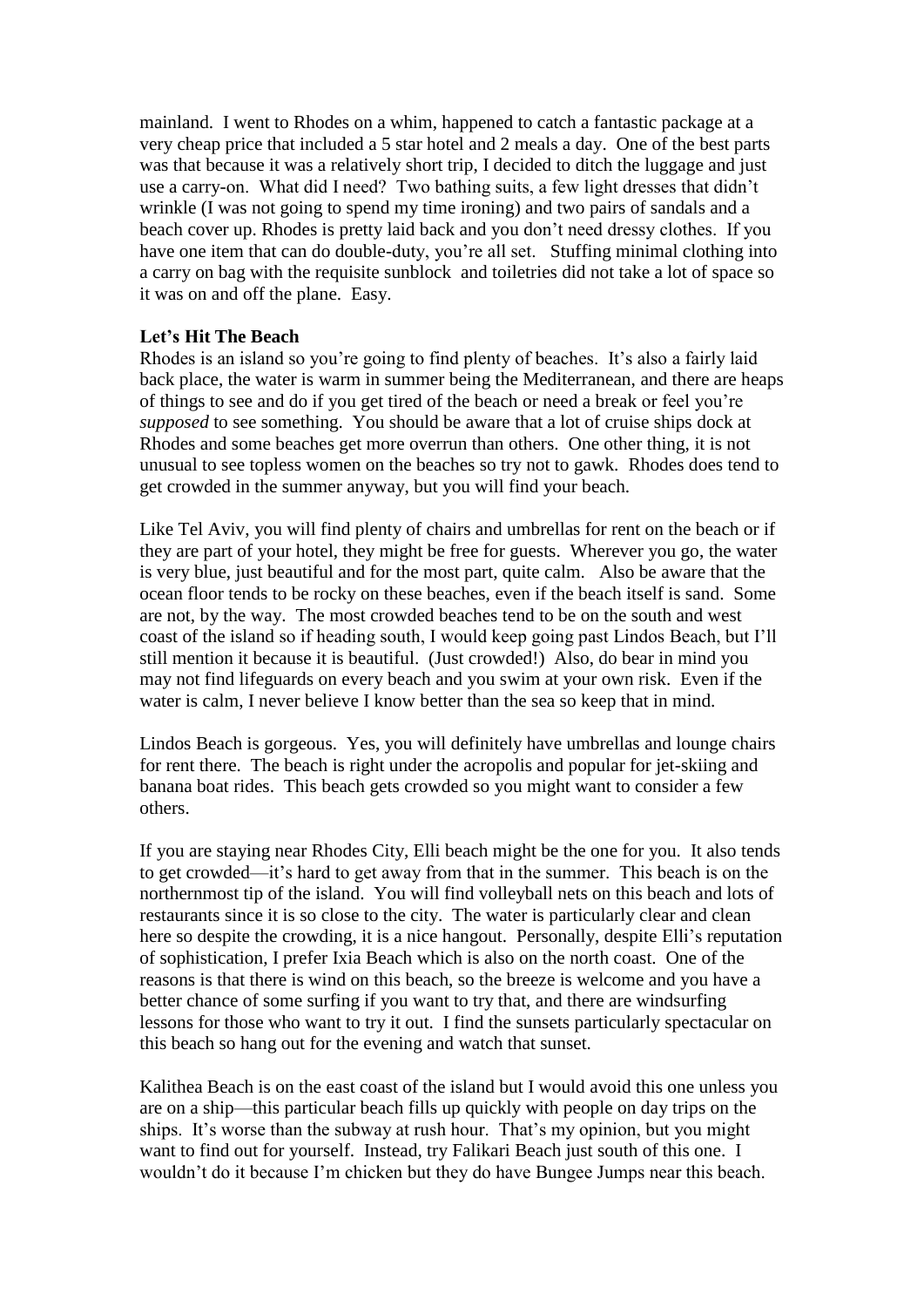mainland. I went to Rhodes on a whim, happened to catch a fantastic package at a very cheap price that included a 5 star hotel and 2 meals a day. One of the best parts was that because it was a relatively short trip, I decided to ditch the luggage and just use a carry-on. What did I need? Two bathing suits, a few light dresses that didn't wrinkle (I was not going to spend my time ironing) and two pairs of sandals and a beach cover up. Rhodes is pretty laid back and you don't need dressy clothes. If you have one item that can do double-duty, you're all set. Stuffing minimal clothing into a carry on bag with the requisite sunblock and toiletries did not take a lot of space so it was on and off the plane. Easy.

**Let's Hit The Beach**

Rhodes is an island so you're going to find plenty of beaches. It's also a fairly laid back place, the water is warm in summer being the Mediterranean, and there are heaps of things to see and do if you get tired of the beach or need a break or feel you're *supposed* to see something. You should be aware that a lot of cruise ships dock at Rhodes and some beaches get more overrun than others. One other thing, it is not unusual to see topless women on the beaches so try not to gawk. Rhodes does tend to get crowded in the summer anyway, but you will find your beach.

Like Tel Aviv, you will find plenty of chairs and umbrellas for rent on the beach or if they are part of your hotel, they might be free for guests. Wherever you go, the water is very blue, just beautiful and for the most part, quite calm. Also be aware that the ocean floor tends to be rocky on these beaches, even if the beach itself is sand. Some are not, by the way. The most crowded beaches tend to be on the south and west coast of the island so if heading south, I would keep going past Lindos Beach, but I'll still mention it because it is beautiful. (Just crowded!) Also, do bear in mind you may not find lifeguards on every beach and you swim at your own risk. Even if the water is calm, I never believe I know better than the sea so keep that in mind.

Lindos Beach is gorgeous. Yes, you will definitely have umbrellas and lounge chairs for rent there. The beach is right under the acropolis and popular for jet-skiing and banana boat rides. This beach gets crowded so you might want to consider a few others.

If you are staying near Rhodes City, Elli beach might be the one for you. It also tends to get crowded—it's hard to get away from that in the summer. This beach is on the northernmost tip of the island. You will find volleyball nets on this beach and lots of restaurants since it is so close to the city. The water is particularly clear and clean here so despite the crowding, it is a nice hangout. Personally, despite Elli's reputation of sophistication, I prefer Ixia Beach which is also on the north coast. One of the reasons is that there is wind on this beach, so the breeze is welcome and you have a better chance of some surfing if you want to try that, and there are windsurfing lessons for those who want to try it out. I find the sunsets particularly spectacular on this beach so hang out for the evening and watch that sunset.

Kalithea Beach is on the east coast of the island but I would avoid this one unless you are on a ship—this particular beach fills up quickly with people on day trips on the ships. It's worse than the subway at rush hour. That's my opinion, but you might want to find out for yourself. Instead, try Falikari Beach just south of this one. I wouldn't do it because I'm chicken but they do have Bungee Jumps near this beach.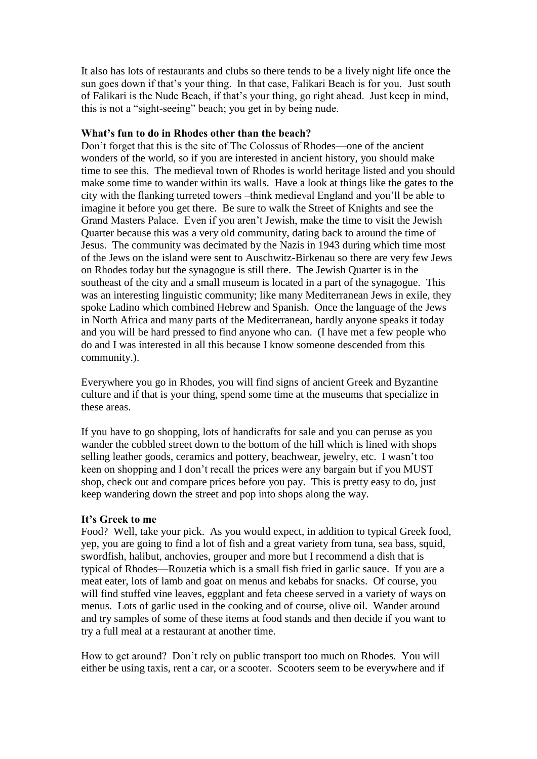It also has lots of restaurants and clubs so there tends to be a lively night life once the sun goes down if that's your thing. In that case, Falikari Beach is for you. Just south of Falikari is the Nude Beach, if that's your thing, go right ahead. Just keep in mind, this is not a "sight-seeing" beach; you get in by being nude.

**What's fun to do in Rhodes other than the beach?**

Don't forget that this is the site of The Colossus of Rhodes—one of the ancient wonders of the world, so if you are interested in ancient history, you should make time to see this. The medieval town of Rhodes is world heritage listed and you should make some time to wander within its walls. Have a look at things like the gates to the city with the flanking turreted towers –think medieval England and you'll be able to imagine it before you get there. Be sure to walk the Street of Knights and see the Grand Masters Palace. Even if you aren't Jewish, make the time to visit the Jewish Quarter because this was a very old community, dating back to around the time of Jesus. The community was decimated by the Nazis in 1943 during which time most of the Jews on the island were sent to Auschwitz-Birkenau so there are very few Jews on Rhodes today but the synagogue is still there. The Jewish Quarter is in the southeast of the city and a small museum is located in a part of the synagogue. This was an interesting linguistic community; like many Mediterranean Jews in exile, they spoke Ladino which combined Hebrew and Spanish. Once the language of the Jews in North Africa and many parts of the Mediterranean, hardly anyone speaks it today and you will be hard pressed to find anyone who can. (I have met a few people who do and I was interested in all this because I know someone descended from this community.).

Everywhere you go in Rhodes, you will find signs of ancient Greek and Byzantine culture and if that is your thing, spend some time at the museums that specialize in these areas.

If you have to go shopping, lots of handicrafts for sale and you can peruse as you wander the cobbled street down to the bottom of the hill which is lined with shops selling leather goods, ceramics and pottery, beachwear, jewelry, etc. I wasn't too keen on shopping and I don't recall the prices were any bargain but if you MUST shop, check out and compare prices before you pay. This is pretty easy to do, just keep wandering down the street and pop into shops along the way.

**It's Greek to me**

Food? Well, take your pick. As you would expect, in addition to typical Greek food, yep, you are going to find a lot of fish and a great variety from tuna, sea bass, squid, swordfish, halibut, anchovies, grouper and more but I recommend a dish that is typical of Rhodes—Rouzetia which is a small fish fried in garlic sauce. If you are a meat eater, lots of lamb and goat on menus and kebabs for snacks. Of course, you will find stuffed vine leaves, eggplant and feta cheese served in a variety of ways on menus. Lots of garlic used in the cooking and of course, olive oil. Wander around and try samples of some of these items at food stands and then decide if you want to try a full meal at a restaurant at another time.

How to get around? Don't rely on public transport too much on Rhodes. You will either be using taxis, rent a car, or a scooter. Scooters seem to be everywhere and if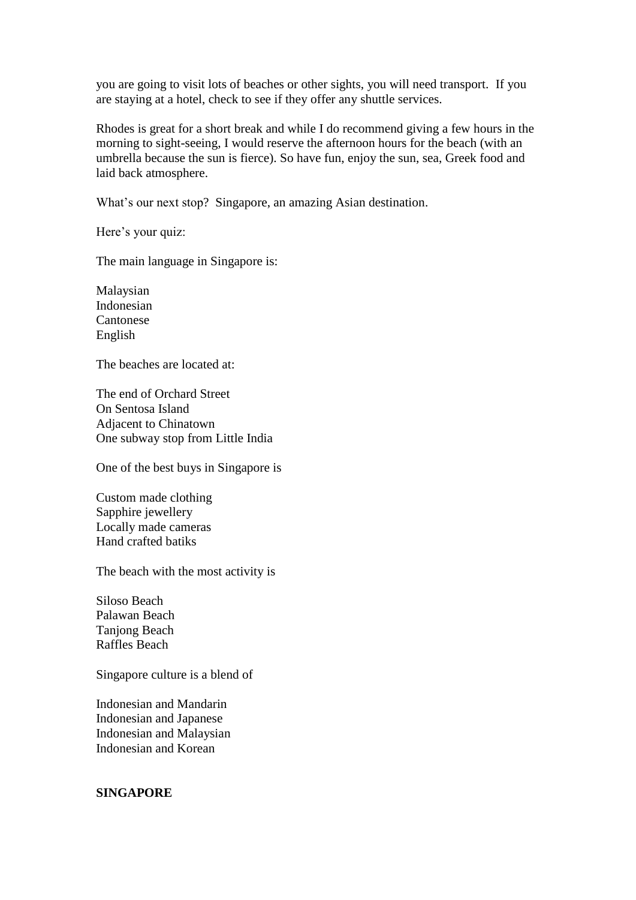you are going to visit lots of beaches or other sights, you will need transport. If you are staying at a hotel, check to see if they offer any shuttle services.

Rhodes is great for a short break and while I do recommend giving a few hours in the morning to sight-seeing, I would reserve the afternoon hours for the beach (with an umbrella because the sun is fierce). So have fun, enjoy the sun, sea, Greek food and laid back atmosphere.

What's our next stop? Singapore, an amazing Asian destination.

Here's your quiz:

The main language in Singapore is:

Malaysian
Indonesian
Cantonese
English

The beaches are located at:

The end of Orchard Street
On Sentosa Island
Adjacent to Chinatown
One subway stop from Little India

One of the best buys in Singapore is

Custom made clothing
Sapphire jewellery
Locally made cameras
Hand crafted batiks

The beach with the most activity is

Siloso Beach
Palawan Beach
Tanjong Beach
Raffles Beach

Singapore culture is a blend of

Indonesian and Mandarin
Indonesian and Japanese
Indonesian and Malaysian
Indonesian and Korean

**SINGAPORE**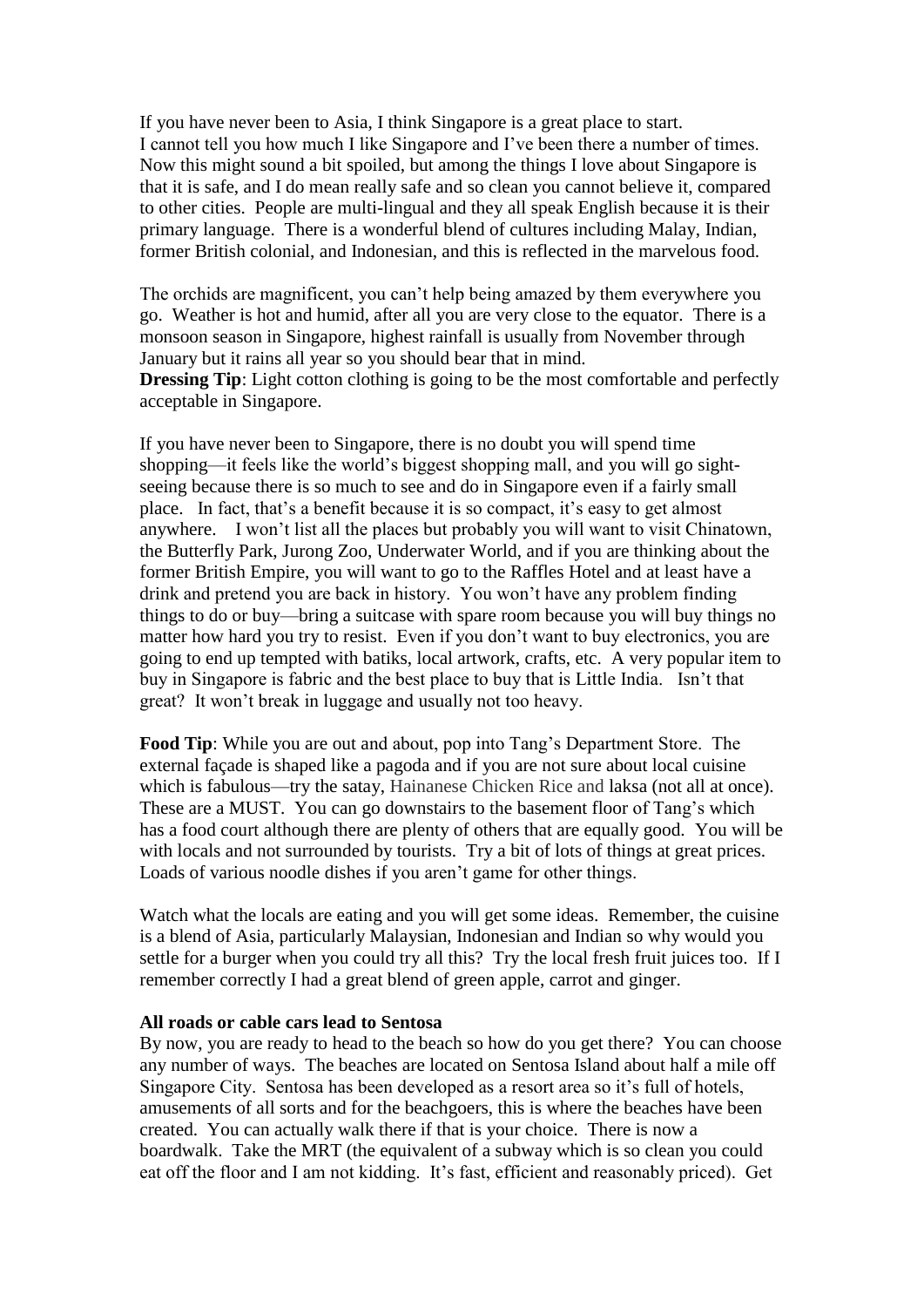If you have never been to Asia, I think Singapore is a great place to start. I cannot tell you how much I like Singapore and I've been there a number of times. Now this might sound a bit spoiled, but among the things I love about Singapore is that it is safe, and I do mean really safe and so clean you cannot believe it, compared to other cities. People are multi-lingual and they all speak English because it is their primary language. There is a wonderful blend of cultures including Malay, Indian, former British colonial, and Indonesian, and this is reflected in the marvelous food.

The orchids are magnificent, you can't help being amazed by them everywhere you go. Weather is hot and humid, after all you are very close to the equator. There is a monsoon season in Singapore, highest rainfall is usually from November through January but it rains all year so you should bear that in mind.

**Dressing Tip**: Light cotton clothing is going to be the most comfortable and perfectly acceptable in Singapore.

If you have never been to Singapore, there is no doubt you will spend time shopping—it feels like the world's biggest shopping mall, and you will go sight-seeing because there is so much to see and do in Singapore even if a fairly small place. In fact, that's a benefit because it is so compact, it's easy to get almost anywhere. I won't list all the places but probably you will want to visit Chinatown, the Butterfly Park, Jurong Zoo, Underwater World, and if you are thinking about the former British Empire, you will want to go to the Raffles Hotel and at least have a drink and pretend you are back in history. You won't have any problem finding things to do or buy—bring a suitcase with spare room because you will buy things no matter how hard you try to resist. Even if you don't want to buy electronics, you are going to end up tempted with batiks, local artwork, crafts, etc. A very popular item to buy in Singapore is fabric and the best place to buy that is Little India. Isn't that great? It won't break in luggage and usually not too heavy.

**Food Tip**: While you are out and about, pop into Tang's Department Store. The external façade is shaped like a pagoda and if you are not sure about local cuisine which is fabulous—try the satay, Hainanese Chicken Rice and laksa (not all at once). These are a MUST. You can go downstairs to the basement floor of Tang's which has a food court although there are plenty of others that are equally good. You will be with locals and not surrounded by tourists. Try a bit of lots of things at great prices. Loads of various noodle dishes if you aren't game for other things.

Watch what the locals are eating and you will get some ideas. Remember, the cuisine is a blend of Asia, particularly Malaysian, Indonesian and Indian so why would you settle for a burger when you could try all this? Try the local fresh fruit juices too. If I remember correctly I had a great blend of green apple, carrot and ginger.

**All roads or cable cars lead to Sentosa**

By now, you are ready to head to the beach so how do you get there? You can choose any number of ways. The beaches are located on Sentosa Island about half a mile off Singapore City. Sentosa has been developed as a resort area so it's full of hotels, amusements of all sorts and for the beachgoers, this is where the beaches have been created. You can actually walk there if that is your choice. There is now a boardwalk. Take the MRT (the equivalent of a subway which is so clean you could eat off the floor and I am not kidding. It's fast, efficient and reasonably priced). Get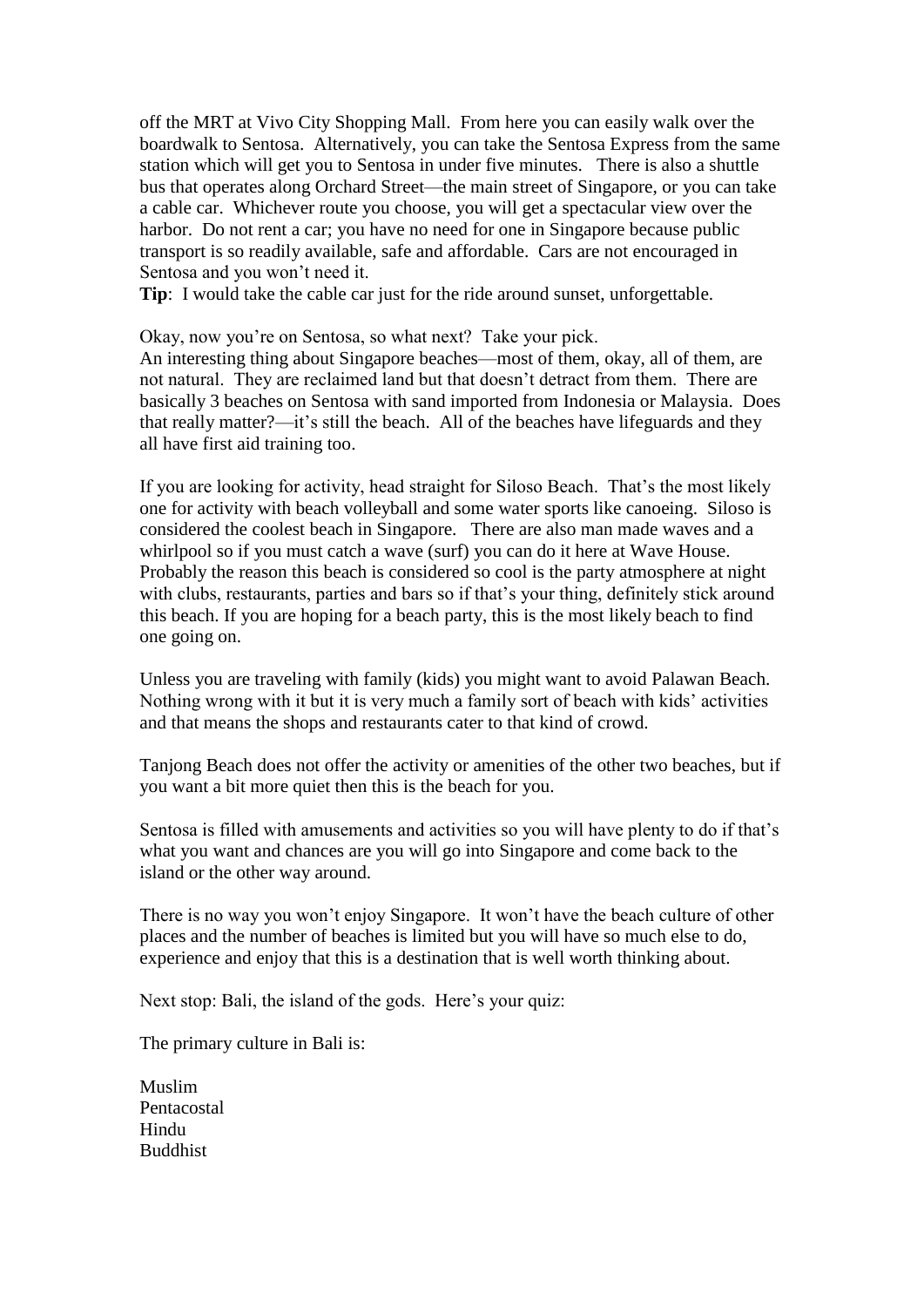off the MRT at Vivo City Shopping Mall. From here you can easily walk over the boardwalk to Sentosa. Alternatively, you can take the Sentosa Express from the same station which will get you to Sentosa in under five minutes. There is also a shuttle bus that operates along Orchard Street—the main street of Singapore, or you can take a cable car. Whichever route you choose, you will get a spectacular view over the harbor. Do not rent a car; you have no need for one in Singapore because public transport is so readily available, safe and affordable. Cars are not encouraged in Sentosa and you won't need it.

**Tip**: I would take the cable car just for the ride around sunset, unforgettable.

Okay, now you're on Sentosa, so what next? Take your pick.

An interesting thing about Singapore beaches—most of them, okay, all of them, are not natural. They are reclaimed land but that doesn't detract from them. There are basically 3 beaches on Sentosa with sand imported from Indonesia or Malaysia. Does that really matter?—it's still the beach. All of the beaches have lifeguards and they all have first aid training too.

If you are looking for activity, head straight for Siloso Beach. That's the most likely one for activity with beach volleyball and some water sports like canoeing. Siloso is considered the coolest beach in Singapore. There are also man made waves and a whirlpool so if you must catch a wave (surf) you can do it here at Wave House. Probably the reason this beach is considered so cool is the party atmosphere at night with clubs, restaurants, parties and bars so if that's your thing, definitely stick around this beach. If you are hoping for a beach party, this is the most likely beach to find one going on.

Unless you are traveling with family (kids) you might want to avoid Palawan Beach. Nothing wrong with it but it is very much a family sort of beach with kids' activities and that means the shops and restaurants cater to that kind of crowd.

Tanjong Beach does not offer the activity or amenities of the other two beaches, but if you want a bit more quiet then this is the beach for you.

Sentosa is filled with amusements and activities so you will have plenty to do if that's what you want and chances are you will go into Singapore and come back to the island or the other way around.

There is no way you won't enjoy Singapore. It won't have the beach culture of other places and the number of beaches is limited but you will have so much else to do, experience and enjoy that this is a destination that is well worth thinking about.

Next stop: Bali, the island of the gods. Here's your quiz:

The primary culture in Bali is:

Muslim
Pentacostal
Hindu
Buddhist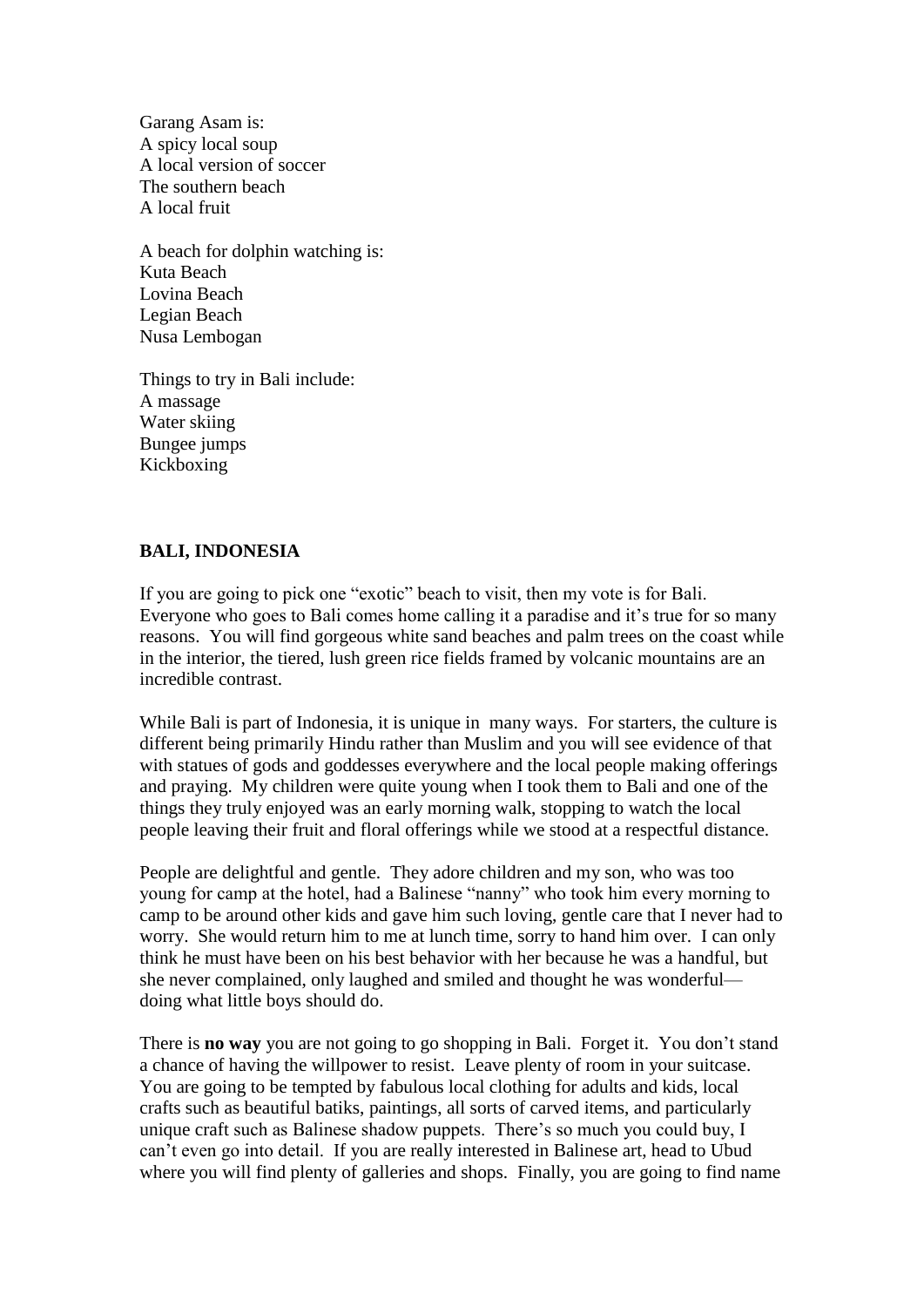Garang Asam is:
A spicy local soup
A local version of soccer
The southern beach
A local fruit

A beach for dolphin watching is:
Kuta Beach
Lovina Beach
Legian Beach
Nusa Lembogan

Things to try in Bali include:
A massage
Water skiing
Bungee jumps
Kickboxing

## BALI, INDONESIA

If you are going to pick one "exotic" beach to visit, then my vote is for Bali. Everyone who goes to Bali comes home calling it a paradise and it's true for so many reasons. You will find gorgeous white sand beaches and palm trees on the coast while in the interior, the tiered, lush green rice fields framed by volcanic mountains are an incredible contrast.

While Bali is part of Indonesia, it is unique in many ways. For starters, the culture is different being primarily Hindu rather than Muslim and you will see evidence of that with statues of gods and goddesses everywhere and the local people making offerings and praying. My children were quite young when I took them to Bali and one of the things they truly enjoyed was an early morning walk, stopping to watch the local people leaving their fruit and floral offerings while we stood at a respectful distance.

People are delightful and gentle. They adore children and my son, who was too young for camp at the hotel, had a Balinese "nanny" who took him every morning to camp to be around other kids and gave him such loving, gentle care that I never had to worry. She would return him to me at lunch time, sorry to hand him over. I can only think he must have been on his best behavior with her because he was a handful, but she never complained, only laughed and smiled and thought he was wonderful—doing what little boys should do.

There is **no way** you are not going to go shopping in Bali. Forget it. You don't stand a chance of having the willpower to resist. Leave plenty of room in your suitcase. You are going to be tempted by fabulous local clothing for adults and kids, local crafts such as beautiful batiks, paintings, all sorts of carved items, and particularly unique craft such as Balinese shadow puppets. There's so much you could buy, I can't even go into detail. If you are really interested in Balinese art, head to Ubud where you will find plenty of galleries and shops. Finally, you are going to find name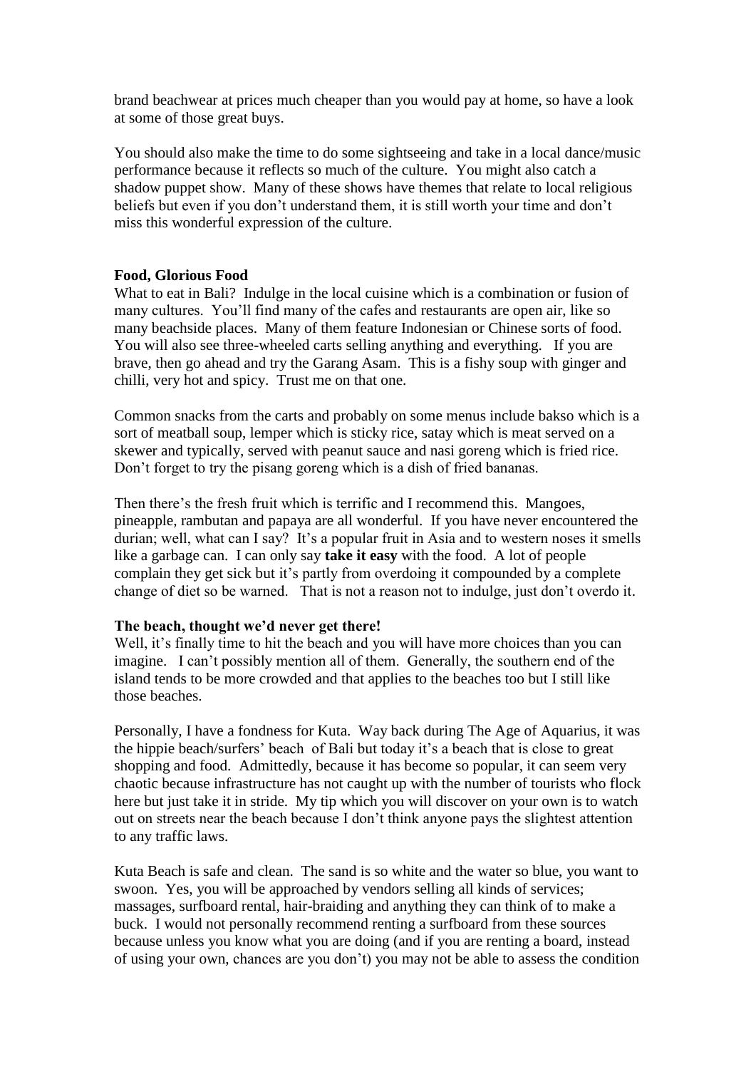brand beachwear at prices much cheaper than you would pay at home, so have a look at some of those great buys.

You should also make the time to do some sightseeing and take in a local dance/music performance because it reflects so much of the culture. You might also catch a shadow puppet show. Many of these shows have themes that relate to local religious beliefs but even if you don't understand them, it is still worth your time and don't miss this wonderful expression of the culture.

**Food, Glorious Food**

What to eat in Bali? Indulge in the local cuisine which is a combination or fusion of many cultures. You'll find many of the cafes and restaurants are open air, like so many beachside places. Many of them feature Indonesian or Chinese sorts of food. You will also see three-wheeled carts selling anything and everything. If you are brave, then go ahead and try the Garang Asam. This is a fishy soup with ginger and chilli, very hot and spicy. Trust me on that one.

Common snacks from the carts and probably on some menus include bakso which is a sort of meatball soup, lemper which is sticky rice, satay which is meat served on a skewer and typically, served with peanut sauce and nasi goreng which is fried rice. Don't forget to try the pisang goreng which is a dish of fried bananas.

Then there's the fresh fruit which is terrific and I recommend this. Mangoes, pineapple, rambutan and papaya are all wonderful. If you have never encountered the durian; well, what can I say? It's a popular fruit in Asia and to western noses it smells like a garbage can. I can only say **take it easy** with the food. A lot of people complain they get sick but it's partly from overdoing it compounded by a complete change of diet so be warned. That is not a reason not to indulge, just don't overdo it.

**The beach, thought we'd never get there!**

Well, it's finally time to hit the beach and you will have more choices than you can imagine. I can't possibly mention all of them. Generally, the southern end of the island tends to be more crowded and that applies to the beaches too but I still like those beaches.

Personally, I have a fondness for Kuta. Way back during The Age of Aquarius, it was the hippie beach/surfers' beach of Bali but today it's a beach that is close to great shopping and food. Admittedly, because it has become so popular, it can seem very chaotic because infrastructure has not caught up with the number of tourists who flock here but just take it in stride. My tip which you will discover on your own is to watch out on streets near the beach because I don't think anyone pays the slightest attention to any traffic laws.

Kuta Beach is safe and clean. The sand is so white and the water so blue, you want to swoon. Yes, you will be approached by vendors selling all kinds of services; massages, surfboard rental, hair-braiding and anything they can think of to make a buck. I would not personally recommend renting a surfboard from these sources because unless you know what you are doing (and if you are renting a board, instead of using your own, chances are you don't) you may not be able to assess the condition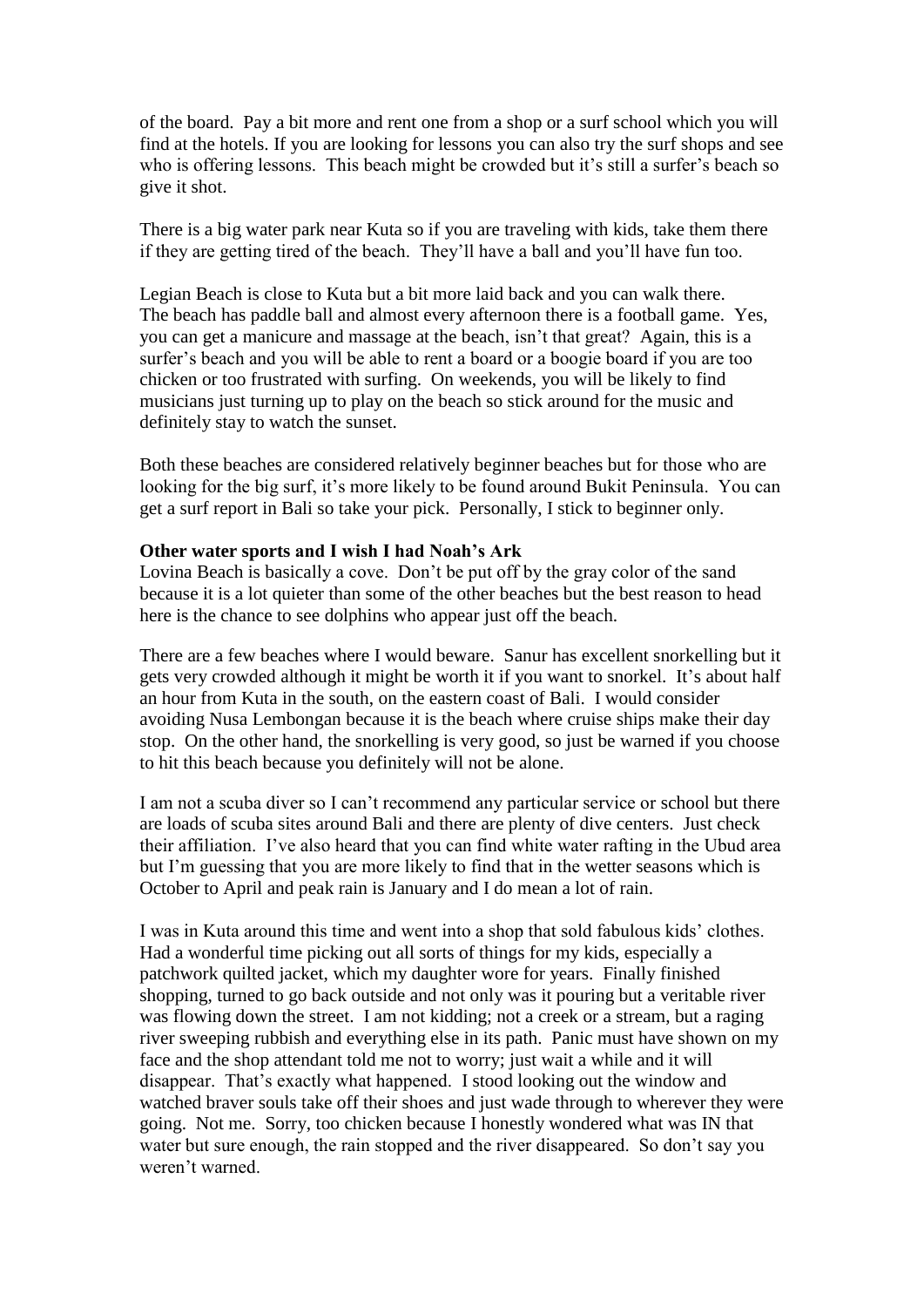of the board. Pay a bit more and rent one from a shop or a surf school which you will find at the hotels. If you are looking for lessons you can also try the surf shops and see who is offering lessons. This beach might be crowded but it's still a surfer's beach so give it shot.

There is a big water park near Kuta so if you are traveling with kids, take them there if they are getting tired of the beach. They'll have a ball and you'll have fun too.

Legian Beach is close to Kuta but a bit more laid back and you can walk there. The beach has paddle ball and almost every afternoon there is a football game. Yes, you can get a manicure and massage at the beach, isn't that great? Again, this is a surfer's beach and you will be able to rent a board or a boogie board if you are too chicken or too frustrated with surfing. On weekends, you will be likely to find musicians just turning up to play on the beach so stick around for the music and definitely stay to watch the sunset.

Both these beaches are considered relatively beginner beaches but for those who are looking for the big surf, it's more likely to be found around Bukit Peninsula. You can get a surf report in Bali so take your pick. Personally, I stick to beginner only.

**Other water sports and I wish I had Noah's Ark**

Lovina Beach is basically a cove. Don't be put off by the gray color of the sand because it is a lot quieter than some of the other beaches but the best reason to head here is the chance to see dolphins who appear just off the beach.

There are a few beaches where I would beware. Sanur has excellent snorkelling but it gets very crowded although it might be worth it if you want to snorkel. It's about half an hour from Kuta in the south, on the eastern coast of Bali. I would consider avoiding Nusa Lembongan because it is the beach where cruise ships make their day stop. On the other hand, the snorkelling is very good, so just be warned if you choose to hit this beach because you definitely will not be alone.

I am not a scuba diver so I can't recommend any particular service or school but there are loads of scuba sites around Bali and there are plenty of dive centers. Just check their affiliation. I've also heard that you can find white water rafting in the Ubud area but I'm guessing that you are more likely to find that in the wetter seasons which is October to April and peak rain is January and I do mean a lot of rain.

I was in Kuta around this time and went into a shop that sold fabulous kids' clothes. Had a wonderful time picking out all sorts of things for my kids, especially a patchwork quilted jacket, which my daughter wore for years. Finally finished shopping, turned to go back outside and not only was it pouring but a veritable river was flowing down the street. I am not kidding; not a creek or a stream, but a raging river sweeping rubbish and everything else in its path. Panic must have shown on my face and the shop attendant told me not to worry; just wait a while and it will disappear. That's exactly what happened. I stood looking out the window and watched braver souls take off their shoes and just wade through to wherever they were going. Not me. Sorry, too chicken because I honestly wondered what was IN that water but sure enough, the rain stopped and the river disappeared. So don't say you weren't warned.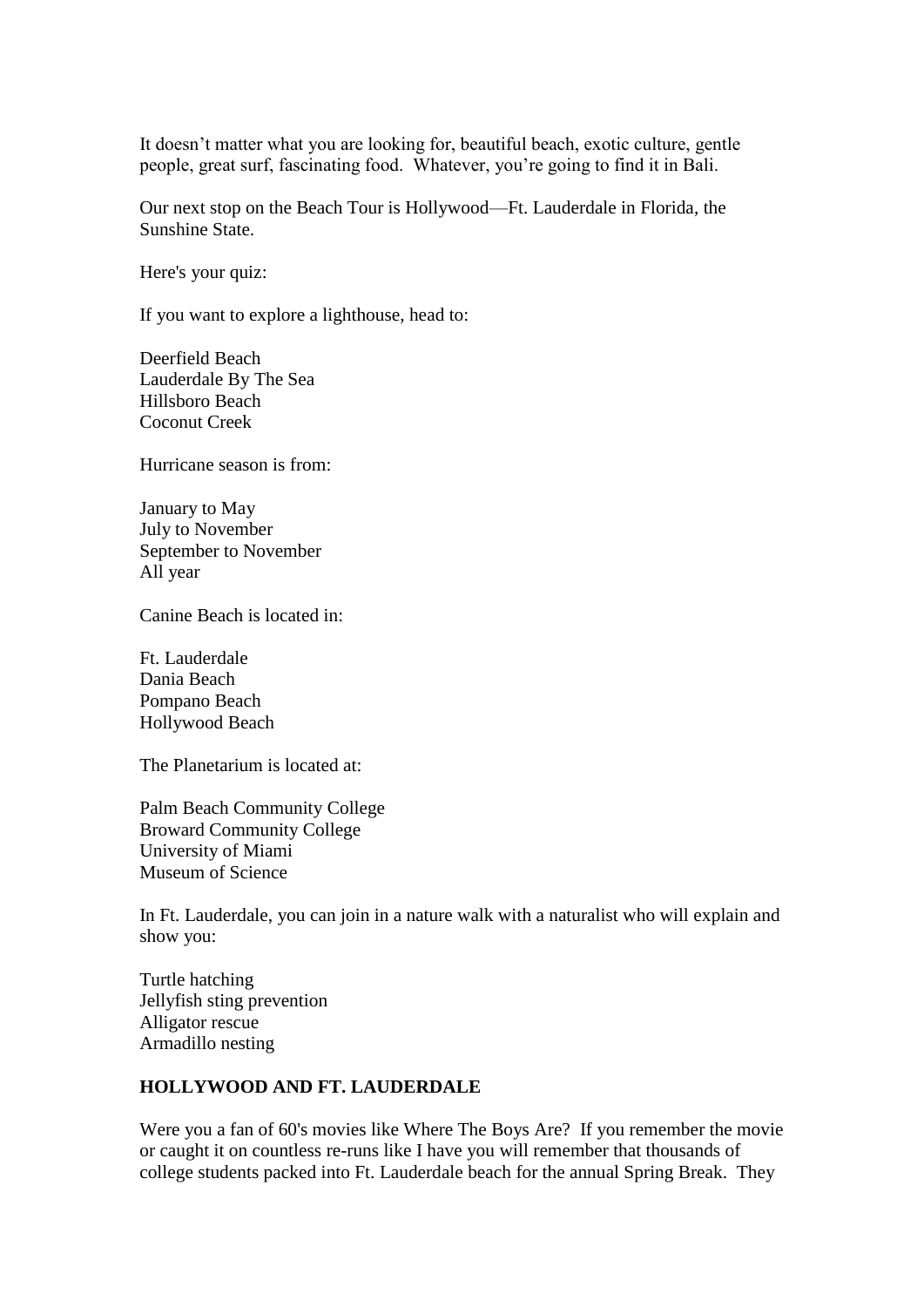It doesn't matter what you are looking for, beautiful beach, exotic culture, gentle people, great surf, fascinating food. Whatever, you're going to find it in Bali.

Our next stop on the Beach Tour is Hollywood—Ft. Lauderdale in Florida, the Sunshine State.

Here's your quiz:

If you want to explore a lighthouse, head to:

Deerfield Beach
Lauderdale By The Sea
Hillsboro Beach
Coconut Creek

Hurricane season is from:

January to May
July to November
September to November
All year

Canine Beach is located in:

Ft. Lauderdale
Dania Beach
Pompano Beach
Hollywood Beach

The Planetarium is located at:

Palm Beach Community College
Broward Community College
University of Miami
Museum of Science

In Ft. Lauderdale, you can join in a nature walk with a naturalist who will explain and show you:

Turtle hatching
Jellyfish sting prevention
Alligator rescue
Armadillo nesting

**HOLLYWOOD AND FT. LAUDERDALE**

Were you a fan of 60's movies like Where The Boys Are? If you remember the movie or caught it on countless re-runs like I have you will remember that thousands of college students packed into Ft. Lauderdale beach for the annual Spring Break. They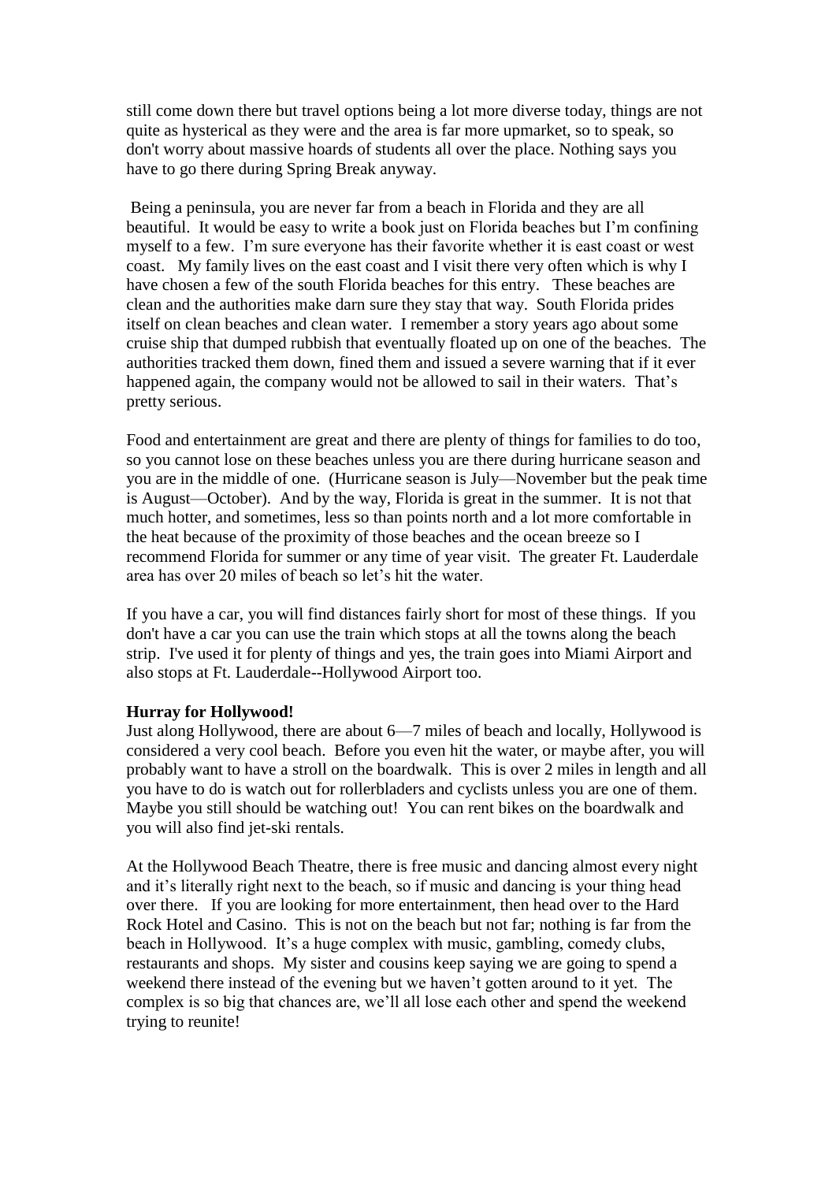still come down there but travel options being a lot more diverse today, things are not quite as hysterical as they were and the area is far more upmarket, so to speak, so don't worry about massive hoards of students all over the place. Nothing says you have to go there during Spring Break anyway.

Being a peninsula, you are never far from a beach in Florida and they are all beautiful. It would be easy to write a book just on Florida beaches but I'm confining myself to a few. I'm sure everyone has their favorite whether it is east coast or west coast. My family lives on the east coast and I visit there very often which is why I have chosen a few of the south Florida beaches for this entry. These beaches are clean and the authorities make darn sure they stay that way. South Florida prides itself on clean beaches and clean water. I remember a story years ago about some cruise ship that dumped rubbish that eventually floated up on one of the beaches. The authorities tracked them down, fined them and issued a severe warning that if it ever happened again, the company would not be allowed to sail in their waters. That's pretty serious.

Food and entertainment are great and there are plenty of things for families to do too, so you cannot lose on these beaches unless you are there during hurricane season and you are in the middle of one. (Hurricane season is July—November but the peak time is August—October). And by the way, Florida is great in the summer. It is not that much hotter, and sometimes, less so than points north and a lot more comfortable in the heat because of the proximity of those beaches and the ocean breeze so I recommend Florida for summer or any time of year visit. The greater Ft. Lauderdale area has over 20 miles of beach so let's hit the water.

If you have a car, you will find distances fairly short for most of these things. If you don't have a car you can use the train which stops at all the towns along the beach strip. I've used it for plenty of things and yes, the train goes into Miami Airport and also stops at Ft. Lauderdale--Hollywood Airport too.

**Hurray for Hollywood!**

Just along Hollywood, there are about 6—7 miles of beach and locally, Hollywood is considered a very cool beach. Before you even hit the water, or maybe after, you will probably want to have a stroll on the boardwalk. This is over 2 miles in length and all you have to do is watch out for rollerbladers and cyclists unless you are one of them. Maybe you still should be watching out! You can rent bikes on the boardwalk and you will also find jet-ski rentals.

At the Hollywood Beach Theatre, there is free music and dancing almost every night and it's literally right next to the beach, so if music and dancing is your thing head over there. If you are looking for more entertainment, then head over to the Hard Rock Hotel and Casino. This is not on the beach but not far; nothing is far from the beach in Hollywood. It's a huge complex with music, gambling, comedy clubs, restaurants and shops. My sister and cousins keep saying we are going to spend a weekend there instead of the evening but we haven't gotten around to it yet. The complex is so big that chances are, we'll all lose each other and spend the weekend trying to reunite!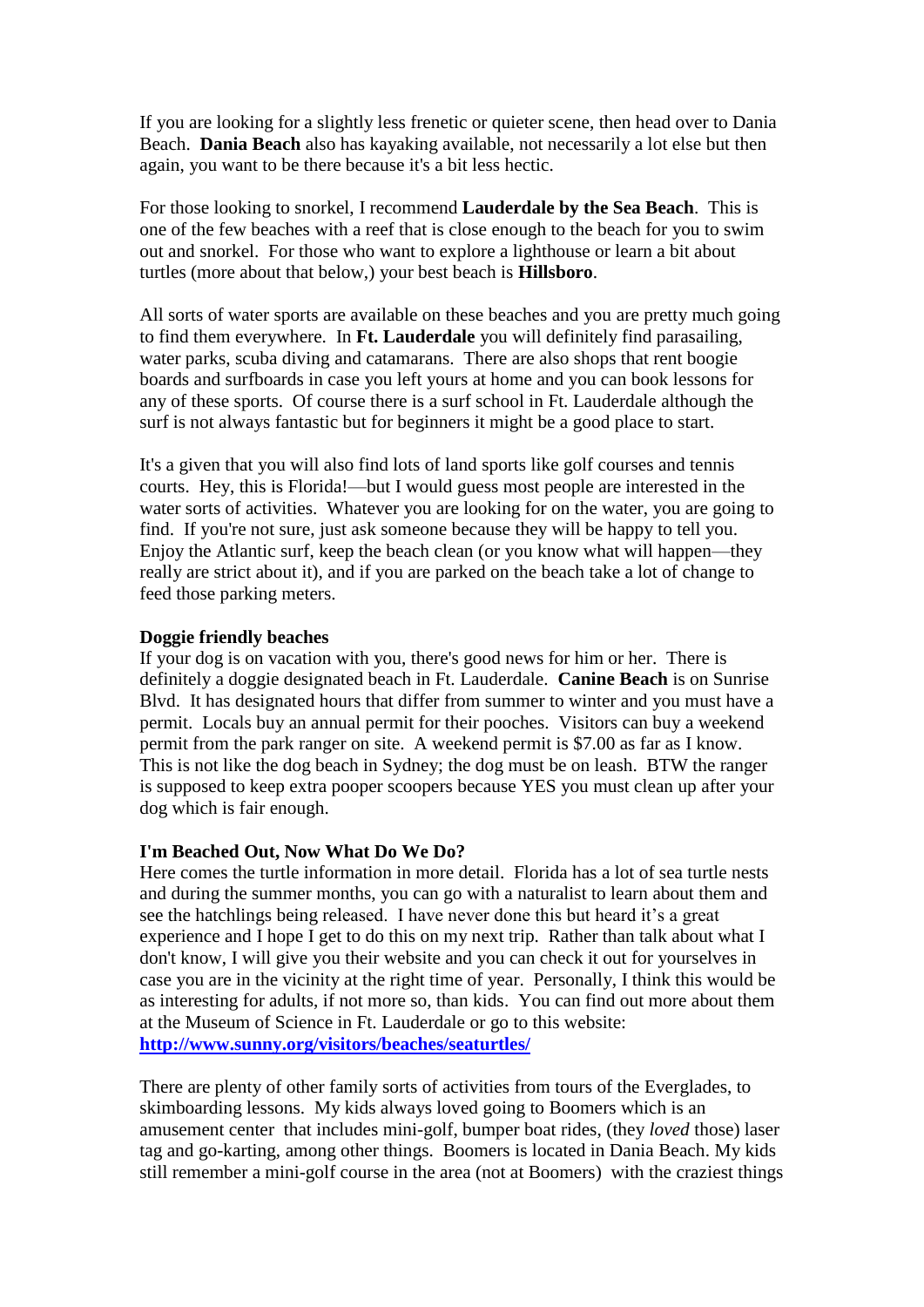If you are looking for a slightly less frenetic or quieter scene, then head over to Dania Beach. **Dania Beach** also has kayaking available, not necessarily a lot else but then again, you want to be there because it's a bit less hectic.

For those looking to snorkel, I recommend **Lauderdale by the Sea Beach**. This is one of the few beaches with a reef that is close enough to the beach for you to swim out and snorkel. For those who want to explore a lighthouse or learn a bit about turtles (more about that below,) your best beach is **Hillsboro**.

All sorts of water sports are available on these beaches and you are pretty much going to find them everywhere. In **Ft. Lauderdale** you will definitely find parasailing, water parks, scuba diving and catamarans. There are also shops that rent boogie boards and surfboards in case you left yours at home and you can book lessons for any of these sports. Of course there is a surf school in Ft. Lauderdale although the surf is not always fantastic but for beginners it might be a good place to start.

It's a given that you will also find lots of land sports like golf courses and tennis courts. Hey, this is Florida!—but I would guess most people are interested in the water sorts of activities. Whatever you are looking for on the water, you are going to find. If you're not sure, just ask someone because they will be happy to tell you. Enjoy the Atlantic surf, keep the beach clean (or you know what will happen—they really are strict about it), and if you are parked on the beach take a lot of change to feed those parking meters.

**Doggie friendly beaches**

If your dog is on vacation with you, there's good news for him or her. There is definitely a doggie designated beach in Ft. Lauderdale. **Canine Beach** is on Sunrise Blvd. It has designated hours that differ from summer to winter and you must have a permit. Locals buy an annual permit for their pooches. Visitors can buy a weekend permit from the park ranger on site. A weekend permit is $7.00 as far as I know. This is not like the dog beach in Sydney; the dog must be on leash. BTW the ranger is supposed to keep extra pooper scoopers because YES you must clean up after your dog which is fair enough.

**I'm Beached Out, Now What Do We Do?**

Here comes the turtle information in more detail. Florida has a lot of sea turtle nests and during the summer months, you can go with a naturalist to learn about them and see the hatchlings being released. I have never done this but heard it's a great experience and I hope I get to do this on my next trip. Rather than talk about what I don't know, I will give you their website and you can check it out for yourselves in case you are in the vicinity at the right time of year. Personally, I think this would be as interesting for adults, if not more so, than kids. You can find out more about them at the Museum of Science in Ft. Lauderdale or go to this website: **http://www.sunny.org/visitors/beaches/seaturtles/**

There are plenty of other family sorts of activities from tours of the Everglades, to skimboarding lessons. My kids always loved going to Boomers which is an amusement center that includes mini-golf, bumper boat rides, (they *loved* those) laser tag and go-karting, among other things. Boomers is located in Dania Beach. My kids still remember a mini-golf course in the area (not at Boomers) with the craziest things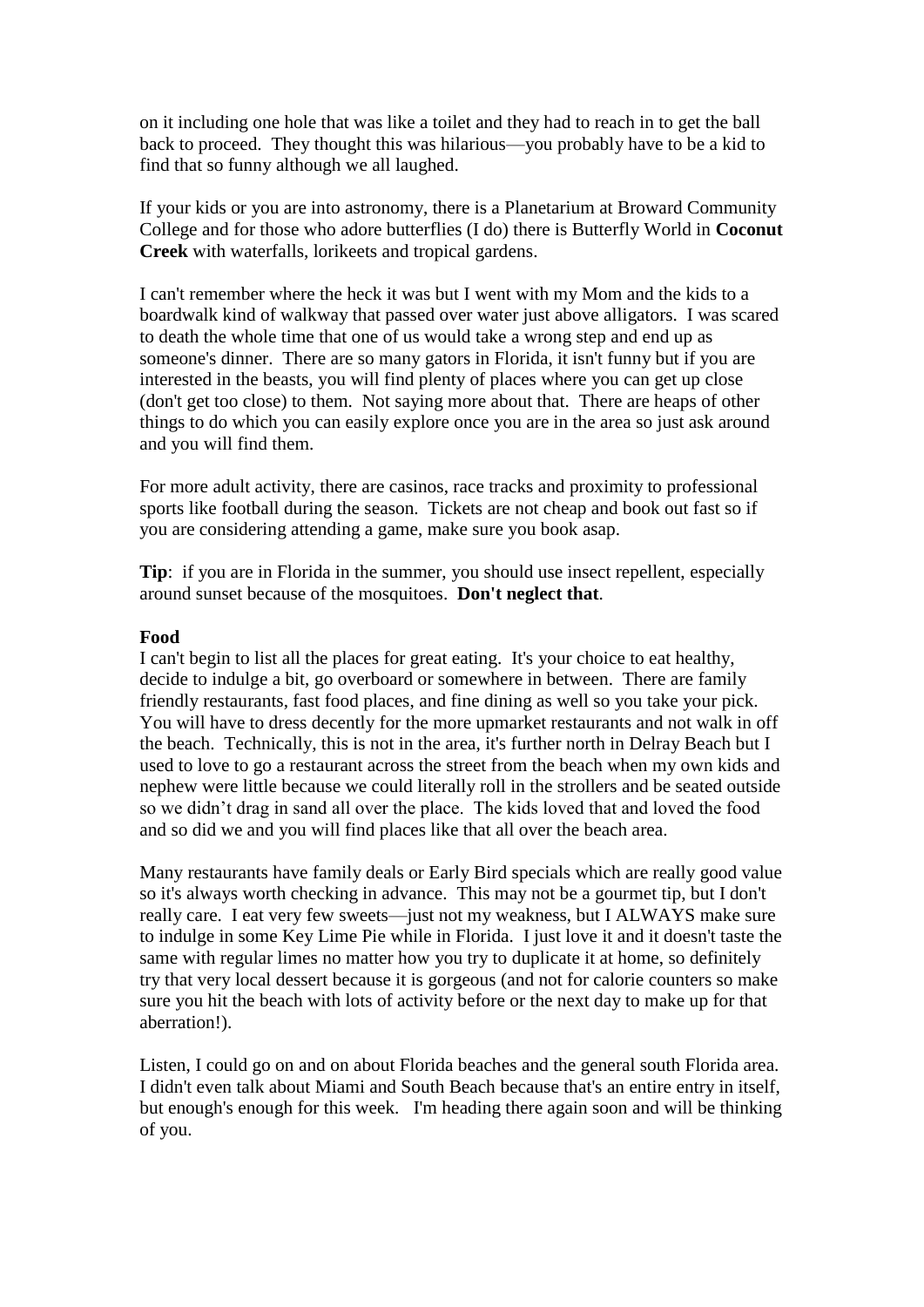on it including one hole that was like a toilet and they had to reach in to get the ball back to proceed. They thought this was hilarious—you probably have to be a kid to find that so funny although we all laughed.

If your kids or you are into astronomy, there is a Planetarium at Broward Community College and for those who adore butterflies (I do) there is Butterfly World in **Coconut Creek** with waterfalls, lorikeets and tropical gardens.

I can't remember where the heck it was but I went with my Mom and the kids to a boardwalk kind of walkway that passed over water just above alligators. I was scared to death the whole time that one of us would take a wrong step and end up as someone's dinner. There are so many gators in Florida, it isn't funny but if you are interested in the beasts, you will find plenty of places where you can get up close (don't get too close) to them. Not saying more about that. There are heaps of other things to do which you can easily explore once you are in the area so just ask around and you will find them.

For more adult activity, there are casinos, race tracks and proximity to professional sports like football during the season. Tickets are not cheap and book out fast so if you are considering attending a game, make sure you book asap.

**Tip**: if you are in Florida in the summer, you should use insect repellent, especially around sunset because of the mosquitoes. **Don't neglect that**.

**Food**

I can't begin to list all the places for great eating. It's your choice to eat healthy, decide to indulge a bit, go overboard or somewhere in between. There are family friendly restaurants, fast food places, and fine dining as well so you take your pick. You will have to dress decently for the more upmarket restaurants and not walk in off the beach. Technically, this is not in the area, it's further north in Delray Beach but I used to love to go a restaurant across the street from the beach when my own kids and nephew were little because we could literally roll in the strollers and be seated outside so we didn't drag in sand all over the place. The kids loved that and loved the food and so did we and you will find places like that all over the beach area.

Many restaurants have family deals or Early Bird specials which are really good value so it's always worth checking in advance. This may not be a gourmet tip, but I don't really care. I eat very few sweets—just not my weakness, but I ALWAYS make sure to indulge in some Key Lime Pie while in Florida. I just love it and it doesn't taste the same with regular limes no matter how you try to duplicate it at home, so definitely try that very local dessert because it is gorgeous (and not for calorie counters so make sure you hit the beach with lots of activity before or the next day to make up for that aberration!).

Listen, I could go on and on about Florida beaches and the general south Florida area. I didn't even talk about Miami and South Beach because that's an entire entry in itself, but enough's enough for this week. I'm heading there again soon and will be thinking of you.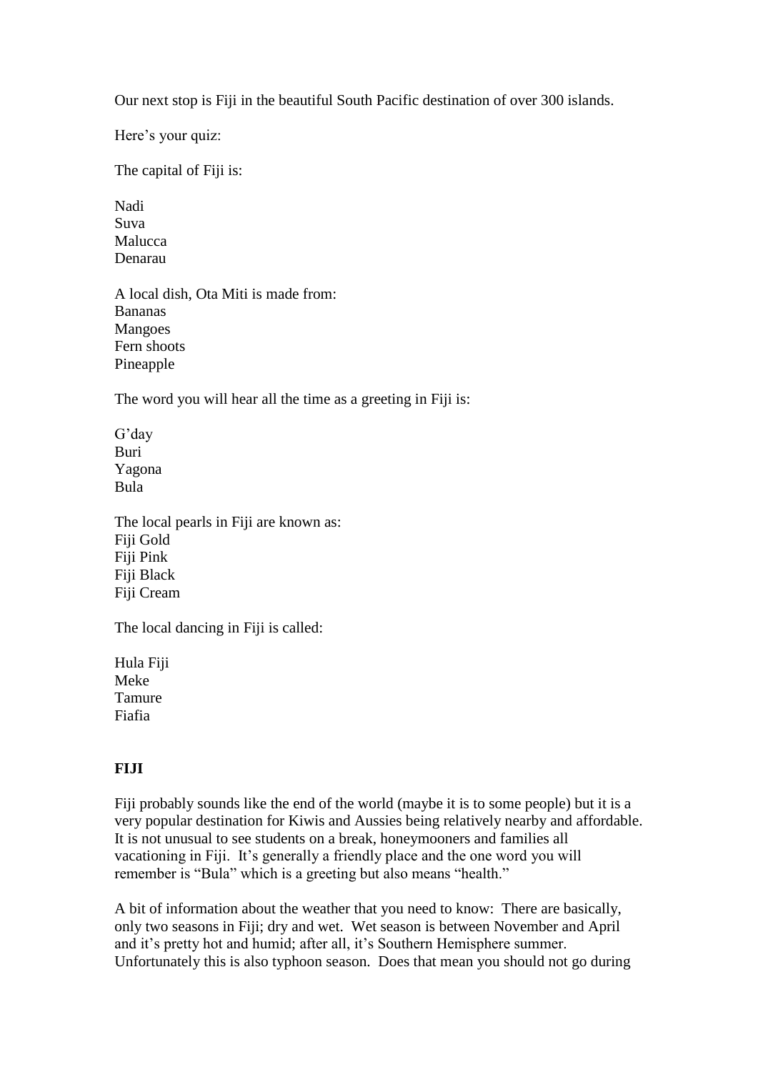Our next stop is Fiji in the beautiful South Pacific destination of over 300 islands.

Here's your quiz:

The capital of Fiji is:

Nadi  
Suva  
Malucca  
Denarau

A local dish, Ota Miti is made from:  
Bananas  
Mangoes  
Fern shoots  
Pineapple

The word you will hear all the time as a greeting in Fiji is:

G'day  
Buri  
Yagona  
Bula

The local pearls in Fiji are known as:  
Fiji Gold  
Fiji Pink  
Fiji Black  
Fiji Cream

The local dancing in Fiji is called:

Hula Fiji  
Meke  
Tamure  
Fiafia

**FIJI**

Fiji probably sounds like the end of the world (maybe it is to some people) but it is a very popular destination for Kiwis and Aussies being relatively nearby and affordable. It is not unusual to see students on a break, honeymooners and families all vacationing in Fiji. It's generally a friendly place and the one word you will remember is "Bula" which is a greeting but also means "health."

A bit of information about the weather that you need to know: There are basically, only two seasons in Fiji; dry and wet. Wet season is between November and April and it's pretty hot and humid; after all, it's Southern Hemisphere summer. Unfortunately this is also typhoon season. Does that mean you should not go during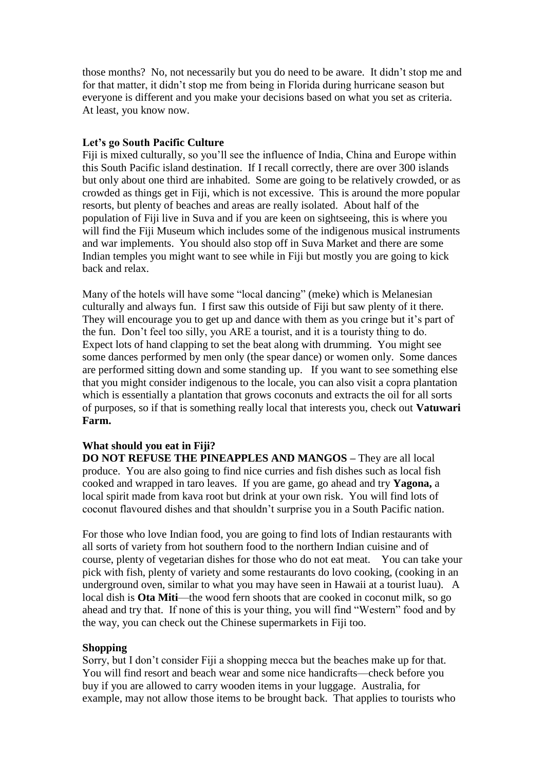those months? No, not necessarily but you do need to be aware. It didn't stop me and for that matter, it didn't stop me from being in Florida during hurricane season but everyone is different and you make your decisions based on what you set as criteria. At least, you know now.

**Let's go South Pacific Culture**

Fiji is mixed culturally, so you'll see the influence of India, China and Europe within this South Pacific island destination. If I recall correctly, there are over 300 islands but only about one third are inhabited. Some are going to be relatively crowded, or as crowded as things get in Fiji, which is not excessive. This is around the more popular resorts, but plenty of beaches and areas are really isolated. About half of the population of Fiji live in Suva and if you are keen on sightseeing, this is where you will find the Fiji Museum which includes some of the indigenous musical instruments and war implements. You should also stop off in Suva Market and there are some Indian temples you might want to see while in Fiji but mostly you are going to kick back and relax.

Many of the hotels will have some "local dancing" (meke) which is Melanesian culturally and always fun. I first saw this outside of Fiji but saw plenty of it there. They will encourage you to get up and dance with them as you cringe but it's part of the fun. Don't feel too silly, you ARE a tourist, and it is a touristy thing to do. Expect lots of hand clapping to set the beat along with drumming. You might see some dances performed by men only (the spear dance) or women only. Some dances are performed sitting down and some standing up. If you want to see something else that you might consider indigenous to the locale, you can also visit a copra plantation which is essentially a plantation that grows coconuts and extracts the oil for all sorts of purposes, so if that is something really local that interests you, check out **Vatuwari Farm.**

**What should you eat in Fiji?**

**DO NOT REFUSE THE PINEAPPLES AND MANGOS –** They are all local produce. You are also going to find nice curries and fish dishes such as local fish cooked and wrapped in taro leaves. If you are game, go ahead and try **Yagona,** a local spirit made from kava root but drink at your own risk. You will find lots of coconut flavoured dishes and that shouldn't surprise you in a South Pacific nation.

For those who love Indian food, you are going to find lots of Indian restaurants with all sorts of variety from hot southern food to the northern Indian cuisine and of course, plenty of vegetarian dishes for those who do not eat meat. You can take your pick with fish, plenty of variety and some restaurants do lovo cooking, (cooking in an underground oven, similar to what you may have seen in Hawaii at a tourist luau). A local dish is **Ota Miti**—the wood fern shoots that are cooked in coconut milk, so go ahead and try that. If none of this is your thing, you will find "Western" food and by the way, you can check out the Chinese supermarkets in Fiji too.

**Shopping**

Sorry, but I don't consider Fiji a shopping mecca but the beaches make up for that. You will find resort and beach wear and some nice handicrafts—check before you buy if you are allowed to carry wooden items in your luggage. Australia, for example, may not allow those items to be brought back. That applies to tourists who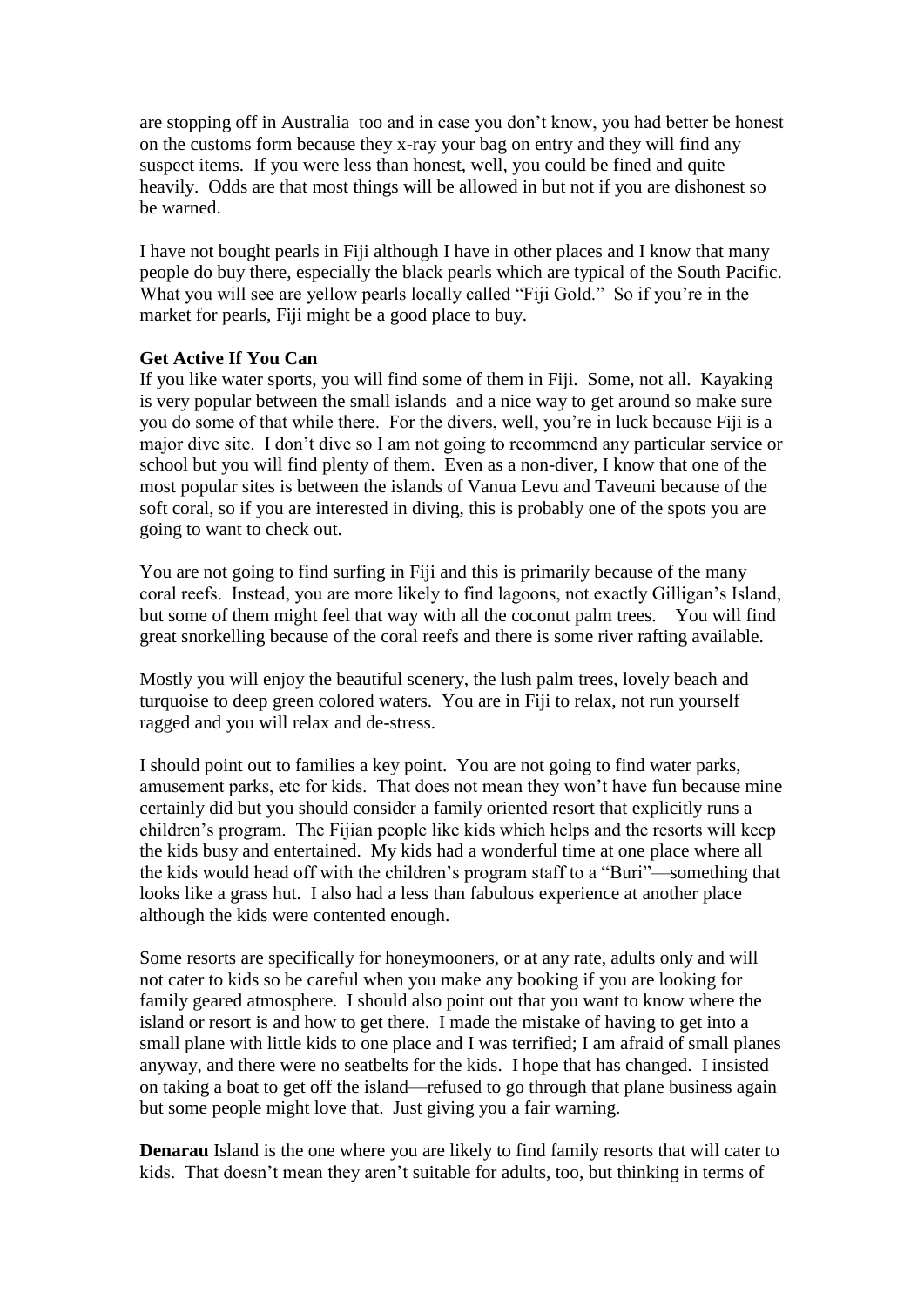are stopping off in Australia too and in case you don't know, you had better be honest on the customs form because they x-ray your bag on entry and they will find any suspect items. If you were less than honest, well, you could be fined and quite heavily. Odds are that most things will be allowed in but not if you are dishonest so be warned.

I have not bought pearls in Fiji although I have in other places and I know that many people do buy there, especially the black pearls which are typical of the South Pacific. What you will see are yellow pearls locally called "Fiji Gold." So if you're in the market for pearls, Fiji might be a good place to buy.

**Get Active If You Can**

If you like water sports, you will find some of them in Fiji. Some, not all. Kayaking is very popular between the small islands and a nice way to get around so make sure you do some of that while there. For the divers, well, you're in luck because Fiji is a major dive site. I don't dive so I am not going to recommend any particular service or school but you will find plenty of them. Even as a non-diver, I know that one of the most popular sites is between the islands of Vanua Levu and Taveuni because of the soft coral, so if you are interested in diving, this is probably one of the spots you are going to want to check out.

You are not going to find surfing in Fiji and this is primarily because of the many coral reefs. Instead, you are more likely to find lagoons, not exactly Gilligan's Island, but some of them might feel that way with all the coconut palm trees. You will find great snorkelling because of the coral reefs and there is some river rafting available.

Mostly you will enjoy the beautiful scenery, the lush palm trees, lovely beach and turquoise to deep green colored waters. You are in Fiji to relax, not run yourself ragged and you will relax and de-stress.

I should point out to families a key point. You are not going to find water parks, amusement parks, etc for kids. That does not mean they won't have fun because mine certainly did but you should consider a family oriented resort that explicitly runs a children's program. The Fijian people like kids which helps and the resorts will keep the kids busy and entertained. My kids had a wonderful time at one place where all the kids would head off with the children's program staff to a "Buri"—something that looks like a grass hut. I also had a less than fabulous experience at another place although the kids were contented enough.

Some resorts are specifically for honeymooners, or at any rate, adults only and will not cater to kids so be careful when you make any booking if you are looking for family geared atmosphere. I should also point out that you want to know where the island or resort is and how to get there. I made the mistake of having to get into a small plane with little kids to one place and I was terrified; I am afraid of small planes anyway, and there were no seatbelts for the kids. I hope that has changed. I insisted on taking a boat to get off the island—refused to go through that plane business again but some people might love that. Just giving you a fair warning.

**Denarau** Island is the one where you are likely to find family resorts that will cater to kids. That doesn't mean they aren't suitable for adults, too, but thinking in terms of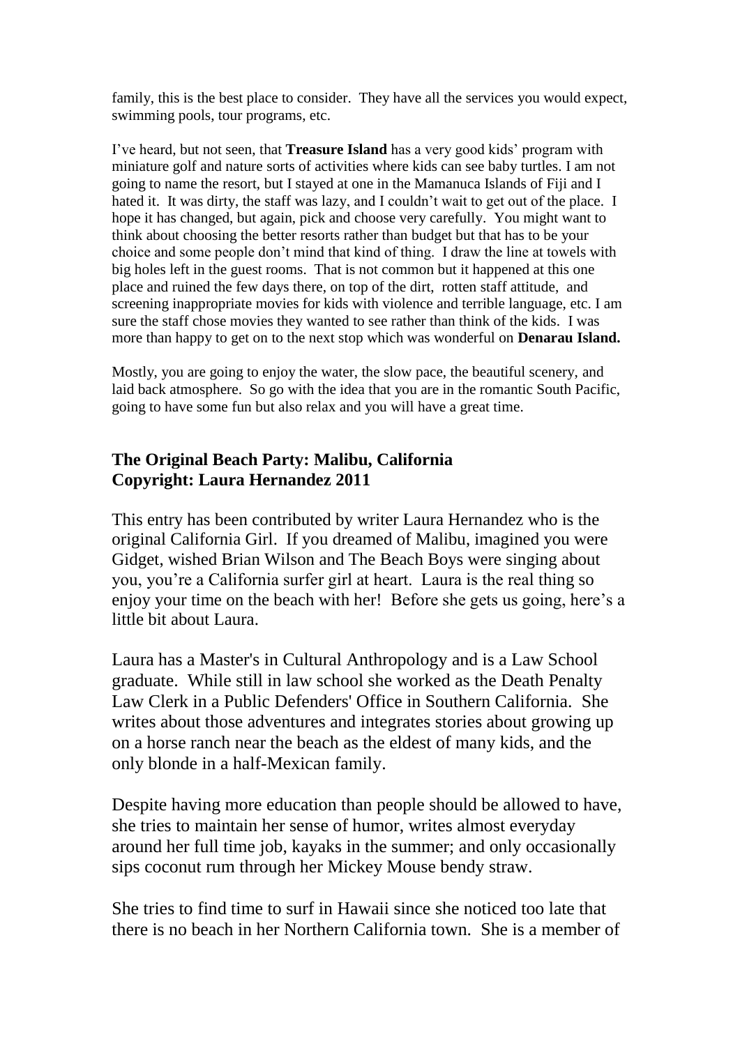family, this is the best place to consider. They have all the services you would expect, swimming pools, tour programs, etc.

I've heard, but not seen, that **Treasure Island** has a very good kids' program with miniature golf and nature sorts of activities where kids can see baby turtles. I am not going to name the resort, but I stayed at one in the Mamanuca Islands of Fiji and I hated it. It was dirty, the staff was lazy, and I couldn't wait to get out of the place. I hope it has changed, but again, pick and choose very carefully. You might want to think about choosing the better resorts rather than budget but that has to be your choice and some people don't mind that kind of thing. I draw the line at towels with big holes left in the guest rooms. That is not common but it happened at this one place and ruined the few days there, on top of the dirt, rotten staff attitude, and screening inappropriate movies for kids with violence and terrible language, etc. I am sure the staff chose movies they wanted to see rather than think of the kids. I was more than happy to get on to the next stop which was wonderful on **Denarau Island.**

Mostly, you are going to enjoy the water, the slow pace, the beautiful scenery, and laid back atmosphere. So go with the idea that you are in the romantic South Pacific, going to have some fun but also relax and you will have a great time.

## The Original Beach Party: Malibu, California
## Copyright: Laura Hernandez 2011

This entry has been contributed by writer Laura Hernandez who is the original California Girl. If you dreamed of Malibu, imagined you were Gidget, wished Brian Wilson and The Beach Boys were singing about you, you're a California surfer girl at heart. Laura is the real thing so enjoy your time on the beach with her! Before she gets us going, here's a little bit about Laura.

Laura has a Master's in Cultural Anthropology and is a Law School graduate. While still in law school she worked as the Death Penalty Law Clerk in a Public Defenders' Office in Southern California. She writes about those adventures and integrates stories about growing up on a horse ranch near the beach as the eldest of many kids, and the only blonde in a half-Mexican family.

Despite having more education than people should be allowed to have, she tries to maintain her sense of humor, writes almost everyday around her full time job, kayaks in the summer; and only occasionally sips coconut rum through her Mickey Mouse bendy straw.

She tries to find time to surf in Hawaii since she noticed too late that there is no beach in her Northern California town. She is a member of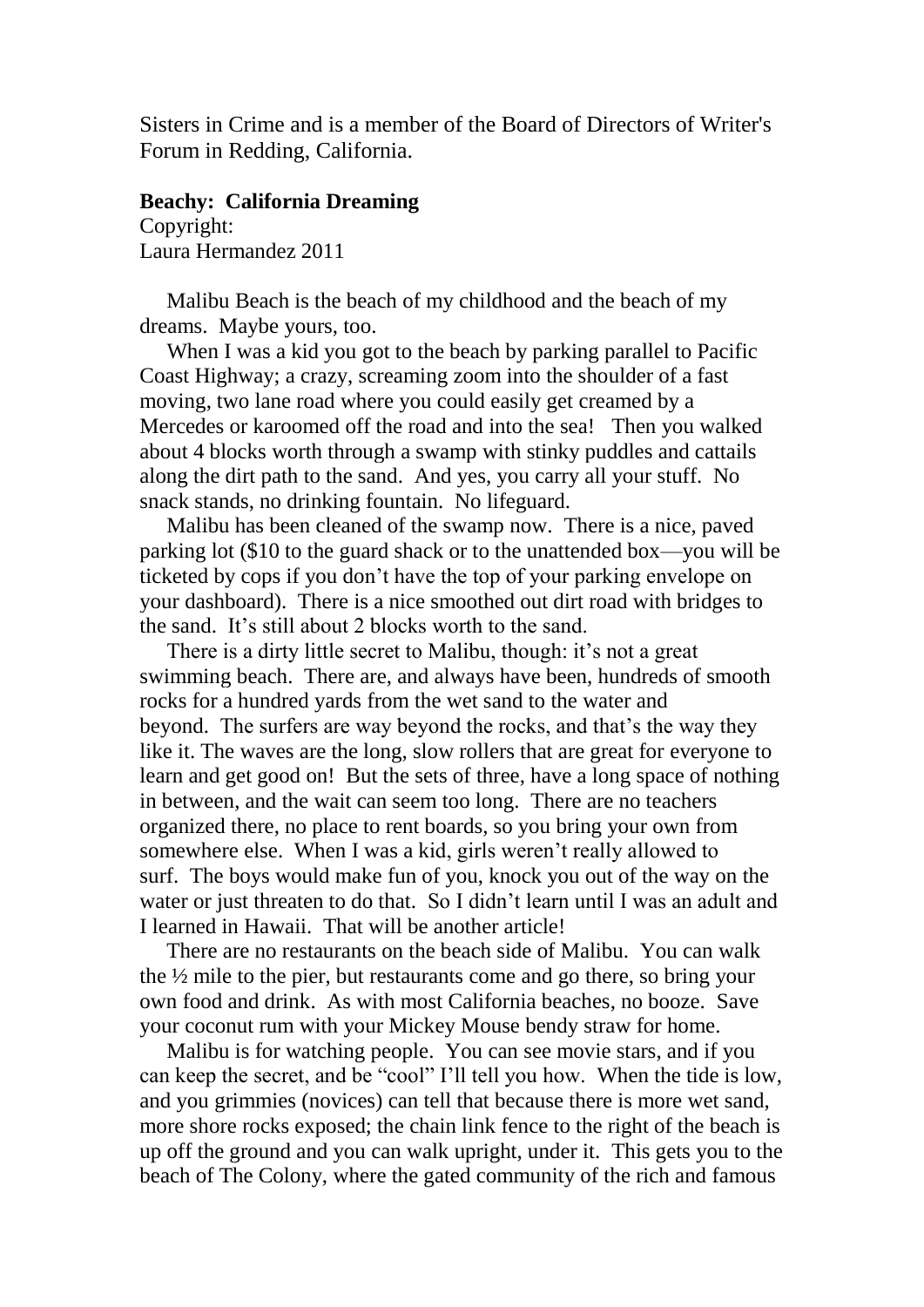Sisters in Crime and is a member of the Board of Directors of Writer's Forum in Redding, California.

**Beachy: California Dreaming**

Copyright:
Laura Hermandez 2011

Malibu Beach is the beach of my childhood and the beach of my dreams. Maybe yours, too.

When I was a kid you got to the beach by parking parallel to Pacific Coast Highway; a crazy, screaming zoom into the shoulder of a fast moving, two lane road where you could easily get creamed by a Mercedes or karoomed off the road and into the sea! Then you walked about 4 blocks worth through a swamp with stinky puddles and cattails along the dirt path to the sand. And yes, you carry all your stuff. No snack stands, no drinking fountain. No lifeguard.

Malibu has been cleaned of the swamp now. There is a nice, paved parking lot ($10 to the guard shack or to the unattended box—you will be ticketed by cops if you don't have the top of your parking envelope on your dashboard). There is a nice smoothed out dirt road with bridges to the sand. It's still about 2 blocks worth to the sand.

There is a dirty little secret to Malibu, though: it's not a great swimming beach. There are, and always have been, hundreds of smooth rocks for a hundred yards from the wet sand to the water and beyond. The surfers are way beyond the rocks, and that's the way they like it. The waves are the long, slow rollers that are great for everyone to learn and get good on! But the sets of three, have a long space of nothing in between, and the wait can seem too long. There are no teachers organized there, no place to rent boards, so you bring your own from somewhere else. When I was a kid, girls weren't really allowed to surf. The boys would make fun of you, knock you out of the way on the water or just threaten to do that. So I didn't learn until I was an adult and I learned in Hawaii. That will be another article!

There are no restaurants on the beach side of Malibu. You can walk the ½ mile to the pier, but restaurants come and go there, so bring your own food and drink. As with most California beaches, no booze. Save your coconut rum with your Mickey Mouse bendy straw for home.

Malibu is for watching people. You can see movie stars, and if you can keep the secret, and be "cool" I'll tell you how. When the tide is low, and you grimmies (novices) can tell that because there is more wet sand, more shore rocks exposed; the chain link fence to the right of the beach is up off the ground and you can walk upright, under it. This gets you to the beach of The Colony, where the gated community of the rich and famous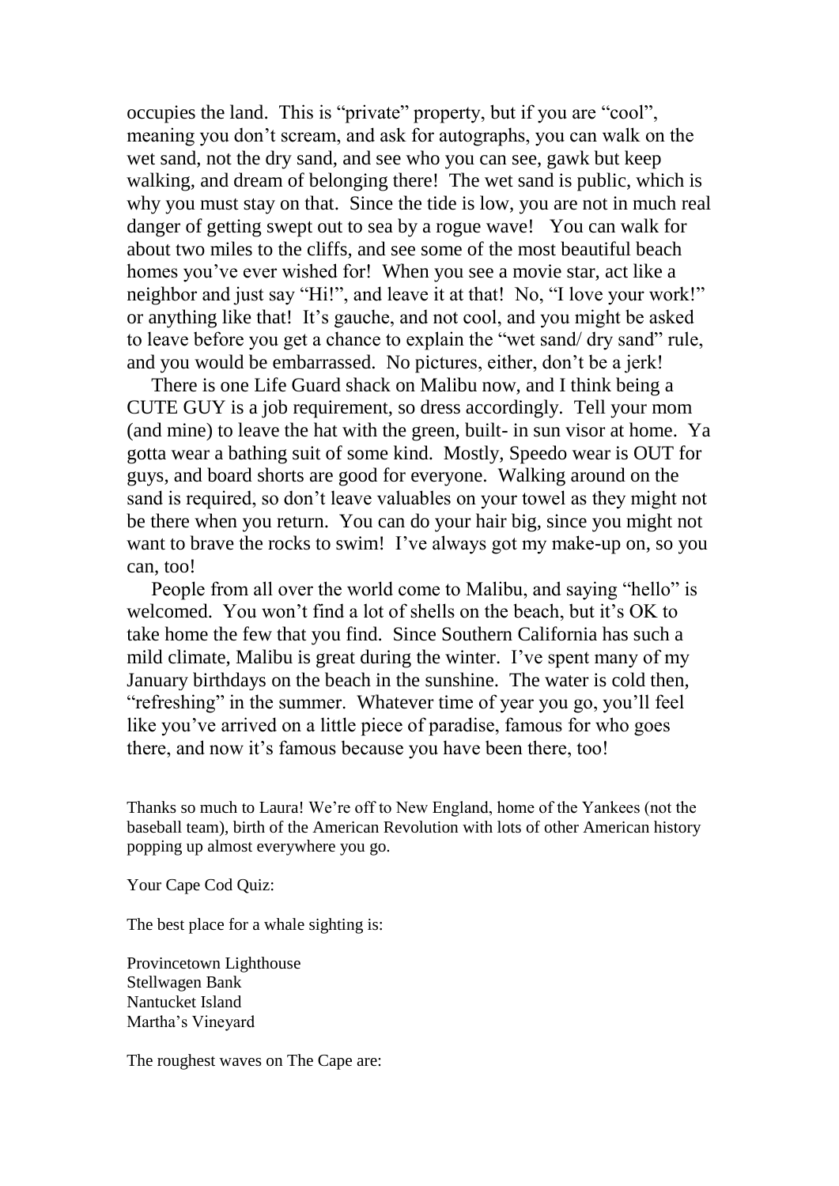occupies the land. This is "private" property, but if you are "cool", meaning you don't scream, and ask for autographs, you can walk on the wet sand, not the dry sand, and see who you can see, gawk but keep walking, and dream of belonging there! The wet sand is public, which is why you must stay on that. Since the tide is low, you are not in much real danger of getting swept out to sea by a rogue wave! You can walk for about two miles to the cliffs, and see some of the most beautiful beach homes you've ever wished for! When you see a movie star, act like a neighbor and just say "Hi!", and leave it at that! No, "I love your work!" or anything like that! It's gauche, and not cool, and you might be asked to leave before you get a chance to explain the "wet sand/ dry sand" rule, and you would be embarrassed. No pictures, either, don't be a jerk!

There is one Life Guard shack on Malibu now, and I think being a CUTE GUY is a job requirement, so dress accordingly. Tell your mom (and mine) to leave the hat with the green, built- in sun visor at home. Ya gotta wear a bathing suit of some kind. Mostly, Speedo wear is OUT for guys, and board shorts are good for everyone. Walking around on the sand is required, so don't leave valuables on your towel as they might not be there when you return. You can do your hair big, since you might not want to brave the rocks to swim! I've always got my make-up on, so you can, too!

People from all over the world come to Malibu, and saying "hello" is welcomed. You won't find a lot of shells on the beach, but it's OK to take home the few that you find. Since Southern California has such a mild climate, Malibu is great during the winter. I've spent many of my January birthdays on the beach in the sunshine. The water is cold then, "refreshing" in the summer. Whatever time of year you go, you'll feel like you've arrived on a little piece of paradise, famous for who goes there, and now it's famous because you have been there, too!

Thanks so much to Laura! We're off to New England, home of the Yankees (not the baseball team), birth of the American Revolution with lots of other American history popping up almost everywhere you go.

Your Cape Cod Quiz:

The best place for a whale sighting is:

Provincetown Lighthouse
Stellwagen Bank
Nantucket Island
Martha's Vineyard

The roughest waves on The Cape are: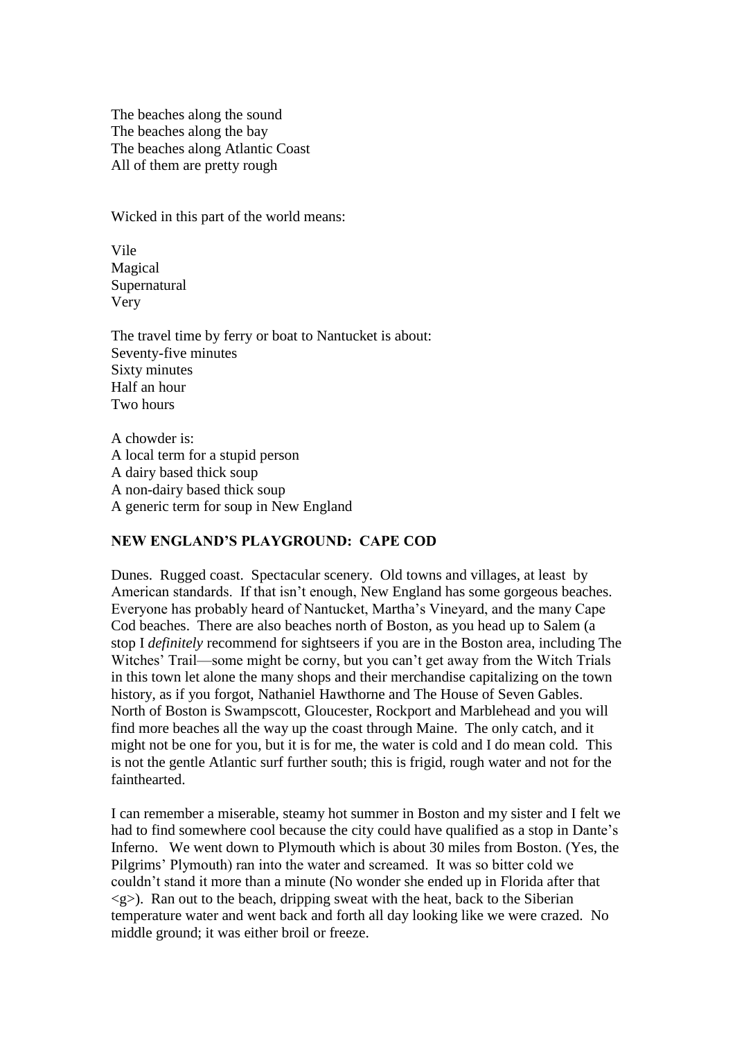The beaches along the sound
The beaches along the bay
The beaches along Atlantic Coast
All of them are pretty rough

Wicked in this part of the world means:

Vile
Magical
Supernatural
Very

The travel time by ferry or boat to Nantucket is about:
Seventy-five minutes
Sixty minutes
Half an hour
Two hours

A chowder is:
A local term for a stupid person
A dairy based thick soup
A non-dairy based thick soup
A generic term for soup in New England

**NEW ENGLAND'S PLAYGROUND: CAPE COD**

Dunes. Rugged coast. Spectacular scenery. Old towns and villages, at least by American standards. If that isn't enough, New England has some gorgeous beaches. Everyone has probably heard of Nantucket, Martha's Vineyard, and the many Cape Cod beaches. There are also beaches north of Boston, as you head up to Salem (a stop I *definitely* recommend for sightseers if you are in the Boston area, including The Witches' Trail—some might be corny, but you can't get away from the Witch Trials in this town let alone the many shops and their merchandise capitalizing on the town history, as if you forgot, Nathaniel Hawthorne and The House of Seven Gables. North of Boston is Swampscott, Gloucester, Rockport and Marblehead and you will find more beaches all the way up the coast through Maine. The only catch, and it might not be one for you, but it is for me, the water is cold and I do mean cold. This is not the gentle Atlantic surf further south; this is frigid, rough water and not for the fainthearted.

I can remember a miserable, steamy hot summer in Boston and my sister and I felt we had to find somewhere cool because the city could have qualified as a stop in Dante's Inferno. We went down to Plymouth which is about 30 miles from Boston. (Yes, the Pilgrims' Plymouth) ran into the water and screamed. It was so bitter cold we couldn't stand it more than a minute (No wonder she ended up in Florida after that <g>). Ran out to the beach, dripping sweat with the heat, back to the Siberian temperature water and went back and forth all day looking like we were crazed. No middle ground; it was either broil or freeze.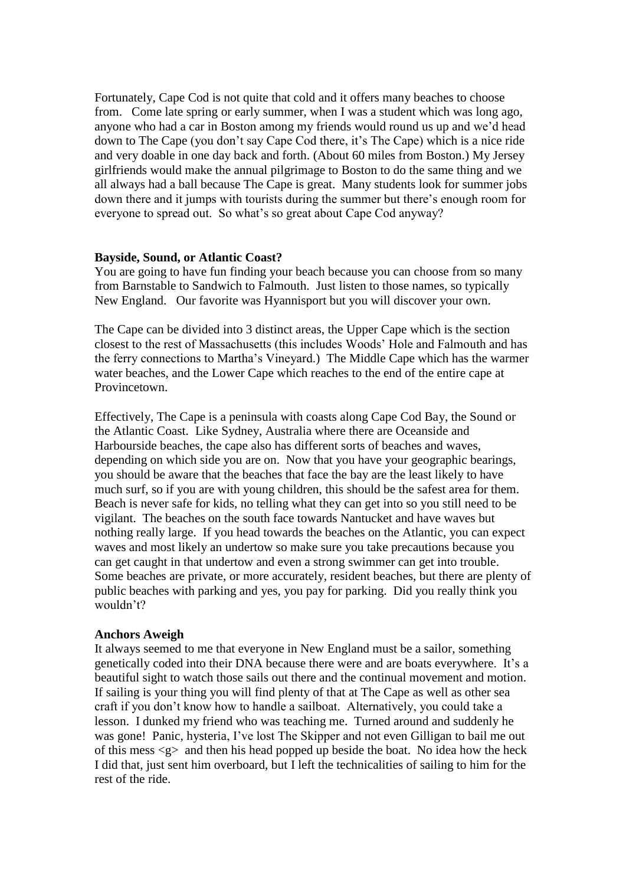Fortunately, Cape Cod is not quite that cold and it offers many beaches to choose from. Come late spring or early summer, when I was a student which was long ago, anyone who had a car in Boston among my friends would round us up and we'd head down to The Cape (you don't say Cape Cod there, it's The Cape) which is a nice ride and very doable in one day back and forth. (About 60 miles from Boston.) My Jersey girlfriends would make the annual pilgrimage to Boston to do the same thing and we all always had a ball because The Cape is great. Many students look for summer jobs down there and it jumps with tourists during the summer but there's enough room for everyone to spread out. So what's so great about Cape Cod anyway?

**Bayside, Sound, or Atlantic Coast?**

You are going to have fun finding your beach because you can choose from so many from Barnstable to Sandwich to Falmouth. Just listen to those names, so typically New England. Our favorite was Hyannisport but you will discover your own.

The Cape can be divided into 3 distinct areas, the Upper Cape which is the section closest to the rest of Massachusetts (this includes Woods' Hole and Falmouth and has the ferry connections to Martha's Vineyard.) The Middle Cape which has the warmer water beaches, and the Lower Cape which reaches to the end of the entire cape at Provincetown.

Effectively, The Cape is a peninsula with coasts along Cape Cod Bay, the Sound or the Atlantic Coast. Like Sydney, Australia where there are Oceanside and Harbourside beaches, the cape also has different sorts of beaches and waves, depending on which side you are on. Now that you have your geographic bearings, you should be aware that the beaches that face the bay are the least likely to have much surf, so if you are with young children, this should be the safest area for them. Beach is never safe for kids, no telling what they can get into so you still need to be vigilant. The beaches on the south face towards Nantucket and have waves but nothing really large. If you head towards the beaches on the Atlantic, you can expect waves and most likely an undertow so make sure you take precautions because you can get caught in that undertow and even a strong swimmer can get into trouble. Some beaches are private, or more accurately, resident beaches, but there are plenty of public beaches with parking and yes, you pay for parking. Did you really think you wouldn't?

**Anchors Aweigh**

It always seemed to me that everyone in New England must be a sailor, something genetically coded into their DNA because there were and are boats everywhere. It's a beautiful sight to watch those sails out there and the continual movement and motion. If sailing is your thing you will find plenty of that at The Cape as well as other sea craft if you don't know how to handle a sailboat. Alternatively, you could take a lesson. I dunked my friend who was teaching me. Turned around and suddenly he was gone! Panic, hysteria, I've lost The Skipper and not even Gilligan to bail me out of this mess <g> and then his head popped up beside the boat. No idea how the heck I did that, just sent him overboard, but I left the technicalities of sailing to him for the rest of the ride.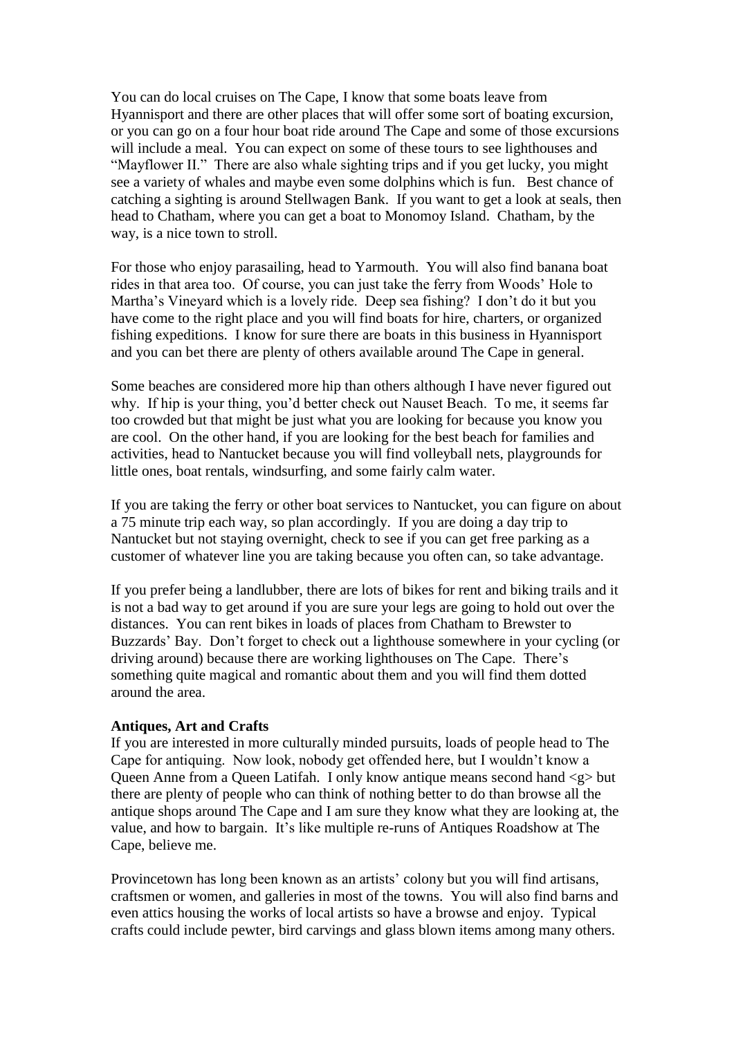You can do local cruises on The Cape, I know that some boats leave from Hyannisport and there are other places that will offer some sort of boating excursion, or you can go on a four hour boat ride around The Cape and some of those excursions will include a meal. You can expect on some of these tours to see lighthouses and "Mayflower II." There are also whale sighting trips and if you get lucky, you might see a variety of whales and maybe even some dolphins which is fun. Best chance of catching a sighting is around Stellwagen Bank. If you want to get a look at seals, then head to Chatham, where you can get a boat to Monomoy Island. Chatham, by the way, is a nice town to stroll.

For those who enjoy parasailing, head to Yarmouth. You will also find banana boat rides in that area too. Of course, you can just take the ferry from Woods' Hole to Martha's Vineyard which is a lovely ride. Deep sea fishing? I don't do it but you have come to the right place and you will find boats for hire, charters, or organized fishing expeditions. I know for sure there are boats in this business in Hyannisport and you can bet there are plenty of others available around The Cape in general.

Some beaches are considered more hip than others although I have never figured out why. If hip is your thing, you'd better check out Nauset Beach. To me, it seems far too crowded but that might be just what you are looking for because you know you are cool. On the other hand, if you are looking for the best beach for families and activities, head to Nantucket because you will find volleyball nets, playgrounds for little ones, boat rentals, windsurfing, and some fairly calm water.

If you are taking the ferry or other boat services to Nantucket, you can figure on about a 75 minute trip each way, so plan accordingly. If you are doing a day trip to Nantucket but not staying overnight, check to see if you can get free parking as a customer of whatever line you are taking because you often can, so take advantage.

If you prefer being a landlubber, there are lots of bikes for rent and biking trails and it is not a bad way to get around if you are sure your legs are going to hold out over the distances. You can rent bikes in loads of places from Chatham to Brewster to Buzzards' Bay. Don't forget to check out a lighthouse somewhere in your cycling (or driving around) because there are working lighthouses on The Cape. There's something quite magical and romantic about them and you will find them dotted around the area.

**Antiques, Art and Crafts**

If you are interested in more culturally minded pursuits, loads of people head to The Cape for antiquing. Now look, nobody get offended here, but I wouldn't know a Queen Anne from a Queen Latifah. I only know antique means second hand <g> but there are plenty of people who can think of nothing better to do than browse all the antique shops around The Cape and I am sure they know what they are looking at, the value, and how to bargain. It's like multiple re-runs of Antiques Roadshow at The Cape, believe me.

Provincetown has long been known as an artists' colony but you will find artisans, craftsmen or women, and galleries in most of the towns. You will also find barns and even attics housing the works of local artists so have a browse and enjoy. Typical crafts could include pewter, bird carvings and glass blown items among many others.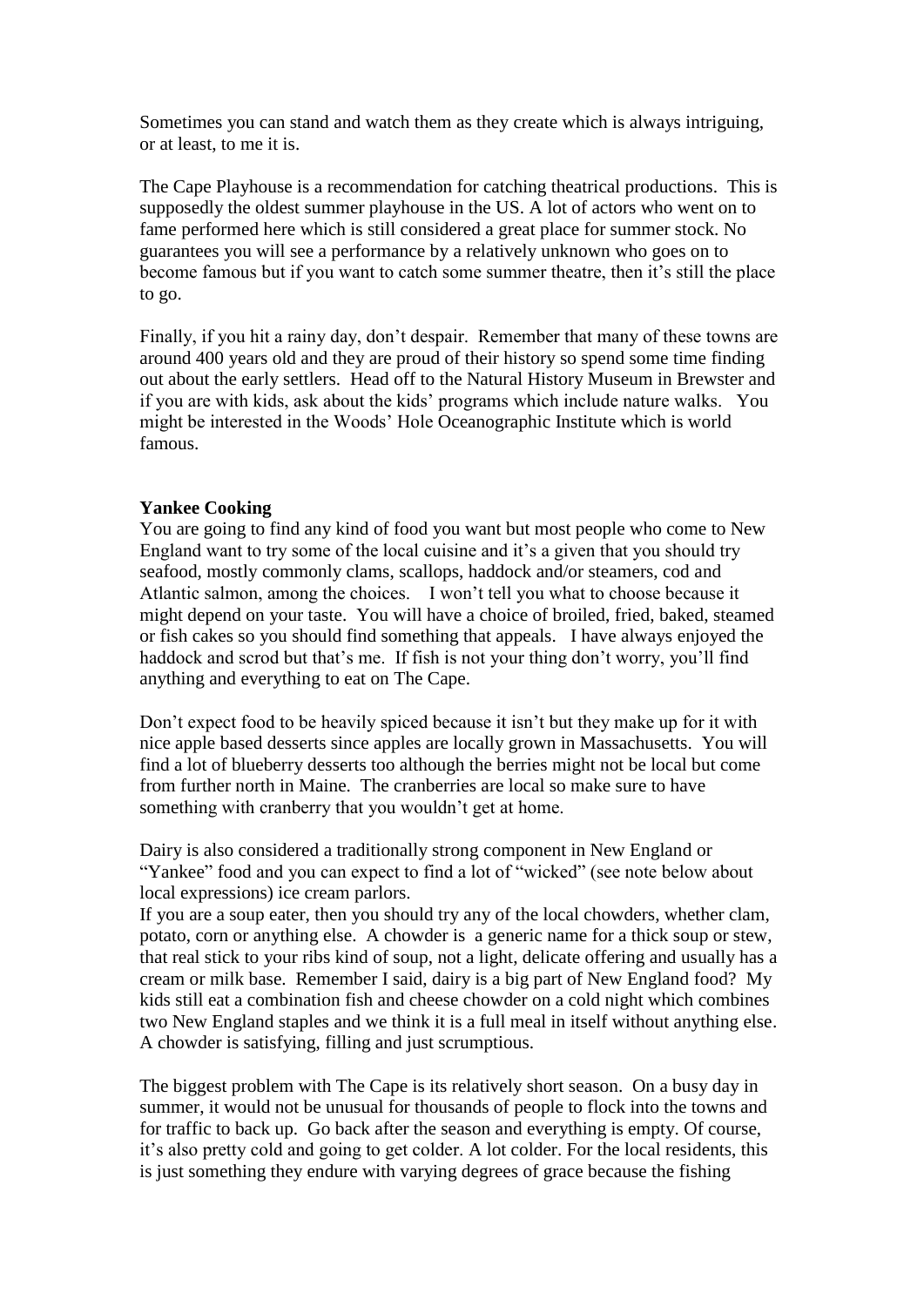Sometimes you can stand and watch them as they create which is always intriguing, or at least, to me it is.

The Cape Playhouse is a recommendation for catching theatrical productions. This is supposedly the oldest summer playhouse in the US. A lot of actors who went on to fame performed here which is still considered a great place for summer stock. No guarantees you will see a performance by a relatively unknown who goes on to become famous but if you want to catch some summer theatre, then it's still the place to go.

Finally, if you hit a rainy day, don't despair. Remember that many of these towns are around 400 years old and they are proud of their history so spend some time finding out about the early settlers. Head off to the Natural History Museum in Brewster and if you are with kids, ask about the kids' programs which include nature walks. You might be interested in the Woods' Hole Oceanographic Institute which is world famous.

**Yankee Cooking**

You are going to find any kind of food you want but most people who come to New England want to try some of the local cuisine and it's a given that you should try seafood, mostly commonly clams, scallops, haddock and/or steamers, cod and Atlantic salmon, among the choices. I won't tell you what to choose because it might depend on your taste. You will have a choice of broiled, fried, baked, steamed or fish cakes so you should find something that appeals. I have always enjoyed the haddock and scrod but that's me. If fish is not your thing don't worry, you'll find anything and everything to eat on The Cape.

Don't expect food to be heavily spiced because it isn't but they make up for it with nice apple based desserts since apples are locally grown in Massachusetts. You will find a lot of blueberry desserts too although the berries might not be local but come from further north in Maine. The cranberries are local so make sure to have something with cranberry that you wouldn't get at home.

Dairy is also considered a traditionally strong component in New England or "Yankee" food and you can expect to find a lot of "wicked" (see note below about local expressions) ice cream parlors.

If you are a soup eater, then you should try any of the local chowders, whether clam, potato, corn or anything else. A chowder is a generic name for a thick soup or stew, that real stick to your ribs kind of soup, not a light, delicate offering and usually has a cream or milk base. Remember I said, dairy is a big part of New England food? My kids still eat a combination fish and cheese chowder on a cold night which combines two New England staples and we think it is a full meal in itself without anything else. A chowder is satisfying, filling and just scrumptious.

The biggest problem with The Cape is its relatively short season. On a busy day in summer, it would not be unusual for thousands of people to flock into the towns and for traffic to back up. Go back after the season and everything is empty. Of course, it's also pretty cold and going to get colder. A lot colder. For the local residents, this is just something they endure with varying degrees of grace because the fishing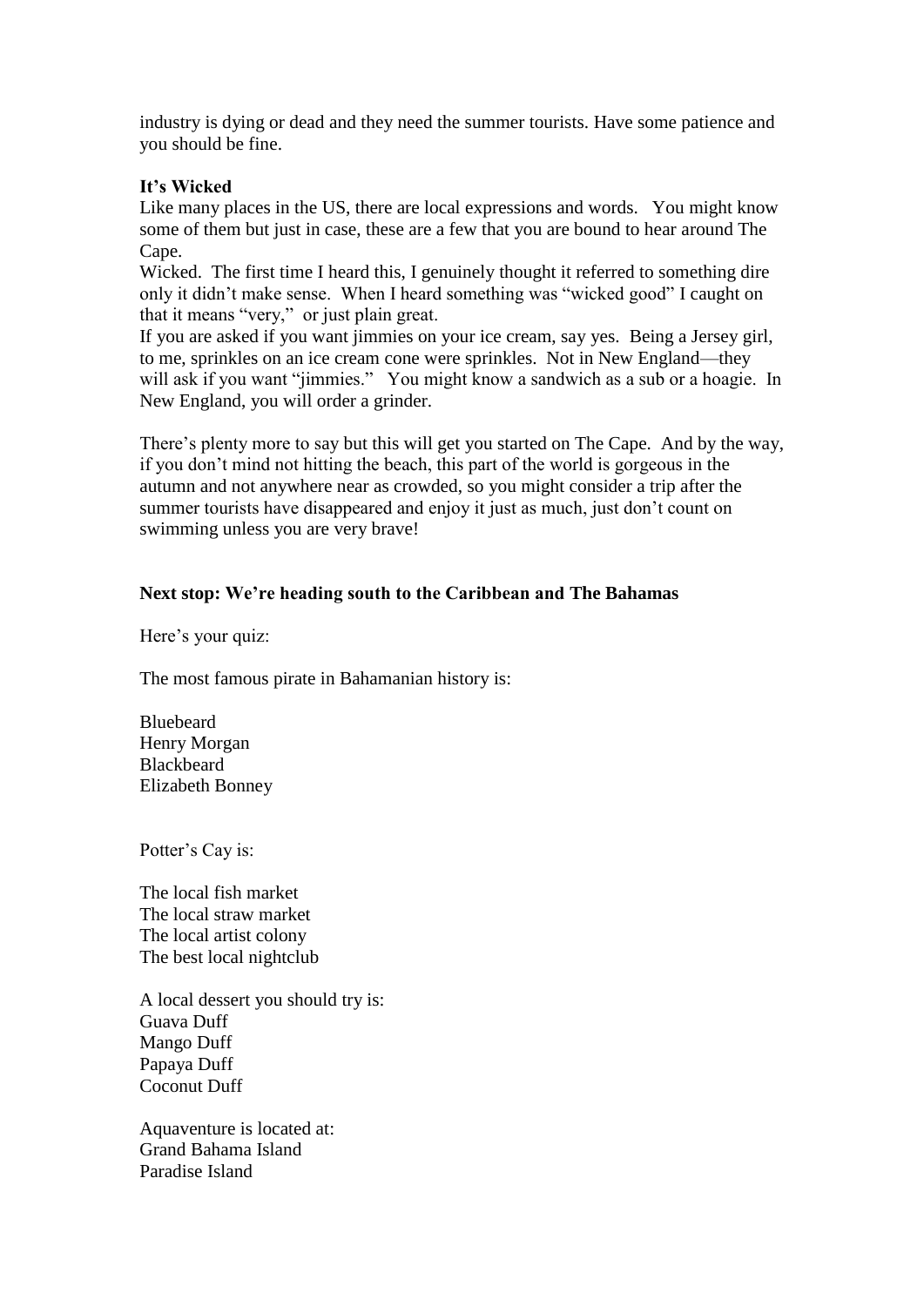industry is dying or dead and they need the summer tourists. Have some patience and you should be fine.

**It's Wicked**

Like many places in the US, there are local expressions and words. You might know some of them but just in case, these are a few that you are bound to hear around The Cape.

Wicked. The first time I heard this, I genuinely thought it referred to something dire only it didn't make sense. When I heard something was "wicked good" I caught on that it means "very," or just plain great.

If you are asked if you want jimmies on your ice cream, say yes. Being a Jersey girl, to me, sprinkles on an ice cream cone were sprinkles. Not in New England—they will ask if you want "jimmies." You might know a sandwich as a sub or a hoagie. In New England, you will order a grinder.

There's plenty more to say but this will get you started on The Cape. And by the way, if you don't mind not hitting the beach, this part of the world is gorgeous in the autumn and not anywhere near as crowded, so you might consider a trip after the summer tourists have disappeared and enjoy it just as much, just don't count on swimming unless you are very brave!

**Next stop: We're heading south to the Caribbean and The Bahamas**

Here's your quiz:

The most famous pirate in Bahamanian history is:

Bluebeard
Henry Morgan
Blackbeard
Elizabeth Bonney

Potter's Cay is:

The local fish market
The local straw market
The local artist colony
The best local nightclub

A local dessert you should try is:
Guava Duff
Mango Duff
Papaya Duff
Coconut Duff

Aquaventure is located at:
Grand Bahama Island
Paradise Island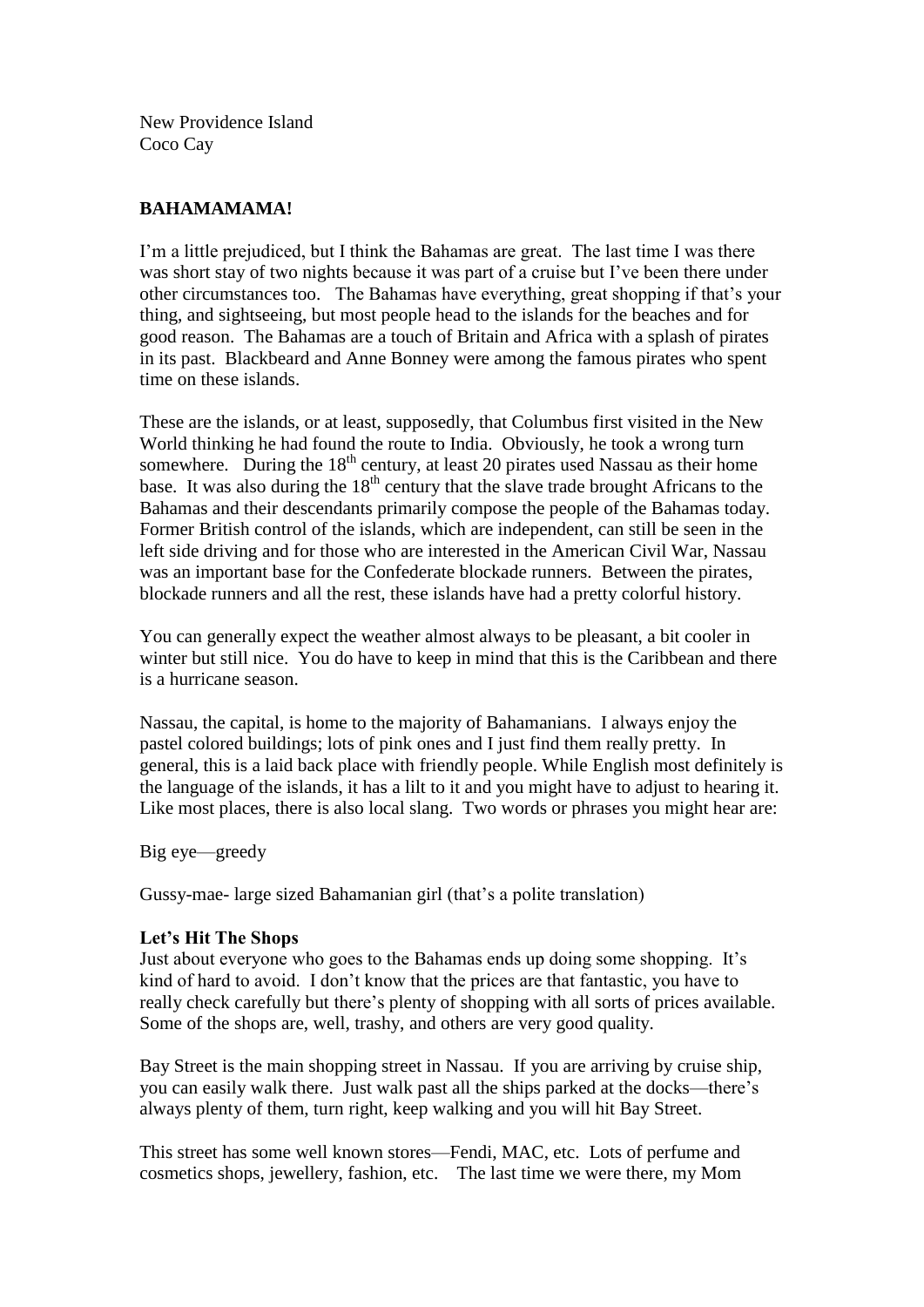New Providence Island
Coco Cay

## BAHAMAMAMA!

I'm a little prejudiced, but I think the Bahamas are great. The last time I was there was short stay of two nights because it was part of a cruise but I've been there under other circumstances too. The Bahamas have everything, great shopping if that's your thing, and sightseeing, but most people head to the islands for the beaches and for good reason. The Bahamas are a touch of Britain and Africa with a splash of pirates in its past. Blackbeard and Anne Bonney were among the famous pirates who spent time on these islands.

These are the islands, or at least, supposedly, that Columbus first visited in the New World thinking he had found the route to India. Obviously, he took a wrong turn somewhere. During the 18th century, at least 20 pirates used Nassau as their home base. It was also during the 18th century that the slave trade brought Africans to the Bahamas and their descendants primarily compose the people of the Bahamas today. Former British control of the islands, which are independent, can still be seen in the left side driving and for those who are interested in the American Civil War, Nassau was an important base for the Confederate blockade runners. Between the pirates, blockade runners and all the rest, these islands have had a pretty colorful history.

You can generally expect the weather almost always to be pleasant, a bit cooler in winter but still nice. You do have to keep in mind that this is the Caribbean and there is a hurricane season.

Nassau, the capital, is home to the majority of Bahamanians. I always enjoy the pastel colored buildings; lots of pink ones and I just find them really pretty. In general, this is a laid back place with friendly people. While English most definitely is the language of the islands, it has a lilt to it and you might have to adjust to hearing it. Like most places, there is also local slang. Two words or phrases you might hear are:

Big eye—greedy

Gussy-mae- large sized Bahamanian girl (that's a polite translation)

### Let's Hit The Shops

Just about everyone who goes to the Bahamas ends up doing some shopping. It's kind of hard to avoid. I don't know that the prices are that fantastic, you have to really check carefully but there's plenty of shopping with all sorts of prices available. Some of the shops are, well, trashy, and others are very good quality.

Bay Street is the main shopping street in Nassau. If you are arriving by cruise ship, you can easily walk there. Just walk past all the ships parked at the docks—there's always plenty of them, turn right, keep walking and you will hit Bay Street.

This street has some well known stores—Fendi, MAC, etc. Lots of perfume and cosmetics shops, jewellery, fashion, etc. The last time we were there, my Mom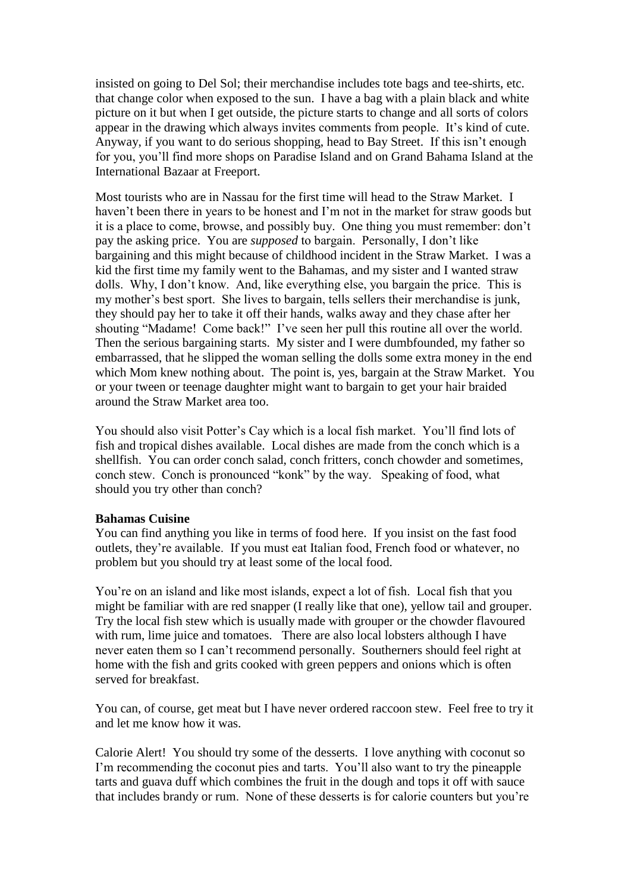insisted on going to Del Sol; their merchandise includes tote bags and tee-shirts, etc. that change color when exposed to the sun. I have a bag with a plain black and white picture on it but when I get outside, the picture starts to change and all sorts of colors appear in the drawing which always invites comments from people. It's kind of cute. Anyway, if you want to do serious shopping, head to Bay Street. If this isn't enough for you, you'll find more shops on Paradise Island and on Grand Bahama Island at the International Bazaar at Freeport.

Most tourists who are in Nassau for the first time will head to the Straw Market. I haven't been there in years to be honest and I'm not in the market for straw goods but it is a place to come, browse, and possibly buy. One thing you must remember: don't pay the asking price. You are *supposed* to bargain. Personally, I don't like bargaining and this might because of childhood incident in the Straw Market. I was a kid the first time my family went to the Bahamas, and my sister and I wanted straw dolls. Why, I don't know. And, like everything else, you bargain the price. This is my mother's best sport. She lives to bargain, tells sellers their merchandise is junk, they should pay her to take it off their hands, walks away and they chase after her shouting "Madame! Come back!" I've seen her pull this routine all over the world. Then the serious bargaining starts. My sister and I were dumbfounded, my father so embarrassed, that he slipped the woman selling the dolls some extra money in the end which Mom knew nothing about. The point is, yes, bargain at the Straw Market. You or your tween or teenage daughter might want to bargain to get your hair braided around the Straw Market area too.

You should also visit Potter's Cay which is a local fish market. You'll find lots of fish and tropical dishes available. Local dishes are made from the conch which is a shellfish. You can order conch salad, conch fritters, conch chowder and sometimes, conch stew. Conch is pronounced "konk" by the way. Speaking of food, what should you try other than conch?

**Bahamas Cuisine**

You can find anything you like in terms of food here. If you insist on the fast food outlets, they're available. If you must eat Italian food, French food or whatever, no problem but you should try at least some of the local food.

You're on an island and like most islands, expect a lot of fish. Local fish that you might be familiar with are red snapper (I really like that one), yellow tail and grouper. Try the local fish stew which is usually made with grouper or the chowder flavoured with rum, lime juice and tomatoes. There are also local lobsters although I have never eaten them so I can't recommend personally. Southerners should feel right at home with the fish and grits cooked with green peppers and onions which is often served for breakfast.

You can, of course, get meat but I have never ordered raccoon stew. Feel free to try it and let me know how it was.

Calorie Alert! You should try some of the desserts. I love anything with coconut so I'm recommending the coconut pies and tarts. You'll also want to try the pineapple tarts and guava duff which combines the fruit in the dough and tops it off with sauce that includes brandy or rum. None of these desserts is for calorie counters but you're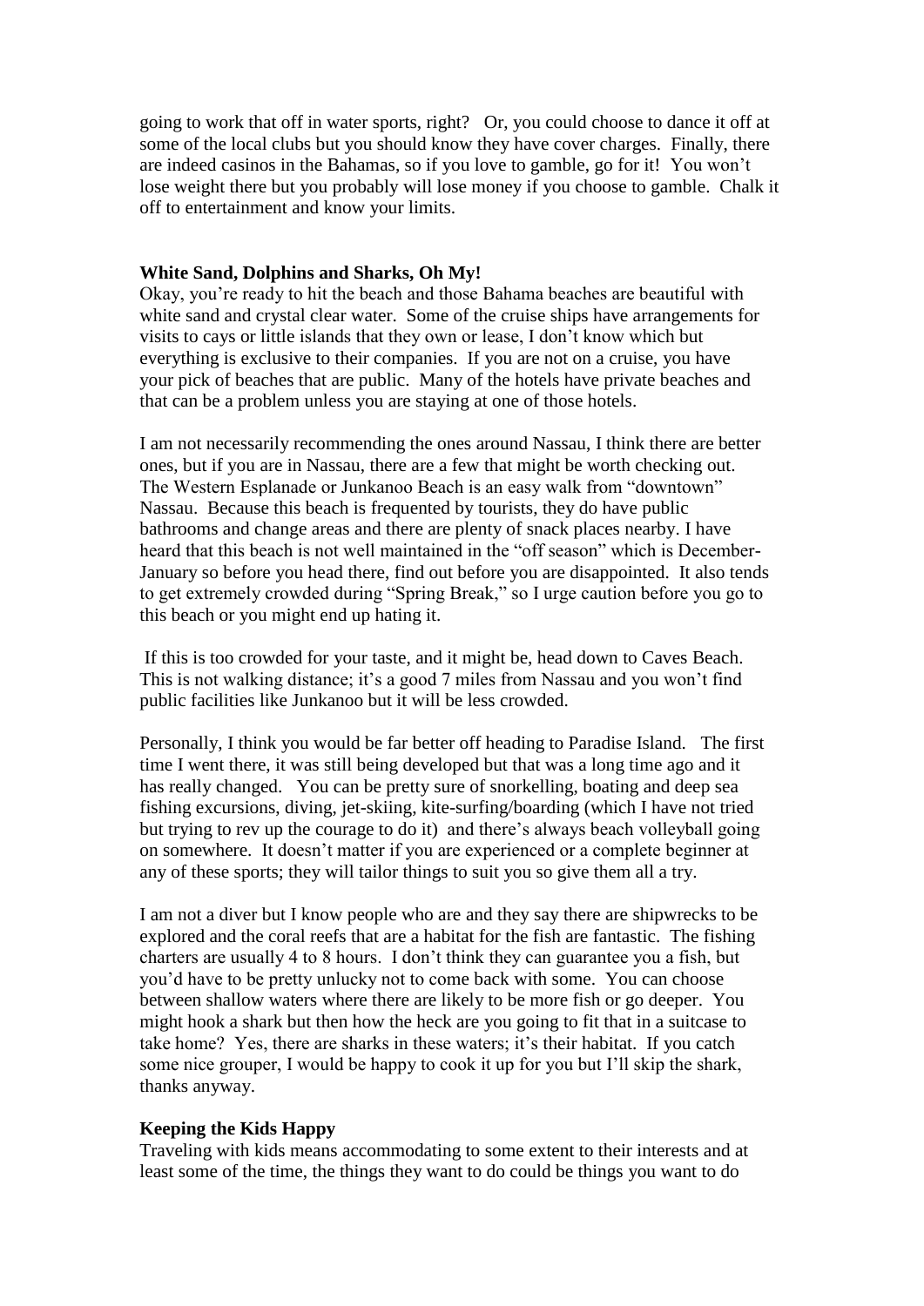going to work that off in water sports, right? Or, you could choose to dance it off at some of the local clubs but you should know they have cover charges. Finally, there are indeed casinos in the Bahamas, so if you love to gamble, go for it! You won't lose weight there but you probably will lose money if you choose to gamble. Chalk it off to entertainment and know your limits.

**White Sand, Dolphins and Sharks, Oh My!**

Okay, you're ready to hit the beach and those Bahama beaches are beautiful with white sand and crystal clear water. Some of the cruise ships have arrangements for visits to cays or little islands that they own or lease, I don't know which but everything is exclusive to their companies. If you are not on a cruise, you have your pick of beaches that are public. Many of the hotels have private beaches and that can be a problem unless you are staying at one of those hotels.

I am not necessarily recommending the ones around Nassau, I think there are better ones, but if you are in Nassau, there are a few that might be worth checking out. The Western Esplanade or Junkanoo Beach is an easy walk from "downtown" Nassau. Because this beach is frequented by tourists, they do have public bathrooms and change areas and there are plenty of snack places nearby. I have heard that this beach is not well maintained in the "off season" which is December-January so before you head there, find out before you are disappointed. It also tends to get extremely crowded during "Spring Break," so I urge caution before you go to this beach or you might end up hating it.

If this is too crowded for your taste, and it might be, head down to Caves Beach. This is not walking distance; it's a good 7 miles from Nassau and you won't find public facilities like Junkanoo but it will be less crowded.

Personally, I think you would be far better off heading to Paradise Island. The first time I went there, it was still being developed but that was a long time ago and it has really changed. You can be pretty sure of snorkelling, boating and deep sea fishing excursions, diving, jet-skiing, kite-surfing/boarding (which I have not tried but trying to rev up the courage to do it) and there's always beach volleyball going on somewhere. It doesn't matter if you are experienced or a complete beginner at any of these sports; they will tailor things to suit you so give them all a try.

I am not a diver but I know people who are and they say there are shipwrecks to be explored and the coral reefs that are a habitat for the fish are fantastic. The fishing charters are usually 4 to 8 hours. I don't think they can guarantee you a fish, but you'd have to be pretty unlucky not to come back with some. You can choose between shallow waters where there are likely to be more fish or go deeper. You might hook a shark but then how the heck are you going to fit that in a suitcase to take home? Yes, there are sharks in these waters; it's their habitat. If you catch some nice grouper, I would be happy to cook it up for you but I'll skip the shark, thanks anyway.

**Keeping the Kids Happy**

Traveling with kids means accommodating to some extent to their interests and at least some of the time, the things they want to do could be things you want to do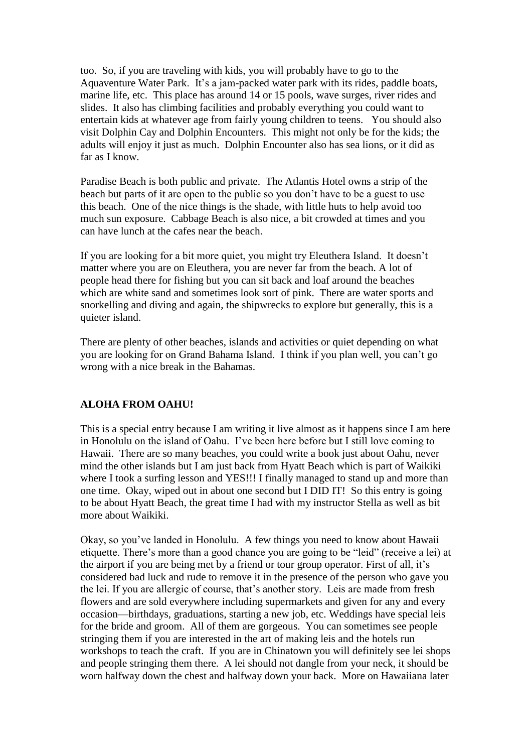too. So, if you are traveling with kids, you will probably have to go to the Aquaventure Water Park. It's a jam-packed water park with its rides, paddle boats, marine life, etc. This place has around 14 or 15 pools, wave surges, river rides and slides. It also has climbing facilities and probably everything you could want to entertain kids at whatever age from fairly young children to teens. You should also visit Dolphin Cay and Dolphin Encounters. This might not only be for the kids; the adults will enjoy it just as much. Dolphin Encounter also has sea lions, or it did as far as I know.

Paradise Beach is both public and private. The Atlantis Hotel owns a strip of the beach but parts of it are open to the public so you don't have to be a guest to use this beach. One of the nice things is the shade, with little huts to help avoid too much sun exposure. Cabbage Beach is also nice, a bit crowded at times and you can have lunch at the cafes near the beach.

If you are looking for a bit more quiet, you might try Eleuthera Island. It doesn't matter where you are on Eleuthera, you are never far from the beach. A lot of people head there for fishing but you can sit back and loaf around the beaches which are white sand and sometimes look sort of pink. There are water sports and snorkelling and diving and again, the shipwrecks to explore but generally, this is a quieter island.

There are plenty of other beaches, islands and activities or quiet depending on what you are looking for on Grand Bahama Island. I think if you plan well, you can't go wrong with a nice break in the Bahamas.

## ALOHA FROM OAHU!

This is a special entry because I am writing it live almost as it happens since I am here in Honolulu on the island of Oahu. I've been here before but I still love coming to Hawaii. There are so many beaches, you could write a book just about Oahu, never mind the other islands but I am just back from Hyatt Beach which is part of Waikiki where I took a surfing lesson and YES!!! I finally managed to stand up and more than one time. Okay, wiped out in about one second but I DID IT! So this entry is going to be about Hyatt Beach, the great time I had with my instructor Stella as well as bit more about Waikiki.

Okay, so you've landed in Honolulu. A few things you need to know about Hawaii etiquette. There's more than a good chance you are going to be "leid" (receive a lei) at the airport if you are being met by a friend or tour group operator. First of all, it's considered bad luck and rude to remove it in the presence of the person who gave you the lei. If you are allergic of course, that's another story. Leis are made from fresh flowers and are sold everywhere including supermarkets and given for any and every occasion—birthdays, graduations, starting a new job, etc. Weddings have special leis for the bride and groom. All of them are gorgeous. You can sometimes see people stringing them if you are interested in the art of making leis and the hotels run workshops to teach the craft. If you are in Chinatown you will definitely see lei shops and people stringing them there. A lei should not dangle from your neck, it should be worn halfway down the chest and halfway down your back. More on Hawaiiana later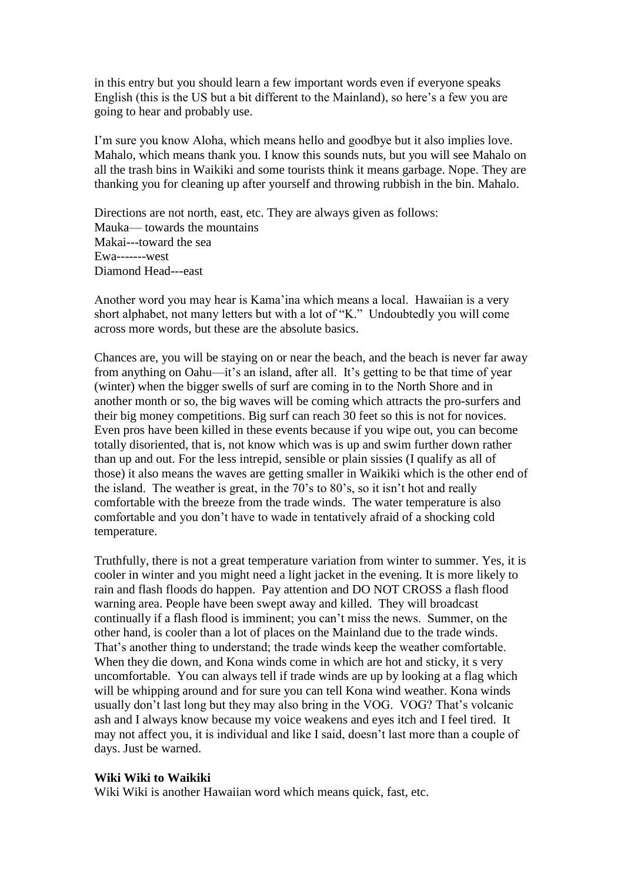in this entry but you should learn a few important words even if everyone speaks English (this is the US but a bit different to the Mainland), so here's a few you are going to hear and probably use.

I'm sure you know Aloha, which means hello and goodbye but it also implies love. Mahalo, which means thank you. I know this sounds nuts, but you will see Mahalo on all the trash bins in Waikiki and some tourists think it means garbage. Nope. They are thanking you for cleaning up after yourself and throwing rubbish in the bin. Mahalo.

Directions are not north, east, etc. They are always given as follows:
Mauka— towards the mountains
Makai---toward the sea
Ewa-------west
Diamond Head---east

Another word you may hear is Kama'ina which means a local. Hawaiian is a very short alphabet, not many letters but with a lot of "K." Undoubtedly you will come across more words, but these are the absolute basics.

Chances are, you will be staying on or near the beach, and the beach is never far away from anything on Oahu—it's an island, after all. It's getting to be that time of year (winter) when the bigger swells of surf are coming in to the North Shore and in another month or so, the big waves will be coming which attracts the pro-surfers and their big money competitions. Big surf can reach 30 feet so this is not for novices. Even pros have been killed in these events because if you wipe out, you can become totally disoriented, that is, not know which was is up and swim further down rather than up and out. For the less intrepid, sensible or plain sissies (I qualify as all of those) it also means the waves are getting smaller in Waikiki which is the other end of the island. The weather is great, in the 70's to 80's, so it isn't hot and really comfortable with the breeze from the trade winds. The water temperature is also comfortable and you don't have to wade in tentatively afraid of a shocking cold temperature.

Truthfully, there is not a great temperature variation from winter to summer. Yes, it is cooler in winter and you might need a light jacket in the evening. It is more likely to rain and flash floods do happen. Pay attention and DO NOT CROSS a flash flood warning area. People have been swept away and killed. They will broadcast continually if a flash flood is imminent; you can't miss the news. Summer, on the other hand, is cooler than a lot of places on the Mainland due to the trade winds. That's another thing to understand; the trade winds keep the weather comfortable. When they die down, and Kona winds come in which are hot and sticky, it s very uncomfortable. You can always tell if trade winds are up by looking at a flag which will be whipping around and for sure you can tell Kona wind weather. Kona winds usually don't last long but they may also bring in the VOG. VOG? That's volcanic ash and I always know because my voice weakens and eyes itch and I feel tired. It may not affect you, it is individual and like I said, doesn't last more than a couple of days. Just be warned.

**Wiki Wiki to Waikiki**

Wiki Wiki is another Hawaiian word which means quick, fast, etc.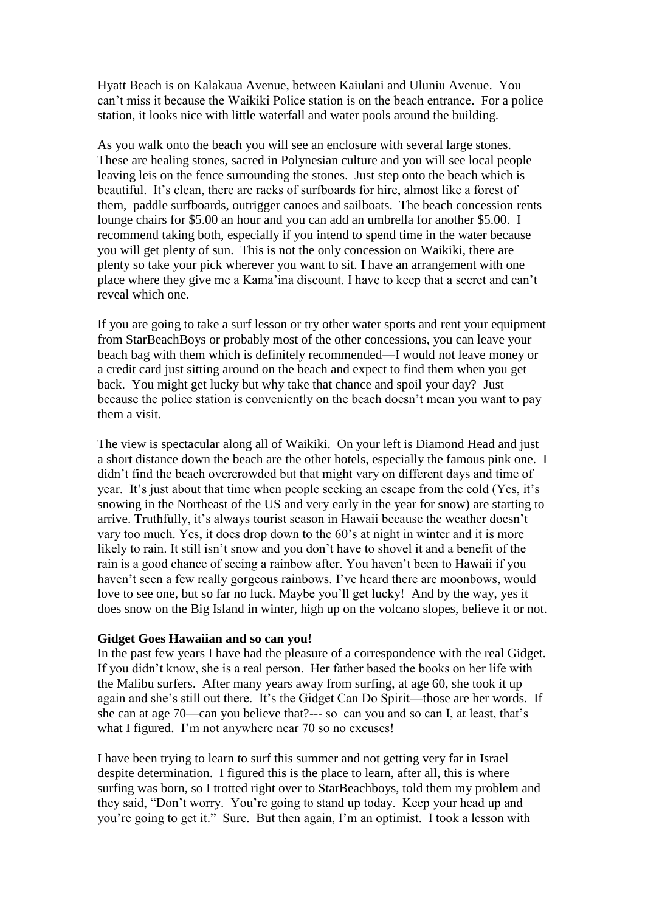Hyatt Beach is on Kalakaua Avenue, between Kaiulani and Uluniu Avenue. You can't miss it because the Waikiki Police station is on the beach entrance. For a police station, it looks nice with little waterfall and water pools around the building.

As you walk onto the beach you will see an enclosure with several large stones. These are healing stones, sacred in Polynesian culture and you will see local people leaving leis on the fence surrounding the stones. Just step onto the beach which is beautiful. It's clean, there are racks of surfboards for hire, almost like a forest of them, paddle surfboards, outrigger canoes and sailboats. The beach concession rents lounge chairs for $5.00 an hour and you can add an umbrella for another $5.00. I recommend taking both, especially if you intend to spend time in the water because you will get plenty of sun. This is not the only concession on Waikiki, there are plenty so take your pick wherever you want to sit. I have an arrangement with one place where they give me a Kama'ina discount. I have to keep that a secret and can't reveal which one.

If you are going to take a surf lesson or try other water sports and rent your equipment from StarBeachBoys or probably most of the other concessions, you can leave your beach bag with them which is definitely recommended—I would not leave money or a credit card just sitting around on the beach and expect to find them when you get back. You might get lucky but why take that chance and spoil your day? Just because the police station is conveniently on the beach doesn't mean you want to pay them a visit.

The view is spectacular along all of Waikiki. On your left is Diamond Head and just a short distance down the beach are the other hotels, especially the famous pink one. I didn't find the beach overcrowded but that might vary on different days and time of year. It's just about that time when people seeking an escape from the cold (Yes, it's snowing in the Northeast of the US and very early in the year for snow) are starting to arrive. Truthfully, it's always tourist season in Hawaii because the weather doesn't vary too much. Yes, it does drop down to the 60's at night in winter and it is more likely to rain. It still isn't snow and you don't have to shovel it and a benefit of the rain is a good chance of seeing a rainbow after. You haven't been to Hawaii if you haven't seen a few really gorgeous rainbows. I've heard there are moonbows, would love to see one, but so far no luck. Maybe you'll get lucky! And by the way, yes it does snow on the Big Island in winter, high up on the volcano slopes, believe it or not.

**Gidget Goes Hawaiian and so can you!**

In the past few years I have had the pleasure of a correspondence with the real Gidget. If you didn't know, she is a real person. Her father based the books on her life with the Malibu surfers. After many years away from surfing, at age 60, she took it up again and she's still out there. It's the Gidget Can Do Spirit—those are her words. If she can at age 70—can you believe that?--- so can you and so can I, at least, that's what I figured. I'm not anywhere near 70 so no excuses!

I have been trying to learn to surf this summer and not getting very far in Israel despite determination. I figured this is the place to learn, after all, this is where surfing was born, so I trotted right over to StarBeachboys, told them my problem and they said, "Don't worry. You're going to stand up today. Keep your head up and you're going to get it." Sure. But then again, I'm an optimist. I took a lesson with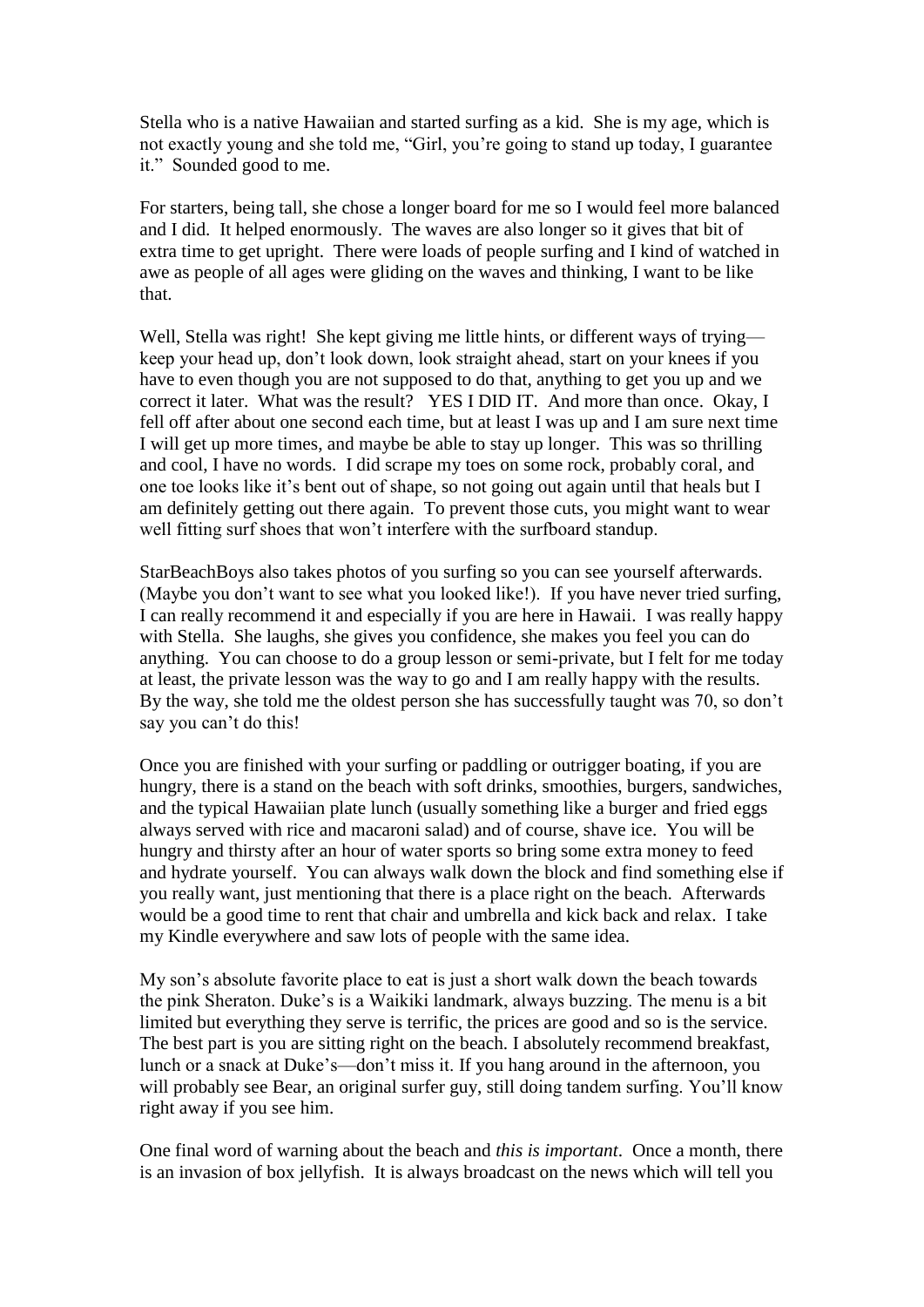Stella who is a native Hawaiian and started surfing as a kid. She is my age, which is not exactly young and she told me, "Girl, you're going to stand up today, I guarantee it." Sounded good to me.

For starters, being tall, she chose a longer board for me so I would feel more balanced and I did. It helped enormously. The waves are also longer so it gives that bit of extra time to get upright. There were loads of people surfing and I kind of watched in awe as people of all ages were gliding on the waves and thinking, I want to be like that.

Well, Stella was right! She kept giving me little hints, or different ways of trying—keep your head up, don't look down, look straight ahead, start on your knees if you have to even though you are not supposed to do that, anything to get you up and we correct it later. What was the result? YES I DID IT. And more than once. Okay, I fell off after about one second each time, but at least I was up and I am sure next time I will get up more times, and maybe be able to stay up longer. This was so thrilling and cool, I have no words. I did scrape my toes on some rock, probably coral, and one toe looks like it's bent out of shape, so not going out again until that heals but I am definitely getting out there again. To prevent those cuts, you might want to wear well fitting surf shoes that won't interfere with the surfboard standup.

StarBeachBoys also takes photos of you surfing so you can see yourself afterwards. (Maybe you don't want to see what you looked like!). If you have never tried surfing, I can really recommend it and especially if you are here in Hawaii. I was really happy with Stella. She laughs, she gives you confidence, she makes you feel you can do anything. You can choose to do a group lesson or semi-private, but I felt for me today at least, the private lesson was the way to go and I am really happy with the results. By the way, she told me the oldest person she has successfully taught was 70, so don't say you can't do this!

Once you are finished with your surfing or paddling or outrigger boating, if you are hungry, there is a stand on the beach with soft drinks, smoothies, burgers, sandwiches, and the typical Hawaiian plate lunch (usually something like a burger and fried eggs always served with rice and macaroni salad) and of course, shave ice. You will be hungry and thirsty after an hour of water sports so bring some extra money to feed and hydrate yourself. You can always walk down the block and find something else if you really want, just mentioning that there is a place right on the beach. Afterwards would be a good time to rent that chair and umbrella and kick back and relax. I take my Kindle everywhere and saw lots of people with the same idea.

My son's absolute favorite place to eat is just a short walk down the beach towards the pink Sheraton. Duke's is a Waikiki landmark, always buzzing. The menu is a bit limited but everything they serve is terrific, the prices are good and so is the service. The best part is you are sitting right on the beach. I absolutely recommend breakfast, lunch or a snack at Duke's—don't miss it. If you hang around in the afternoon, you will probably see Bear, an original surfer guy, still doing tandem surfing. You'll know right away if you see him.

One final word of warning about the beach and *this is important*. Once a month, there is an invasion of box jellyfish. It is always broadcast on the news which will tell you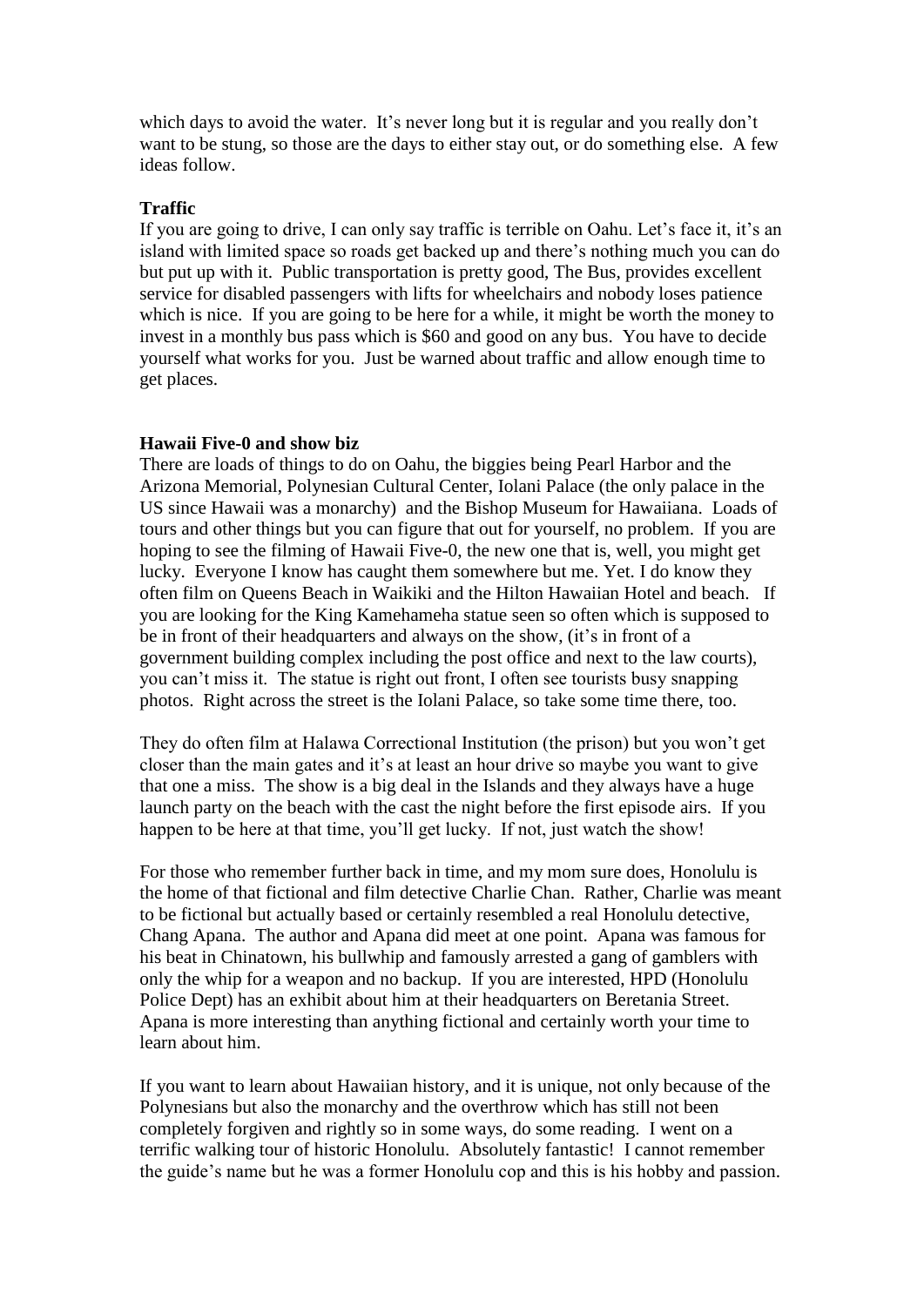which days to avoid the water. It's never long but it is regular and you really don't want to be stung, so those are the days to either stay out, or do something else. A few ideas follow.

**Traffic**

If you are going to drive, I can only say traffic is terrible on Oahu. Let's face it, it's an island with limited space so roads get backed up and there's nothing much you can do but put up with it. Public transportation is pretty good, The Bus, provides excellent service for disabled passengers with lifts for wheelchairs and nobody loses patience which is nice. If you are going to be here for a while, it might be worth the money to invest in a monthly bus pass which is $60 and good on any bus. You have to decide yourself what works for you. Just be warned about traffic and allow enough time to get places.

**Hawaii Five-0 and show biz**

There are loads of things to do on Oahu, the biggies being Pearl Harbor and the Arizona Memorial, Polynesian Cultural Center, Iolani Palace (the only palace in the US since Hawaii was a monarchy) and the Bishop Museum for Hawaiiana. Loads of tours and other things but you can figure that out for yourself, no problem. If you are hoping to see the filming of Hawaii Five-0, the new one that is, well, you might get lucky. Everyone I know has caught them somewhere but me. Yet. I do know they often film on Queens Beach in Waikiki and the Hilton Hawaiian Hotel and beach. If you are looking for the King Kamehameha statue seen so often which is supposed to be in front of their headquarters and always on the show, (it's in front of a government building complex including the post office and next to the law courts), you can't miss it. The statue is right out front, I often see tourists busy snapping photos. Right across the street is the Iolani Palace, so take some time there, too.

They do often film at Halawa Correctional Institution (the prison) but you won't get closer than the main gates and it's at least an hour drive so maybe you want to give that one a miss. The show is a big deal in the Islands and they always have a huge launch party on the beach with the cast the night before the first episode airs. If you happen to be here at that time, you'll get lucky. If not, just watch the show!

For those who remember further back in time, and my mom sure does, Honolulu is the home of that fictional and film detective Charlie Chan. Rather, Charlie was meant to be fictional but actually based or certainly resembled a real Honolulu detective, Chang Apana. The author and Apana did meet at one point. Apana was famous for his beat in Chinatown, his bullwhip and famously arrested a gang of gamblers with only the whip for a weapon and no backup. If you are interested, HPD (Honolulu Police Dept) has an exhibit about him at their headquarters on Beretania Street. Apana is more interesting than anything fictional and certainly worth your time to learn about him.

If you want to learn about Hawaiian history, and it is unique, not only because of the Polynesians but also the monarchy and the overthrow which has still not been completely forgiven and rightly so in some ways, do some reading. I went on a terrific walking tour of historic Honolulu. Absolutely fantastic! I cannot remember the guide's name but he was a former Honolulu cop and this is his hobby and passion.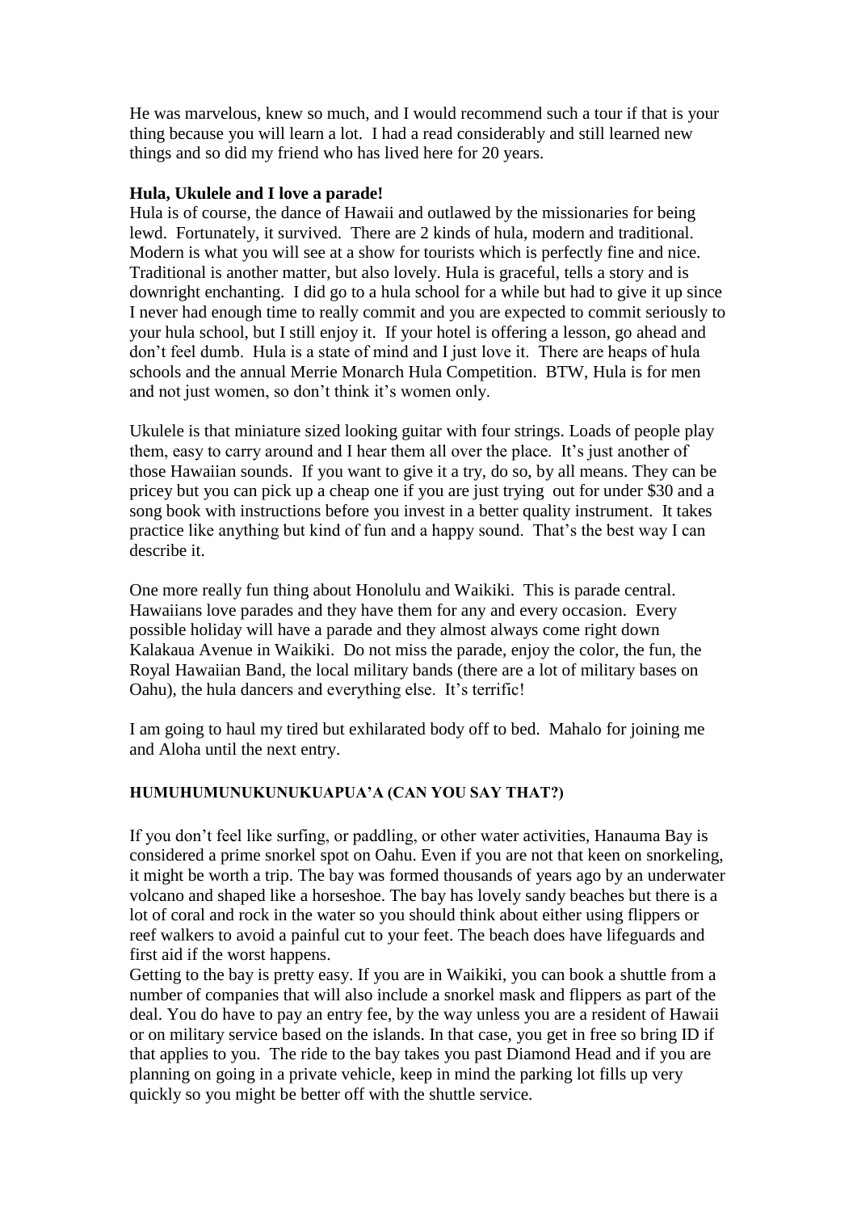He was marvelous, knew so much, and I would recommend such a tour if that is your thing because you will learn a lot. I had a read considerably and still learned new things and so did my friend who has lived here for 20 years.

**Hula, Ukulele and I love a parade!**

Hula is of course, the dance of Hawaii and outlawed by the missionaries for being lewd. Fortunately, it survived. There are 2 kinds of hula, modern and traditional. Modern is what you will see at a show for tourists which is perfectly fine and nice. Traditional is another matter, but also lovely. Hula is graceful, tells a story and is downright enchanting. I did go to a hula school for a while but had to give it up since I never had enough time to really commit and you are expected to commit seriously to your hula school, but I still enjoy it. If your hotel is offering a lesson, go ahead and don't feel dumb. Hula is a state of mind and I just love it. There are heaps of hula schools and the annual Merrie Monarch Hula Competition. BTW, Hula is for men and not just women, so don't think it's women only.

Ukulele is that miniature sized looking guitar with four strings. Loads of people play them, easy to carry around and I hear them all over the place. It's just another of those Hawaiian sounds. If you want to give it a try, do so, by all means. They can be pricey but you can pick up a cheap one if you are just trying out for under $30 and a song book with instructions before you invest in a better quality instrument. It takes practice like anything but kind of fun and a happy sound. That's the best way I can describe it.

One more really fun thing about Honolulu and Waikiki. This is parade central. Hawaiians love parades and they have them for any and every occasion. Every possible holiday will have a parade and they almost always come right down Kalakaua Avenue in Waikiki. Do not miss the parade, enjoy the color, the fun, the Royal Hawaiian Band, the local military bands (there are a lot of military bases on Oahu), the hula dancers and everything else. It's terrific!

I am going to haul my tired but exhilarated body off to bed. Mahalo for joining me and Aloha until the next entry.

**HUMUHUMUNUKUNUKUAPUA'A (CAN YOU SAY THAT?)**

If you don't feel like surfing, or paddling, or other water activities, Hanauma Bay is considered a prime snorkel spot on Oahu. Even if you are not that keen on snorkeling, it might be worth a trip. The bay was formed thousands of years ago by an underwater volcano and shaped like a horseshoe. The bay has lovely sandy beaches but there is a lot of coral and rock in the water so you should think about either using flippers or reef walkers to avoid a painful cut to your feet. The beach does have lifeguards and first aid if the worst happens.

Getting to the bay is pretty easy. If you are in Waikiki, you can book a shuttle from a number of companies that will also include a snorkel mask and flippers as part of the deal. You do have to pay an entry fee, by the way unless you are a resident of Hawaii or on military service based on the islands. In that case, you get in free so bring ID if that applies to you. The ride to the bay takes you past Diamond Head and if you are planning on going in a private vehicle, keep in mind the parking lot fills up very quickly so you might be better off with the shuttle service.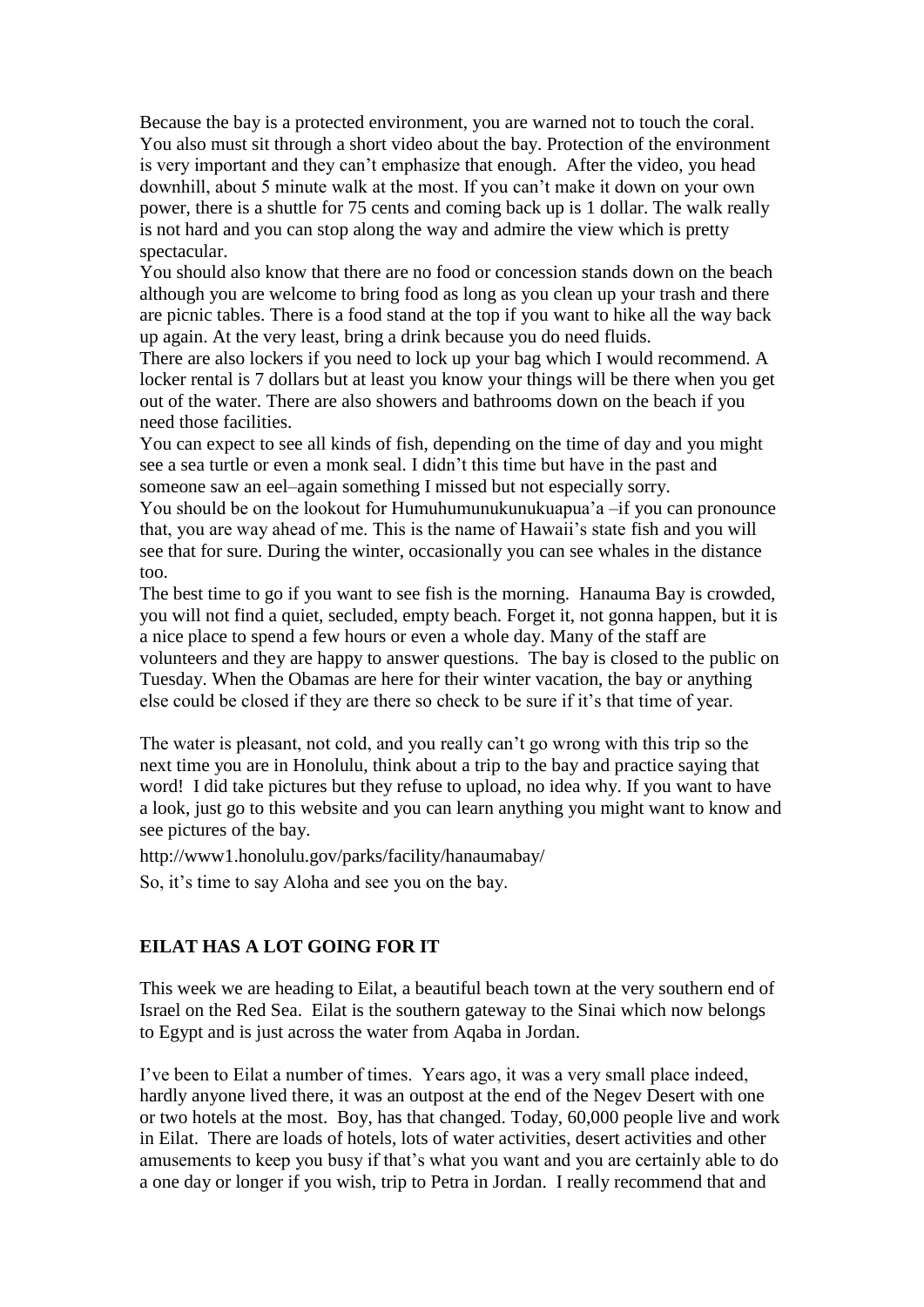Because the bay is a protected environment, you are warned not to touch the coral. You also must sit through a short video about the bay. Protection of the environment is very important and they can't emphasize that enough. After the video, you head downhill, about 5 minute walk at the most. If you can't make it down on your own power, there is a shuttle for 75 cents and coming back up is 1 dollar. The walk really is not hard and you can stop along the way and admire the view which is pretty spectacular.

You should also know that there are no food or concession stands down on the beach although you are welcome to bring food as long as you clean up your trash and there are picnic tables. There is a food stand at the top if you want to hike all the way back up again. At the very least, bring a drink because you do need fluids.

There are also lockers if you need to lock up your bag which I would recommend. A locker rental is 7 dollars but at least you know your things will be there when you get out of the water. There are also showers and bathrooms down on the beach if you need those facilities.

You can expect to see all kinds of fish, depending on the time of day and you might see a sea turtle or even a monk seal. I didn't this time but have in the past and someone saw an eel–again something I missed but not especially sorry.

You should be on the lookout for Humuhumunukunukuapua'a –if you can pronounce that, you are way ahead of me. This is the name of Hawaii's state fish and you will see that for sure. During the winter, occasionally you can see whales in the distance too.

The best time to go if you want to see fish is the morning. Hanauma Bay is crowded, you will not find a quiet, secluded, empty beach. Forget it, not gonna happen, but it is a nice place to spend a few hours or even a whole day. Many of the staff are volunteers and they are happy to answer questions. The bay is closed to the public on Tuesday. When the Obamas are here for their winter vacation, the bay or anything else could be closed if they are there so check to be sure if it's that time of year.

The water is pleasant, not cold, and you really can't go wrong with this trip so the next time you are in Honolulu, think about a trip to the bay and practice saying that word! I did take pictures but they refuse to upload, no idea why. If you want to have a look, just go to this website and you can learn anything you might want to know and see pictures of the bay.

http://www1.honolulu.gov/parks/facility/hanaumabay/

So, it's time to say Aloha and see you on the bay.

## EILAT HAS A LOT GOING FOR IT

This week we are heading to Eilat, a beautiful beach town at the very southern end of Israel on the Red Sea. Eilat is the southern gateway to the Sinai which now belongs to Egypt and is just across the water from Aqaba in Jordan.

I've been to Eilat a number of times. Years ago, it was a very small place indeed, hardly anyone lived there, it was an outpost at the end of the Negev Desert with one or two hotels at the most. Boy, has that changed. Today, 60,000 people live and work in Eilat. There are loads of hotels, lots of water activities, desert activities and other amusements to keep you busy if that's what you want and you are certainly able to do a one day or longer if you wish, trip to Petra in Jordan. I really recommend that and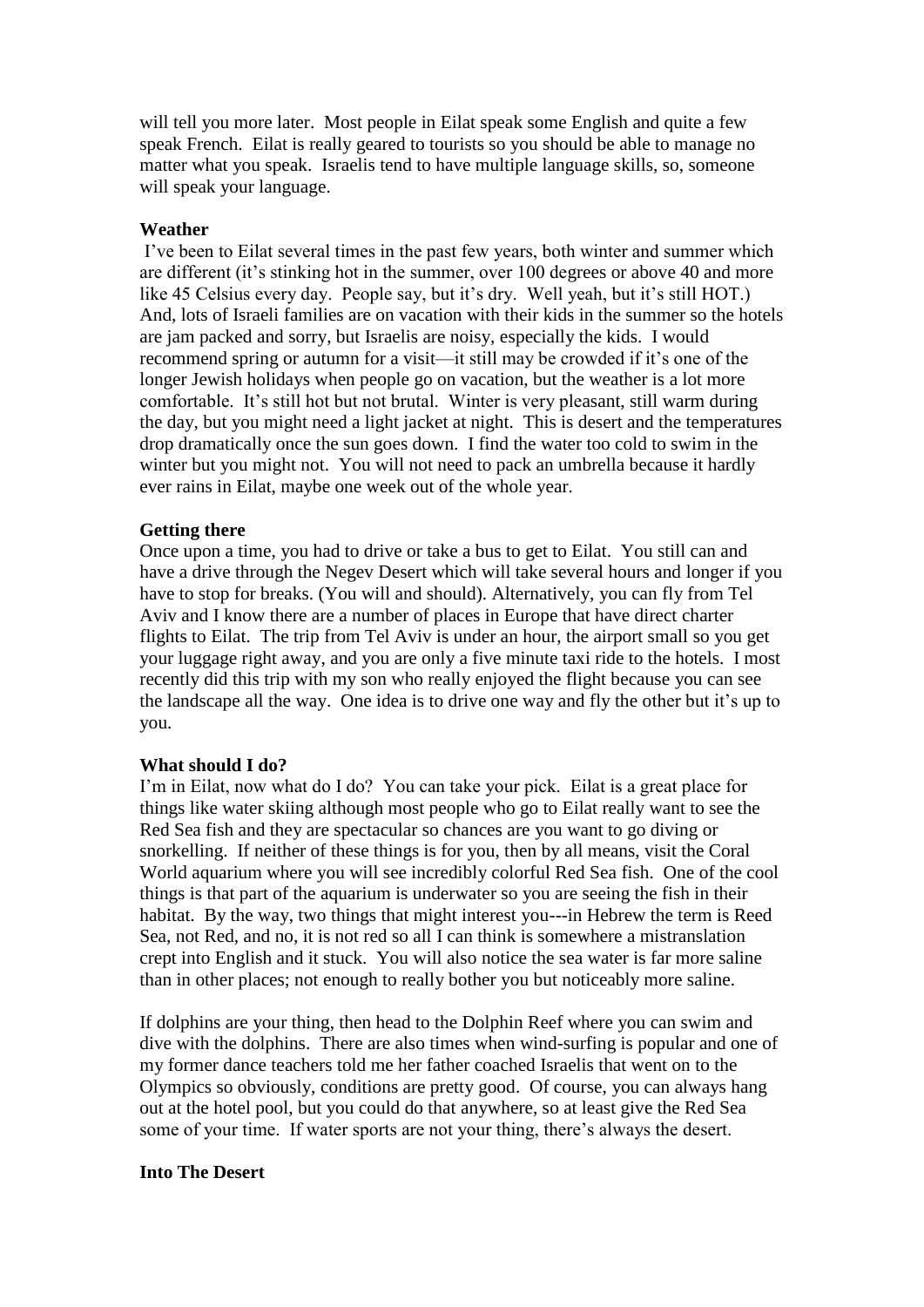will tell you more later. Most people in Eilat speak some English and quite a few speak French. Eilat is really geared to tourists so you should be able to manage no matter what you speak. Israelis tend to have multiple language skills, so, someone will speak your language.

**Weather**

I've been to Eilat several times in the past few years, both winter and summer which are different (it's stinking hot in the summer, over 100 degrees or above 40 and more like 45 Celsius every day. People say, but it's dry. Well yeah, but it's still HOT.) And, lots of Israeli families are on vacation with their kids in the summer so the hotels are jam packed and sorry, but Israelis are noisy, especially the kids. I would recommend spring or autumn for a visit—it still may be crowded if it's one of the longer Jewish holidays when people go on vacation, but the weather is a lot more comfortable. It's still hot but not brutal. Winter is very pleasant, still warm during the day, but you might need a light jacket at night. This is desert and the temperatures drop dramatically once the sun goes down. I find the water too cold to swim in the winter but you might not. You will not need to pack an umbrella because it hardly ever rains in Eilat, maybe one week out of the whole year.

**Getting there**

Once upon a time, you had to drive or take a bus to get to Eilat. You still can and have a drive through the Negev Desert which will take several hours and longer if you have to stop for breaks. (You will and should). Alternatively, you can fly from Tel Aviv and I know there are a number of places in Europe that have direct charter flights to Eilat. The trip from Tel Aviv is under an hour, the airport small so you get your luggage right away, and you are only a five minute taxi ride to the hotels. I most recently did this trip with my son who really enjoyed the flight because you can see the landscape all the way. One idea is to drive one way and fly the other but it's up to you.

**What should I do?**

I'm in Eilat, now what do I do? You can take your pick. Eilat is a great place for things like water skiing although most people who go to Eilat really want to see the Red Sea fish and they are spectacular so chances are you want to go diving or snorkelling. If neither of these things is for you, then by all means, visit the Coral World aquarium where you will see incredibly colorful Red Sea fish. One of the cool things is that part of the aquarium is underwater so you are seeing the fish in their habitat. By the way, two things that might interest you---in Hebrew the term is Reed Sea, not Red, and no, it is not red so all I can think is somewhere a mistranslation crept into English and it stuck. You will also notice the sea water is far more saline than in other places; not enough to really bother you but noticeably more saline.

If dolphins are your thing, then head to the Dolphin Reef where you can swim and dive with the dolphins. There are also times when wind-surfing is popular and one of my former dance teachers told me her father coached Israelis that went on to the Olympics so obviously, conditions are pretty good. Of course, you can always hang out at the hotel pool, but you could do that anywhere, so at least give the Red Sea some of your time. If water sports are not your thing, there's always the desert.

**Into The Desert**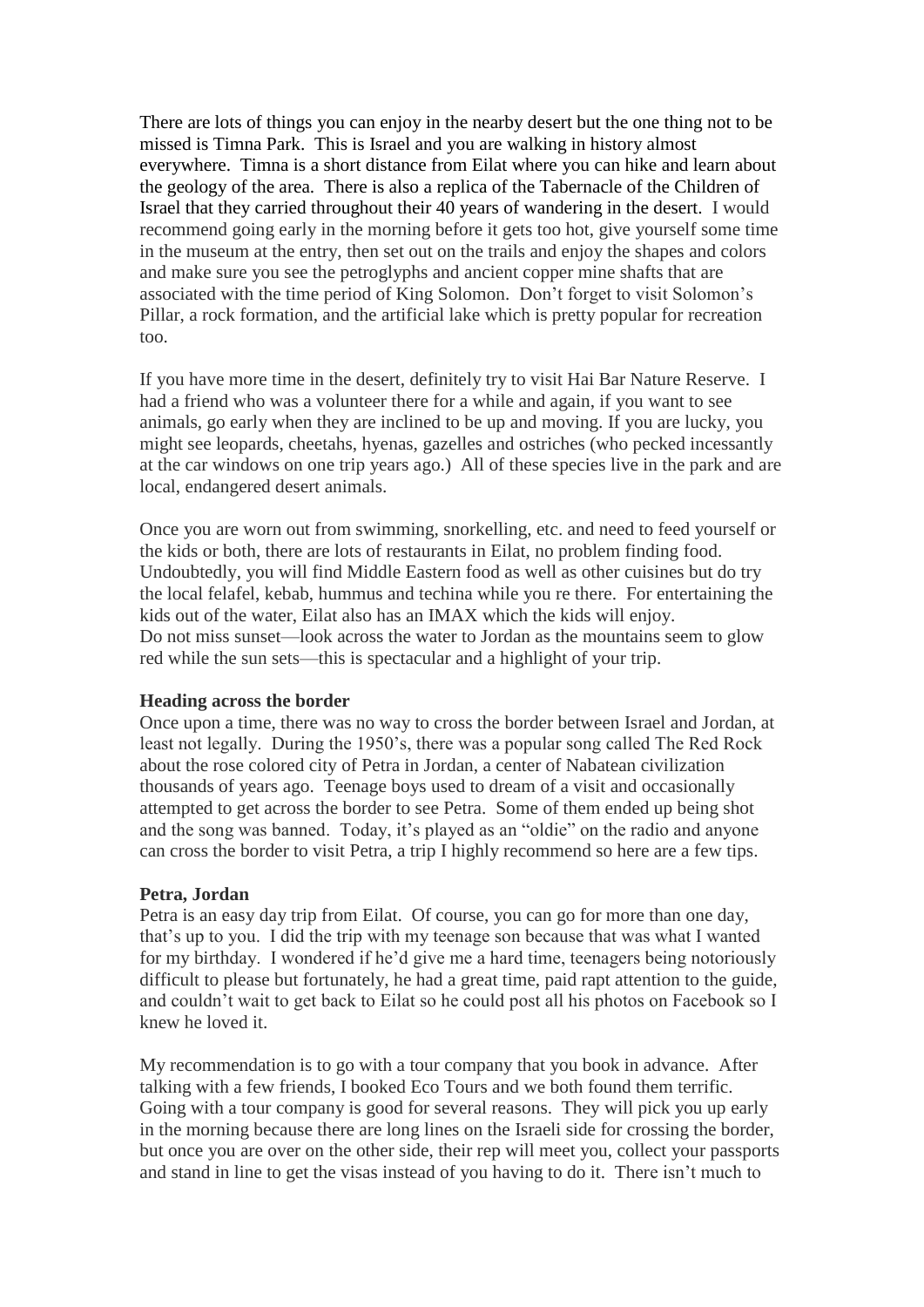There are lots of things you can enjoy in the nearby desert but the one thing not to be missed is Timna Park. This is Israel and you are walking in history almost everywhere. Timna is a short distance from Eilat where you can hike and learn about the geology of the area. There is also a replica of the Tabernacle of the Children of Israel that they carried throughout their 40 years of wandering in the desert. I would recommend going early in the morning before it gets too hot, give yourself some time in the museum at the entry, then set out on the trails and enjoy the shapes and colors and make sure you see the petroglyphs and ancient copper mine shafts that are associated with the time period of King Solomon. Don't forget to visit Solomon's Pillar, a rock formation, and the artificial lake which is pretty popular for recreation too.

If you have more time in the desert, definitely try to visit Hai Bar Nature Reserve. I had a friend who was a volunteer there for a while and again, if you want to see animals, go early when they are inclined to be up and moving. If you are lucky, you might see leopards, cheetahs, hyenas, gazelles and ostriches (who pecked incessantly at the car windows on one trip years ago.) All of these species live in the park and are local, endangered desert animals.

Once you are worn out from swimming, snorkelling, etc. and need to feed yourself or the kids or both, there are lots of restaurants in Eilat, no problem finding food. Undoubtedly, you will find Middle Eastern food as well as other cuisines but do try the local felafel, kebab, hummus and techina while you re there. For entertaining the kids out of the water, Eilat also has an IMAX which the kids will enjoy.
Do not miss sunset—look across the water to Jordan as the mountains seem to glow red while the sun sets—this is spectacular and a highlight of your trip.

**Heading across the border**

Once upon a time, there was no way to cross the border between Israel and Jordan, at least not legally. During the 1950's, there was a popular song called The Red Rock about the rose colored city of Petra in Jordan, a center of Nabatean civilization thousands of years ago. Teenage boys used to dream of a visit and occasionally attempted to get across the border to see Petra. Some of them ended up being shot and the song was banned. Today, it's played as an "oldie" on the radio and anyone can cross the border to visit Petra, a trip I highly recommend so here are a few tips.

**Petra, Jordan**

Petra is an easy day trip from Eilat. Of course, you can go for more than one day, that's up to you. I did the trip with my teenage son because that was what I wanted for my birthday. I wondered if he'd give me a hard time, teenagers being notoriously difficult to please but fortunately, he had a great time, paid rapt attention to the guide, and couldn't wait to get back to Eilat so he could post all his photos on Facebook so I knew he loved it.

My recommendation is to go with a tour company that you book in advance. After talking with a few friends, I booked Eco Tours and we both found them terrific. Going with a tour company is good for several reasons. They will pick you up early in the morning because there are long lines on the Israeli side for crossing the border, but once you are over on the other side, their rep will meet you, collect your passports and stand in line to get the visas instead of you having to do it. There isn't much to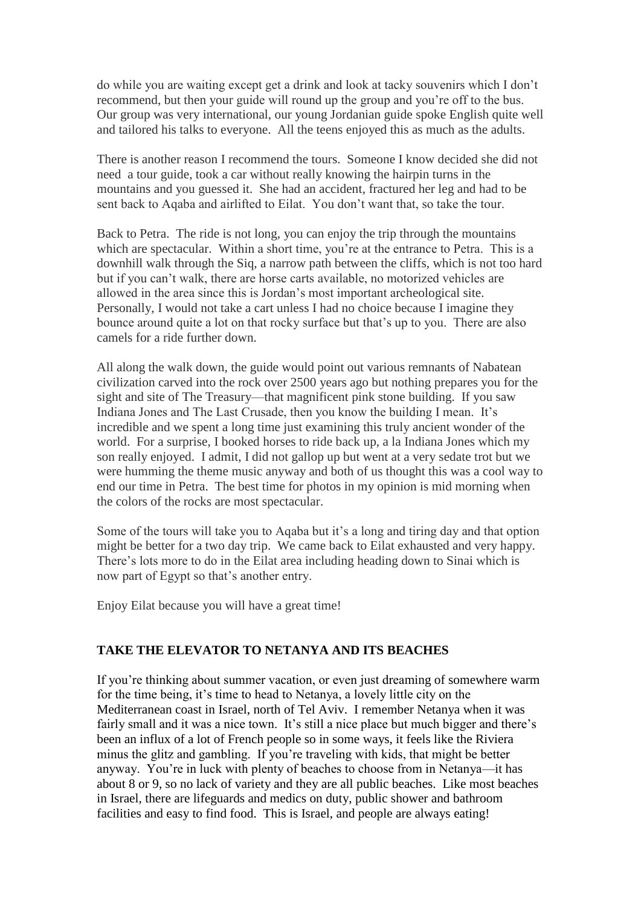do while you are waiting except get a drink and look at tacky souvenirs which I don't recommend, but then your guide will round up the group and you're off to the bus. Our group was very international, our young Jordanian guide spoke English quite well and tailored his talks to everyone. All the teens enjoyed this as much as the adults.

There is another reason I recommend the tours. Someone I know decided she did not need a tour guide, took a car without really knowing the hairpin turns in the mountains and you guessed it. She had an accident, fractured her leg and had to be sent back to Aqaba and airlifted to Eilat. You don't want that, so take the tour.

Back to Petra. The ride is not long, you can enjoy the trip through the mountains which are spectacular. Within a short time, you're at the entrance to Petra. This is a downhill walk through the Siq, a narrow path between the cliffs, which is not too hard but if you can't walk, there are horse carts available, no motorized vehicles are allowed in the area since this is Jordan's most important archeological site. Personally, I would not take a cart unless I had no choice because I imagine they bounce around quite a lot on that rocky surface but that's up to you. There are also camels for a ride further down.

All along the walk down, the guide would point out various remnants of Nabatean civilization carved into the rock over 2500 years ago but nothing prepares you for the sight and site of The Treasury—that magnificent pink stone building. If you saw Indiana Jones and The Last Crusade, then you know the building I mean. It's incredible and we spent a long time just examining this truly ancient wonder of the world. For a surprise, I booked horses to ride back up, a la Indiana Jones which my son really enjoyed. I admit, I did not gallop up but went at a very sedate trot but we were humming the theme music anyway and both of us thought this was a cool way to end our time in Petra. The best time for photos in my opinion is mid morning when the colors of the rocks are most spectacular.

Some of the tours will take you to Aqaba but it's a long and tiring day and that option might be better for a two day trip. We came back to Eilat exhausted and very happy. There's lots more to do in the Eilat area including heading down to Sinai which is now part of Egypt so that's another entry.

Enjoy Eilat because you will have a great time!

## TAKE THE ELEVATOR TO NETANYA AND ITS BEACHES

If you're thinking about summer vacation, or even just dreaming of somewhere warm for the time being, it's time to head to Netanya, a lovely little city on the Mediterranean coast in Israel, north of Tel Aviv. I remember Netanya when it was fairly small and it was a nice town. It's still a nice place but much bigger and there's been an influx of a lot of French people so in some ways, it feels like the Riviera minus the glitz and gambling. If you're traveling with kids, that might be better anyway. You're in luck with plenty of beaches to choose from in Netanya—it has about 8 or 9, so no lack of variety and they are all public beaches. Like most beaches in Israel, there are lifeguards and medics on duty, public shower and bathroom facilities and easy to find food. This is Israel, and people are always eating!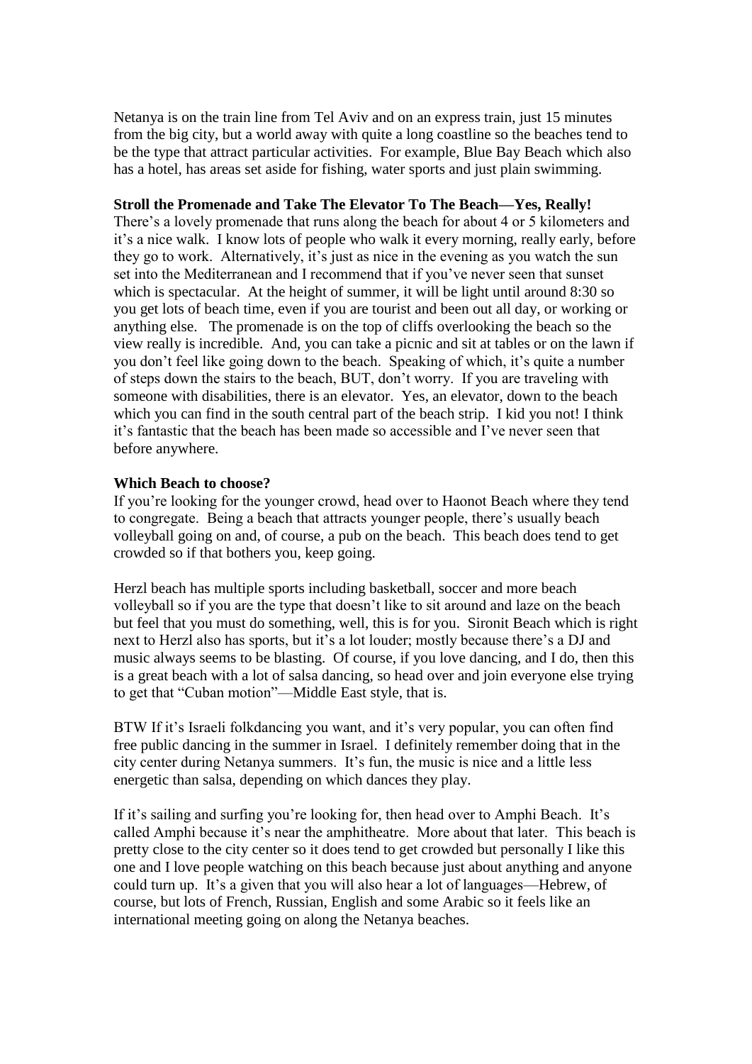Netanya is on the train line from Tel Aviv and on an express train, just 15 minutes from the big city, but a world away with quite a long coastline so the beaches tend to be the type that attract particular activities. For example, Blue Bay Beach which also has a hotel, has areas set aside for fishing, water sports and just plain swimming.

**Stroll the Promenade and Take The Elevator To The Beach—Yes, Really!**

There's a lovely promenade that runs along the beach for about 4 or 5 kilometers and it's a nice walk. I know lots of people who walk it every morning, really early, before they go to work. Alternatively, it's just as nice in the evening as you watch the sun set into the Mediterranean and I recommend that if you've never seen that sunset which is spectacular. At the height of summer, it will be light until around 8:30 so you get lots of beach time, even if you are tourist and been out all day, or working or anything else. The promenade is on the top of cliffs overlooking the beach so the view really is incredible. And, you can take a picnic and sit at tables or on the lawn if you don't feel like going down to the beach. Speaking of which, it's quite a number of steps down the stairs to the beach, BUT, don't worry. If you are traveling with someone with disabilities, there is an elevator. Yes, an elevator, down to the beach which you can find in the south central part of the beach strip. I kid you not! I think it's fantastic that the beach has been made so accessible and I've never seen that before anywhere.

**Which Beach to choose?**

If you're looking for the younger crowd, head over to Haonot Beach where they tend to congregate. Being a beach that attracts younger people, there's usually beach volleyball going on and, of course, a pub on the beach. This beach does tend to get crowded so if that bothers you, keep going.

Herzl beach has multiple sports including basketball, soccer and more beach volleyball so if you are the type that doesn't like to sit around and laze on the beach but feel that you must do something, well, this is for you. Sironit Beach which is right next to Herzl also has sports, but it's a lot louder; mostly because there's a DJ and music always seems to be blasting. Of course, if you love dancing, and I do, then this is a great beach with a lot of salsa dancing, so head over and join everyone else trying to get that "Cuban motion"—Middle East style, that is.

BTW If it's Israeli folkdancing you want, and it's very popular, you can often find free public dancing in the summer in Israel. I definitely remember doing that in the city center during Netanya summers. It's fun, the music is nice and a little less energetic than salsa, depending on which dances they play.

If it's sailing and surfing you're looking for, then head over to Amphi Beach. It's called Amphi because it's near the amphitheatre. More about that later. This beach is pretty close to the city center so it does tend to get crowded but personally I like this one and I love people watching on this beach because just about anything and anyone could turn up. It's a given that you will also hear a lot of languages—Hebrew, of course, but lots of French, Russian, English and some Arabic so it feels like an international meeting going on along the Netanya beaches.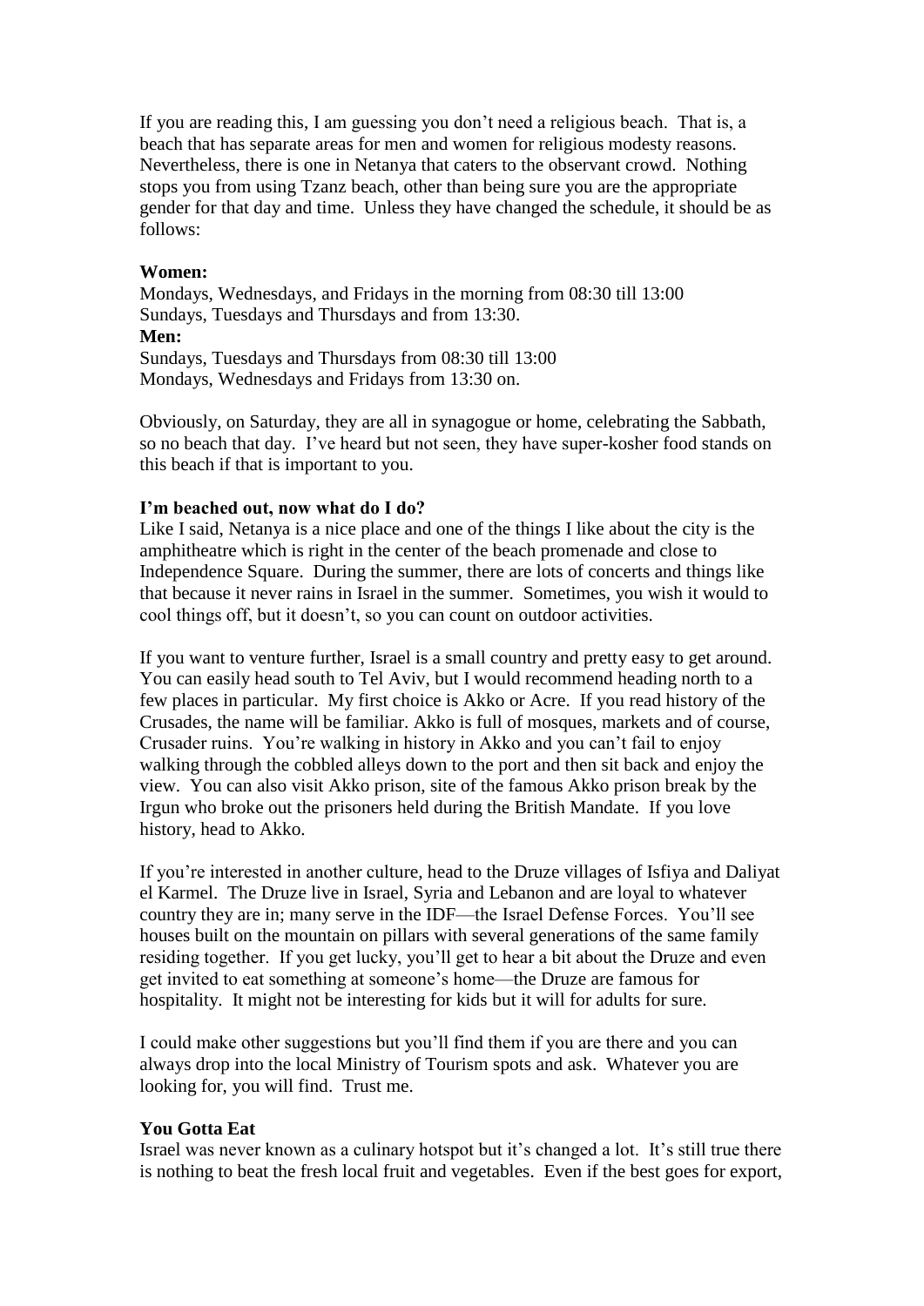If you are reading this, I am guessing you don't need a religious beach. That is, a beach that has separate areas for men and women for religious modesty reasons. Nevertheless, there is one in Netanya that caters to the observant crowd. Nothing stops you from using Tzanz beach, other than being sure you are the appropriate gender for that day and time. Unless they have changed the schedule, it should be as follows:

**Women:**
Mondays, Wednesdays, and Fridays in the morning from 08:30 till 13:00
Sundays, Tuesdays and Thursdays and from 13:30.
**Men:**
Sundays, Tuesdays and Thursdays from 08:30 till 13:00
Mondays, Wednesdays and Fridays from 13:30 on.

Obviously, on Saturday, they are all in synagogue or home, celebrating the Sabbath, so no beach that day. I've heard but not seen, they have super-kosher food stands on this beach if that is important to you.

**I'm beached out, now what do I do?**
Like I said, Netanya is a nice place and one of the things I like about the city is the amphitheatre which is right in the center of the beach promenade and close to Independence Square. During the summer, there are lots of concerts and things like that because it never rains in Israel in the summer. Sometimes, you wish it would to cool things off, but it doesn't, so you can count on outdoor activities.

If you want to venture further, Israel is a small country and pretty easy to get around. You can easily head south to Tel Aviv, but I would recommend heading north to a few places in particular. My first choice is Akko or Acre. If you read history of the Crusades, the name will be familiar. Akko is full of mosques, markets and of course, Crusader ruins. You're walking in history in Akko and you can't fail to enjoy walking through the cobbled alleys down to the port and then sit back and enjoy the view. You can also visit Akko prison, site of the famous Akko prison break by the Irgun who broke out the prisoners held during the British Mandate. If you love history, head to Akko.

If you're interested in another culture, head to the Druze villages of Isfiya and Daliyat el Karmel. The Druze live in Israel, Syria and Lebanon and are loyal to whatever country they are in; many serve in the IDF—the Israel Defense Forces. You'll see houses built on the mountain on pillars with several generations of the same family residing together. If you get lucky, you'll get to hear a bit about the Druze and even get invited to eat something at someone's home—the Druze are famous for hospitality. It might not be interesting for kids but it will for adults for sure.

I could make other suggestions but you'll find them if you are there and you can always drop into the local Ministry of Tourism spots and ask. Whatever you are looking for, you will find. Trust me.

**You Gotta Eat**
Israel was never known as a culinary hotspot but it's changed a lot. It's still true there is nothing to beat the fresh local fruit and vegetables. Even if the best goes for export,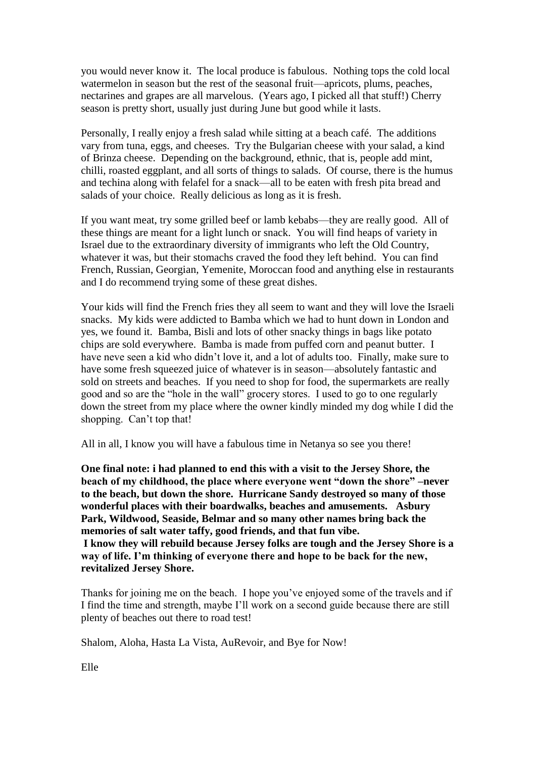you would never know it. The local produce is fabulous. Nothing tops the cold local watermelon in season but the rest of the seasonal fruit—apricots, plums, peaches, nectarines and grapes are all marvelous. (Years ago, I picked all that stuff!) Cherry season is pretty short, usually just during June but good while it lasts.

Personally, I really enjoy a fresh salad while sitting at a beach café. The additions vary from tuna, eggs, and cheeses. Try the Bulgarian cheese with your salad, a kind of Brinza cheese. Depending on the background, ethnic, that is, people add mint, chilli, roasted eggplant, and all sorts of things to salads. Of course, there is the humus and techina along with felafel for a snack—all to be eaten with fresh pita bread and salads of your choice. Really delicious as long as it is fresh.

If you want meat, try some grilled beef or lamb kebabs—they are really good. All of these things are meant for a light lunch or snack. You will find heaps of variety in Israel due to the extraordinary diversity of immigrants who left the Old Country, whatever it was, but their stomachs craved the food they left behind. You can find French, Russian, Georgian, Yemenite, Moroccan food and anything else in restaurants and I do recommend trying some of these great dishes.

Your kids will find the French fries they all seem to want and they will love the Israeli snacks. My kids were addicted to Bamba which we had to hunt down in London and yes, we found it. Bamba, Bisli and lots of other snacky things in bags like potato chips are sold everywhere. Bamba is made from puffed corn and peanut butter. I have neve seen a kid who didn't love it, and a lot of adults too. Finally, make sure to have some fresh squeezed juice of whatever is in season—absolutely fantastic and sold on streets and beaches. If you need to shop for food, the supermarkets are really good and so are the "hole in the wall" grocery stores. I used to go to one regularly down the street from my place where the owner kindly minded my dog while I did the shopping. Can't top that!

All in all, I know you will have a fabulous time in Netanya so see you there!

**One final note: i had planned to end this with a visit to the Jersey Shore, the beach of my childhood, the place where everyone went "down the shore" –never to the beach, but down the shore. Hurricane Sandy destroyed so many of those wonderful places with their boardwalks, beaches and amusements. Asbury Park, Wildwood, Seaside, Belmar and so many other names bring back the memories of salt water taffy, good friends, and that fun vibe.**
**I know they will rebuild because Jersey folks are tough and the Jersey Shore is a way of life. I'm thinking of everyone there and hope to be back for the new, revitalized Jersey Shore.**

Thanks for joining me on the beach. I hope you've enjoyed some of the travels and if I find the time and strength, maybe I'll work on a second guide because there are still plenty of beaches out there to road test!

Shalom, Aloha, Hasta La Vista, AuRevoir, and Bye for Now!

Elle